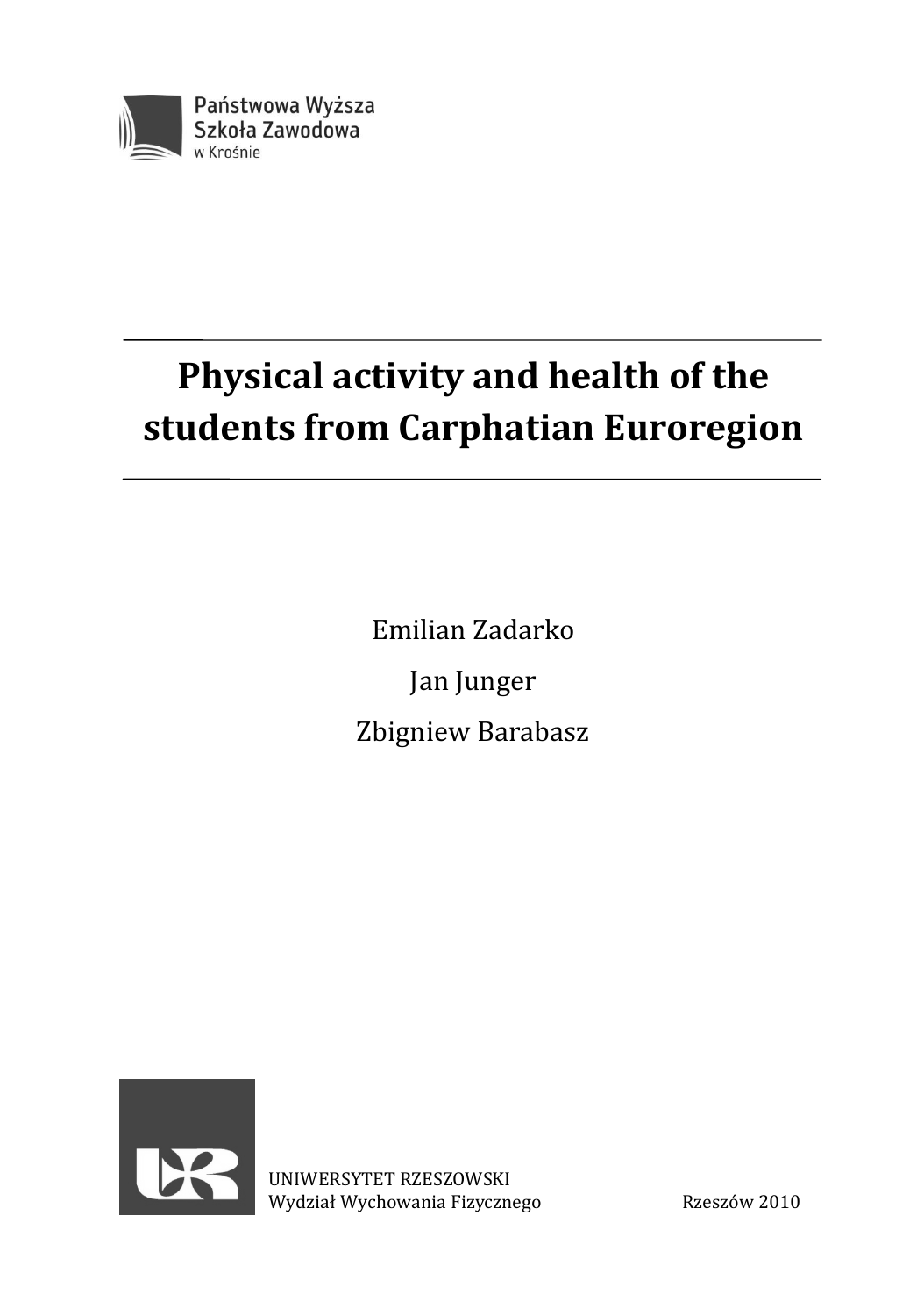Państwowa Wyższa
Szkoła Zawodowa
w Krośnie

# Physical activity and health of the students from Carphatian Euroregion

Emilian Zadarko

Jan Junger

Zbigniew Barabasz

UNIWERSYTET RZESZOWSKI
Wydział Wychowania Fizycznego

Rzeszów 2010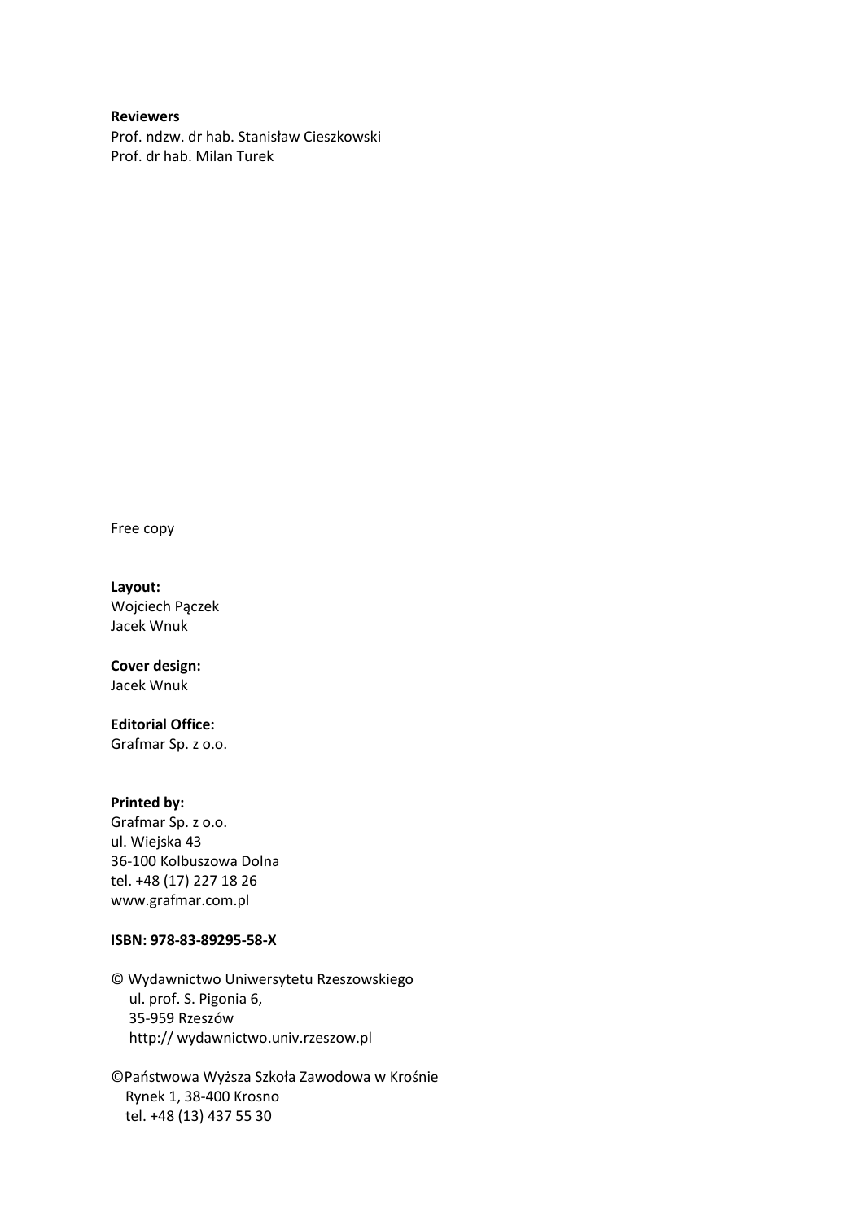**Reviewers**
Prof. ndzw. dr hab. Stanisław Cieszkowski
Prof. dr hab. Milan Turek

Free copy

**Layout:**
Wojciech Pączek
Jacek Wnuk

**Cover design:**
Jacek Wnuk

**Editorial Office:**
Grafmar Sp. z o.o.

**Printed by:**
Grafmar Sp. z o.o.
ul. Wiejska 43
36-100 Kolbuszowa Dolna
tel. +48 (17) 227 18 26
www.grafmar.com.pl

**ISBN: 978-83-89295-58-X**

© Wydawnictwo Uniwersytetu Rzeszowskiego
ul. prof. S. Pigonia 6,
35-959 Rzeszów
http:// wydawnictwo.univ.rzeszow.pl

©Państwowa Wyższa Szkoła Zawodowa w Krośnie
Rynek 1, 38-400 Krosno
tel. +48 (13) 437 55 30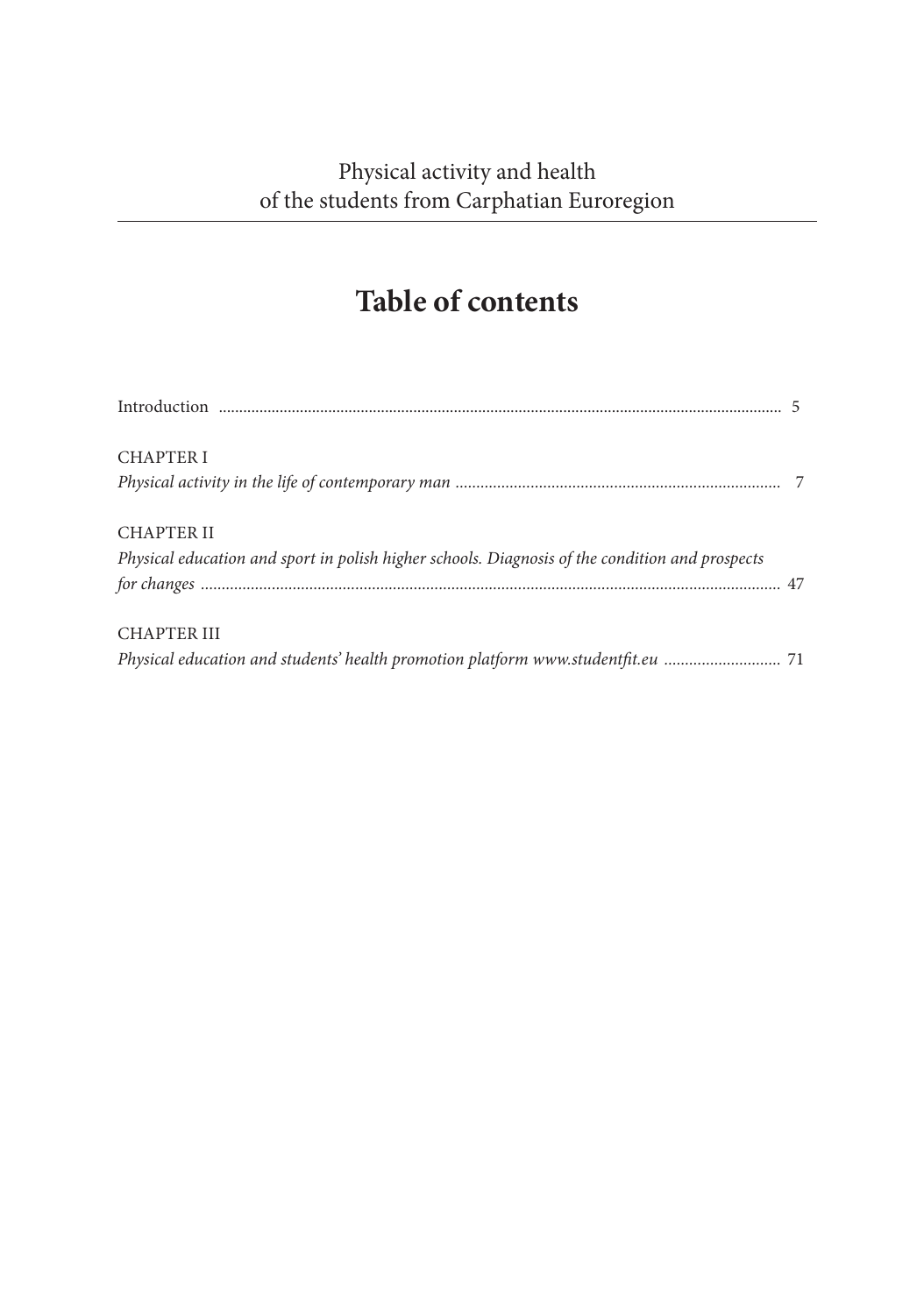Physical activity and health
of the students from Carphatian Euroregion

# Table of contents

Introduction ........................................................................................................................................ 5

CHAPTER I
*Physical activity in the life of contemporary man* ............................................................................. 7

CHAPTER II
*Physical education and sport in polish higher schools. Diagnosis of the condition and prospects for changes* .......................................................................................................................................... 47

CHAPTER III
*Physical education and students' health promotion platform www.studentfit.eu* ............................ 71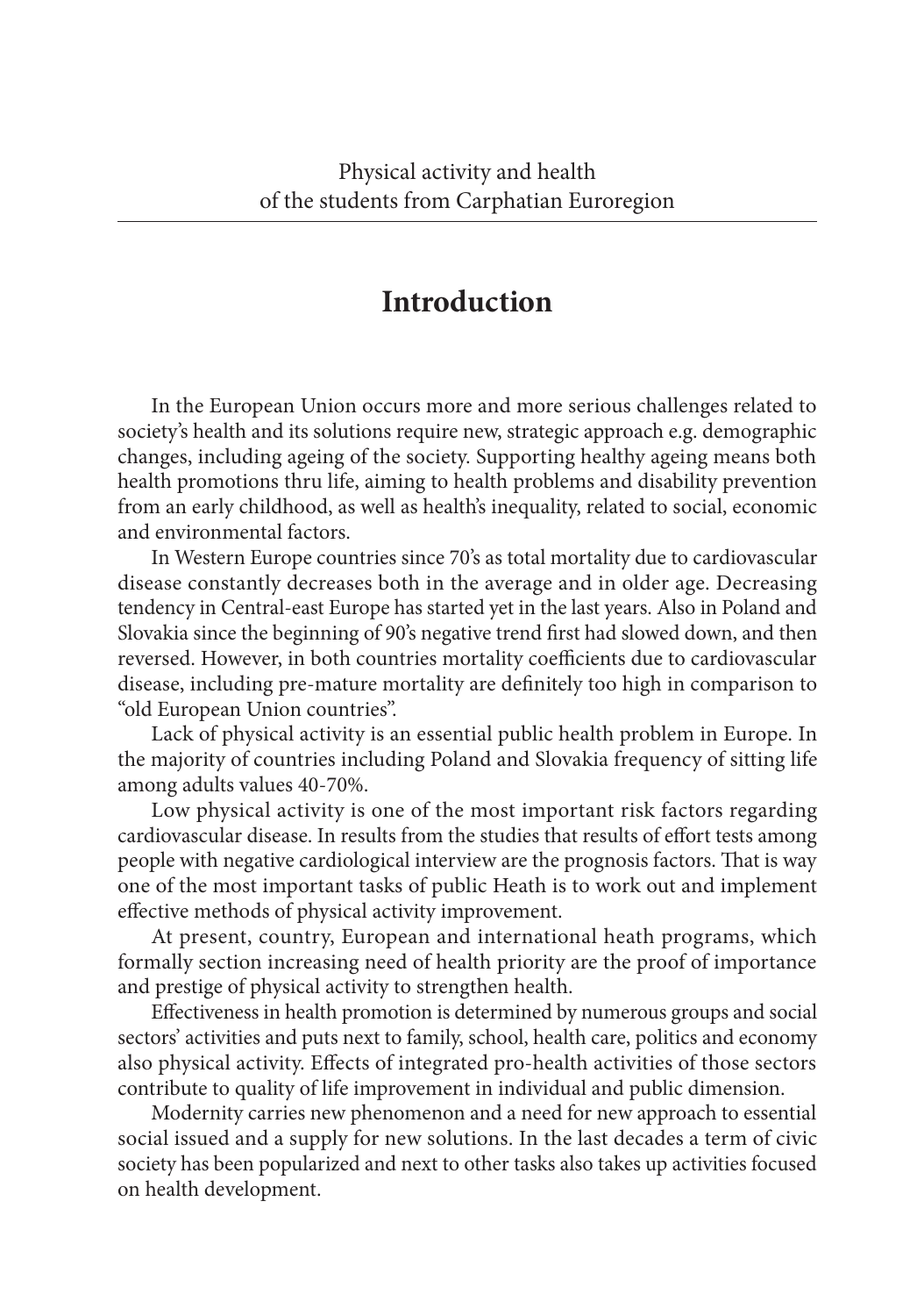# Introduction

In the European Union occurs more and more serious challenges related to society's health and its solutions require new, strategic approach e.g. demographic changes, including ageing of the society. Supporting healthy ageing means both health promotions thru life, aiming to health problems and disability prevention from an early childhood, as well as health's inequality, related to social, economic and environmental factors.

In Western Europe countries since 70's as total mortality due to cardiovascular disease constantly decreases both in the average and in older age. Decreasing tendency in Central-east Europe has started yet in the last years. Also in Poland and Slovakia since the beginning of 90's negative trend first had slowed down, and then reversed. However, in both countries mortality coefficients due to cardiovascular disease, including pre-mature mortality are definitely too high in comparison to "old European Union countries".

Lack of physical activity is an essential public health problem in Europe. In the majority of countries including Poland and Slovakia frequency of sitting life among adults values 40-70%.

Low physical activity is one of the most important risk factors regarding cardiovascular disease. In results from the studies that results of effort tests among people with negative cardiological interview are the prognosis factors. That is way one of the most important tasks of public Heath is to work out and implement effective methods of physical activity improvement.

At present, country, European and international heath programs, which formally section increasing need of health priority are the proof of importance and prestige of physical activity to strengthen health.

Effectiveness in health promotion is determined by numerous groups and social sectors' activities and puts next to family, school, health care, politics and economy also physical activity. Effects of integrated pro-health activities of those sectors contribute to quality of life improvement in individual and public dimension.

Modernity carries new phenomenon and a need for new approach to essential social issued and a supply for new solutions. In the last decades a term of civic society has been popularized and next to other tasks also takes up activities focused on health development.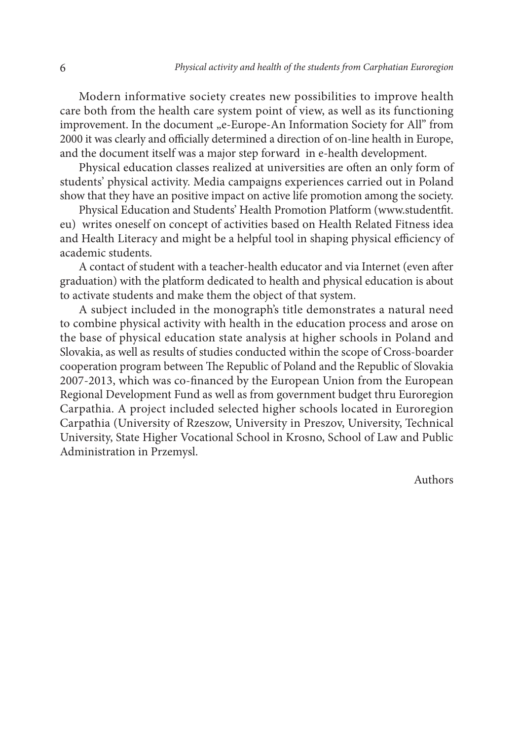Modern informative society creates new possibilities to improve health care both from the health care system point of view, as well as its functioning improvement. In the document „e-Europe-An Information Society for All" from 2000 it was clearly and officially determined a direction of on-line health in Europe, and the document itself was a major step forward in e-health development.

Physical education classes realized at universities are often an only form of students' physical activity. Media campaigns experiences carried out in Poland show that they have an positive impact on active life promotion among the society.

Physical Education and Students' Health Promotion Platform (www.studentfit.eu) writes oneself on concept of activities based on Health Related Fitness idea and Health Literacy and might be a helpful tool in shaping physical efficiency of academic students.

A contact of student with a teacher-health educator and via Internet (even after graduation) with the platform dedicated to health and physical education is about to activate students and make them the object of that system.

A subject included in the monograph's title demonstrates a natural need to combine physical activity with health in the education process and arose on the base of physical education state analysis at higher schools in Poland and Slovakia, as well as results of studies conducted within the scope of Cross-boarder cooperation program between The Republic of Poland and the Republic of Slovakia 2007-2013, which was co-financed by the European Union from the European Regional Development Fund as well as from government budget thru Euroregion Carpathia. A project included selected higher schools located in Euroregion Carpathia (University of Rzeszow, University in Preszov, University, Technical University, State Higher Vocational School in Krosno, School of Law and Public Administration in Przemysl.

Authors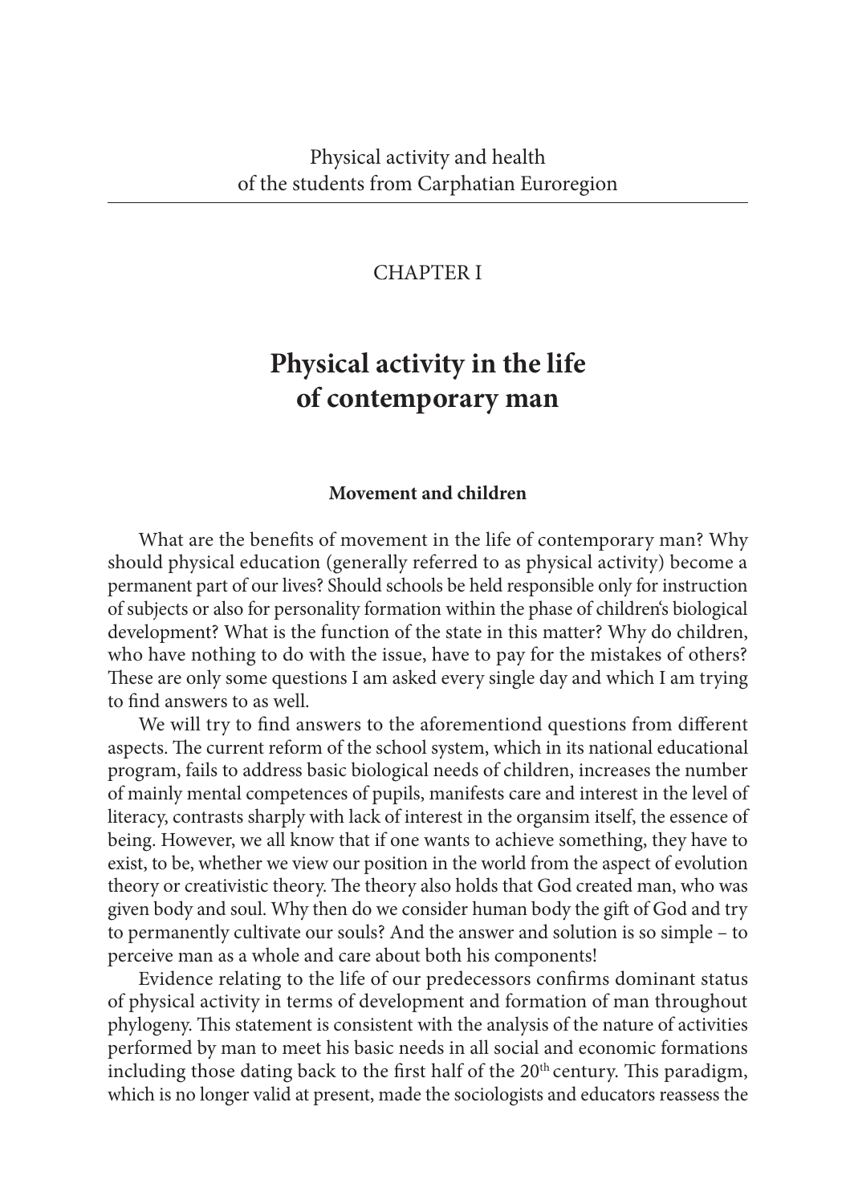# CHAPTER I

## Physical activity in the life of contemporary man

### Movement and children

What are the benefits of movement in the life of contemporary man? Why should physical education (generally referred to as physical activity) become a permanent part of our lives? Should schools be held responsible only for instruction of subjects or also for personality formation within the phase of children's biological development? What is the function of the state in this matter? Why do children, who have nothing to do with the issue, have to pay for the mistakes of others? These are only some questions I am asked every single day and which I am trying to find answers to as well.

We will try to find answers to the aforementiond questions from different aspects. The current reform of the school system, which in its national educational program, fails to address basic biological needs of children, increases the number of mainly mental competences of pupils, manifests care and interest in the level of literacy, contrasts sharply with lack of interest in the organsim itself, the essence of being. However, we all know that if one wants to achieve something, they have to exist, to be, whether we view our position in the world from the aspect of evolution theory or creativistic theory. The theory also holds that God created man, who was given body and soul. Why then do we consider human body the gift of God and try to permanently cultivate our souls? And the answer and solution is so simple – to perceive man as a whole and care about both his components!

Evidence relating to the life of our predecessors confirms dominant status of physical activity in terms of development and formation of man throughout phylogeny. This statement is consistent with the analysis of the nature of activities performed by man to meet his basic needs in all social and economic formations including those dating back to the first half of the 20th century. This paradigm, which is no longer valid at present, made the sociologists and educators reassess the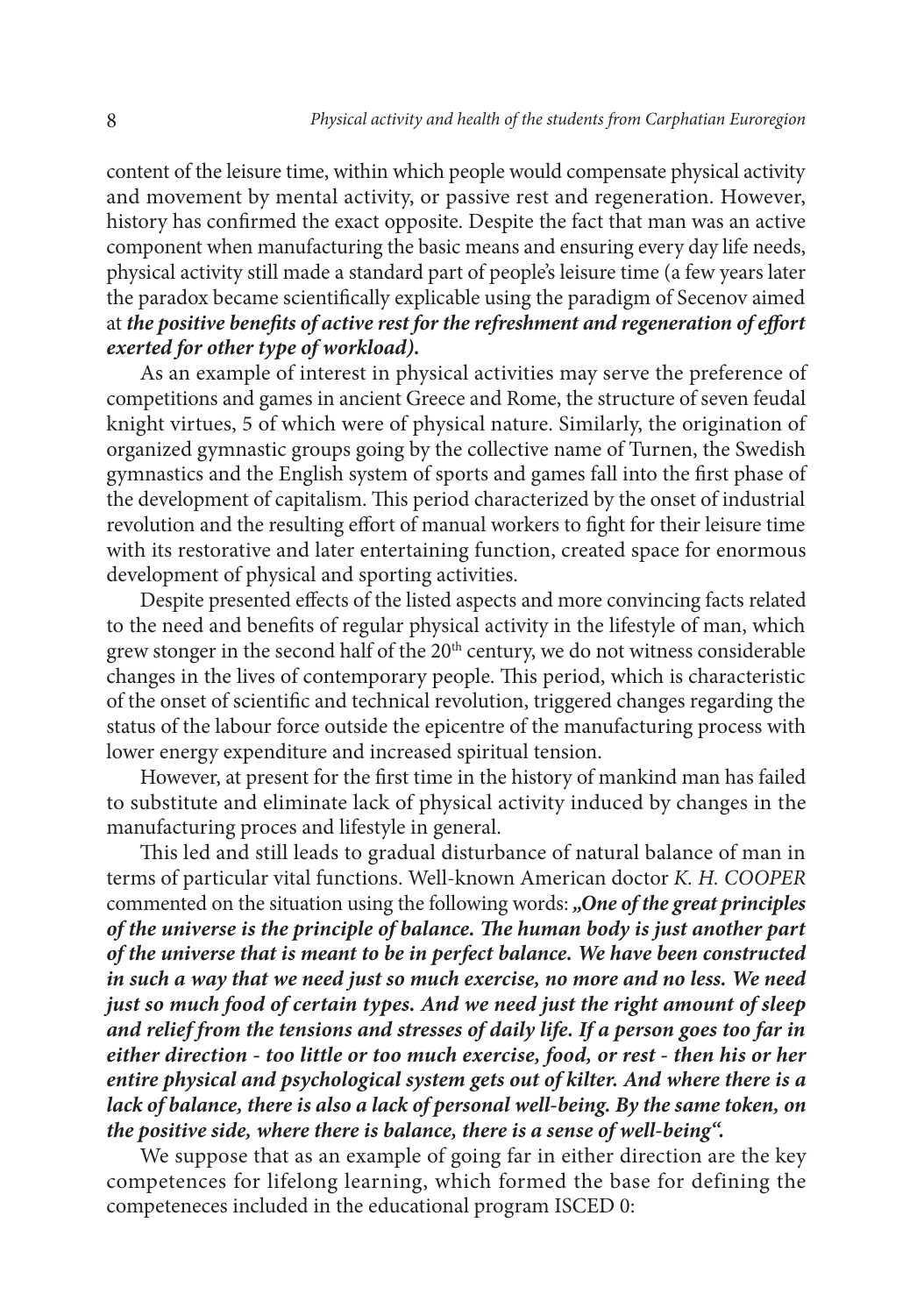content of the leisure time, within which people would compensate physical activity and movement by mental activity, or passive rest and regeneration. However, history has confirmed the exact opposite. Despite the fact that man was an active component when manufacturing the basic means and ensuring every day life needs, physical activity still made a standard part of people's leisure time (a few years later the paradox became scientifically explicable using the paradigm of Secenov aimed at ***the positive benefits of active rest for the refreshment and regeneration of effort exerted for other type of workload).***

As an example of interest in physical activities may serve the preference of competitions and games in ancient Greece and Rome, the structure of seven feudal knight virtues, 5 of which were of physical nature. Similarly, the origination of organized gymnastic groups going by the collective name of Turnen, the Swedish gymnastics and the English system of sports and games fall into the first phase of the development of capitalism. This period characterized by the onset of industrial revolution and the resulting effort of manual workers to fight for their leisure time with its restorative and later entertaining function, created space for enormous development of physical and sporting activities.

Despite presented effects of the listed aspects and more convincing facts related to the need and benefits of regular physical activity in the lifestyle of man, which grew stonger in the second half of the 20[th] century, we do not witness considerable changes in the lives of contemporary people. This period, which is characteristic of the onset of scientific and technical revolution, triggered changes regarding the status of the labour force outside the epicentre of the manufacturing process with lower energy expenditure and increased spiritual tension.

However, at present for the first time in the history of mankind man has failed to substitute and eliminate lack of physical activity induced by changes in the manufacturing proces and lifestyle in general.

This led and still leads to gradual disturbance of natural balance of man in terms of particular vital functions. Well-known American doctor *K. H. COOPER* commented on the situation using the following words: ***„One of the great principles of the universe is the principle of balance. The human body is just another part of the universe that is meant to be in perfect balance. We have been constructed in such a way that we need just so much exercise, no more and no less. We need just so much food of certain types. And we need just the right amount of sleep and relief from the tensions and stresses of daily life. If a person goes too far in either direction - too little or too much exercise, food, or rest - then his or her entire physical and psychological system gets out of kilter. And where there is a lack of balance, there is also a lack of personal well-being. By the same token, on the positive side, where there is balance, there is a sense of well-being".***

We suppose that as an example of going far in either direction are the key competences for lifelong learning, which formed the base for defining the competeneces included in the educational program ISCED 0: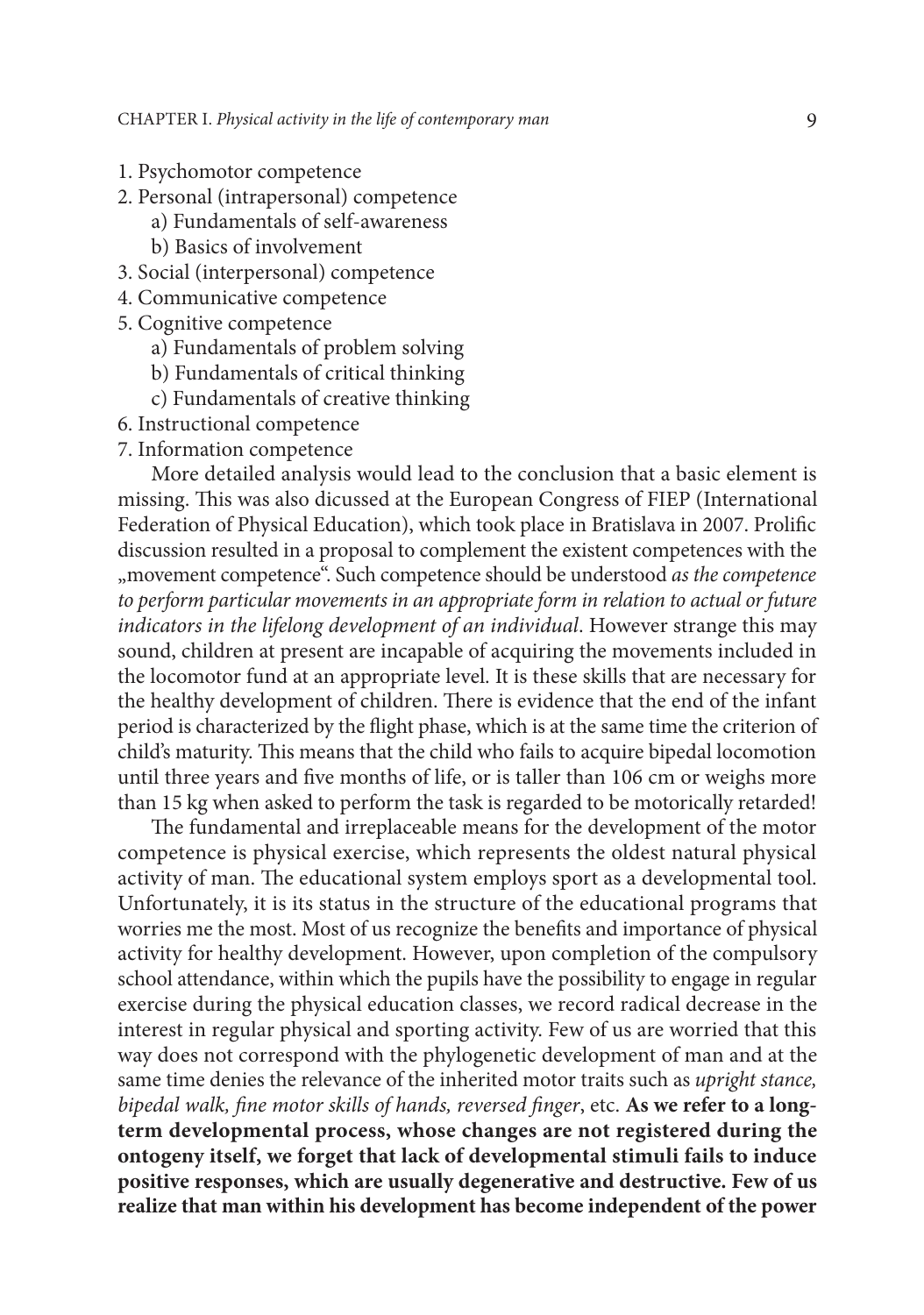1. Psychomotor competence
2. Personal (intrapersonal) competence
    a) Fundamentals of self-awareness
    b) Basics of involvement
3. Social (interpersonal) competence
4. Communicative competence
5. Cognitive competence
    a) Fundamentals of problem solving
    b) Fundamentals of critical thinking
    c) Fundamentals of creative thinking
6. Instructional competence
7. Information competence

More detailed analysis would lead to the conclusion that a basic element is missing. This was also dicussed at the European Congress of FIEP (International Federation of Physical Education), which took place in Bratislava in 2007. Prolific discussion resulted in a proposal to complement the existent competences with the „movement competence". Such competence should be understood *as the competence to perform particular movements in an appropriate form in relation to actual or future indicators in the lifelong development of an individual*. However strange this may sound, children at present are incapable of acquiring the movements included in the locomotor fund at an appropriate level. It is these skills that are necessary for the healthy development of children. There is evidence that the end of the infant period is characterized by the flight phase, which is at the same time the criterion of child's maturity. This means that the child who fails to acquire bipedal locomotion until three years and five months of life, or is taller than 106 cm or weighs more than 15 kg when asked to perform the task is regarded to be motorically retarded!

The fundamental and irreplaceable means for the development of the motor competence is physical exercise, which represents the oldest natural physical activity of man. The educational system employs sport as a developmental tool. Unfortunately, it is its status in the structure of the educational programs that worries me the most. Most of us recognize the benefits and importance of physical activity for healthy development. However, upon completion of the compulsory school attendance, within which the pupils have the possibility to engage in regular exercise during the physical education classes, we record radical decrease in the interest in regular physical and sporting activity. Few of us are worried that this way does not correspond with the phylogenetic development of man and at the same time denies the relevance of the inherited motor traits such as *upright stance, bipedal walk, fine motor skills of hands, reversed finger*, etc. **As we refer to a long-term developmental process, whose changes are not registered during the ontogeny itself, we forget that lack of developmental stimuli fails to induce positive responses, which are usually degenerative and destructive. Few of us realize that man within his development has become independent of the power**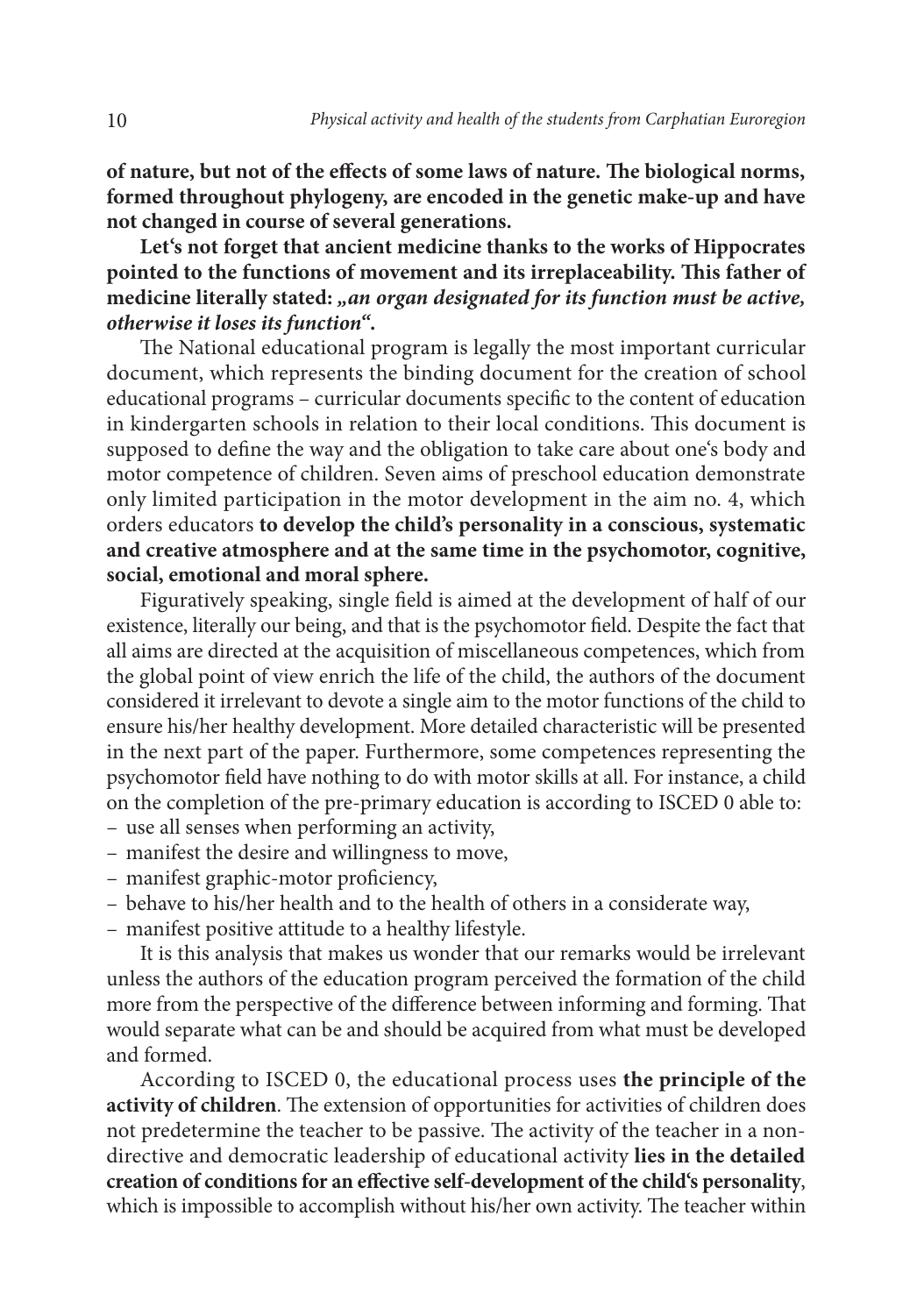**of nature, but not of the effects of some laws of nature. The biological norms, formed throughout phylogeny, are encoded in the genetic make-up and have not changed in course of several generations.**

**Let's not forget that ancient medicine thanks to the works of Hippocrates pointed to the functions of movement and its irreplaceability. This father of medicine literally stated: *„an organ designated for its function must be active, otherwise it loses its function"*.**

The National educational program is legally the most important curricular document, which represents the binding document for the creation of school educational programs – curricular documents specific to the content of education in kindergarten schools in relation to their local conditions. This document is supposed to define the way and the obligation to take care about one's body and motor competence of children. Seven aims of preschool education demonstrate only limited participation in the motor development in the aim no. 4, which orders educators **to develop the child's personality in a conscious, systematic and creative atmosphere and at the same time in the psychomotor, cognitive, social, emotional and moral sphere.**

Figuratively speaking, single field is aimed at the development of half of our existence, literally our being, and that is the psychomotor field. Despite the fact that all aims are directed at the acquisition of miscellaneous competences, which from the global point of view enrich the life of the child, the authors of the document considered it irrelevant to devote a single aim to the motor functions of the child to ensure his/her healthy development. More detailed characteristic will be presented in the next part of the paper. Furthermore, some competences representing the psychomotor field have nothing to do with motor skills at all. For instance, a child on the completion of the pre-primary education is according to ISCED 0 able to:

- use all senses when performing an activity,
- manifest the desire and willingness to move,
- manifest graphic-motor proficiency,
- behave to his/her health and to the health of others in a considerate way,
- manifest positive attitude to a healthy lifestyle.

It is this analysis that makes us wonder that our remarks would be irrelevant unless the authors of the education program perceived the formation of the child more from the perspective of the difference between informing and forming. That would separate what can be and should be acquired from what must be developed and formed.

According to ISCED 0, the educational process uses **the principle of the activity of children**. The extension of opportunities for activities of children does not predetermine the teacher to be passive. The activity of the teacher in a non-directive and democratic leadership of educational activity **lies in the detailed creation of conditions for an effective self-development of the child's personality**, which is impossible to accomplish without his/her own activity. The teacher within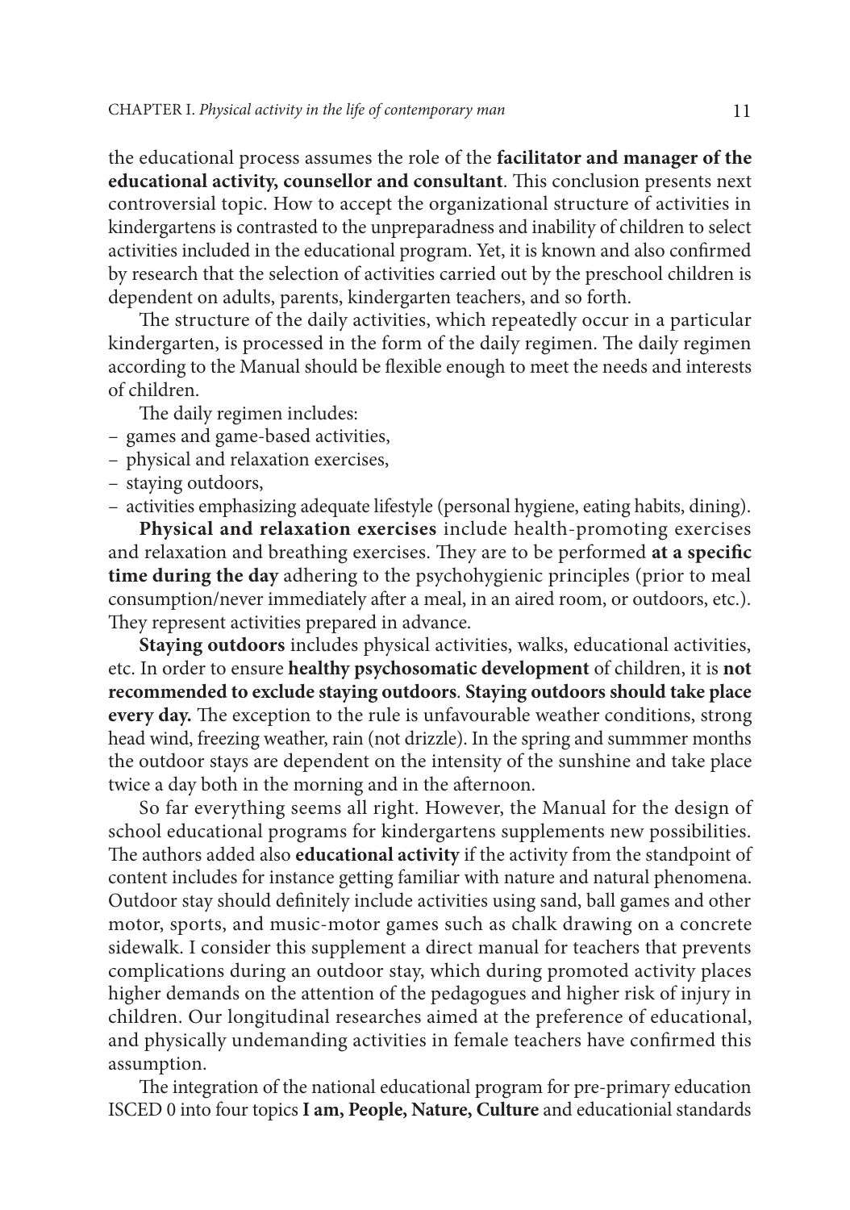the educational process assumes the role of the **facilitator and manager of the educational activity, counsellor and consultant**. This conclusion presents next controversial topic. How to accept the organizational structure of activities in kindergartens is contrasted to the unpreparadness and inability of children to select activities included in the educational program. Yet, it is known and also confirmed by research that the selection of activities carried out by the preschool children is dependent on adults, parents, kindergarten teachers, and so forth.

The structure of the daily activities, which repeatedly occur in a particular kindergarten, is processed in the form of the daily regimen. The daily regimen according to the Manual should be flexible enough to meet the needs and interests of children.

The daily regimen includes:

- games and game-based activities,
- physical and relaxation exercises,
- staying outdoors,
- activities emphasizing adequate lifestyle (personal hygiene, eating habits, dining).

**Physical and relaxation exercises** include health-promoting exercises and relaxation and breathing exercises. They are to be performed **at a specific time during the day** adhering to the psychohygienic principles (prior to meal consumption/never immediately after a meal, in an aired room, or outdoors, etc.). They represent activities prepared in advance.

**Staying outdoors** includes physical activities, walks, educational activities, etc. In order to ensure **healthy psychosomatic development** of children, it is **not recommended to exclude staying outdoors**. **Staying outdoors should take place every day.** The exception to the rule is unfavourable weather conditions, strong head wind, freezing weather, rain (not drizzle). In the spring and summmer months the outdoor stays are dependent on the intensity of the sunshine and take place twice a day both in the morning and in the afternoon.

So far everything seems all right. However, the Manual for the design of school educational programs for kindergartens supplements new possibilities. The authors added also **educational activity** if the activity from the standpoint of content includes for instance getting familiar with nature and natural phenomena. Outdoor stay should definitely include activities using sand, ball games and other motor, sports, and music-motor games such as chalk drawing on a concrete sidewalk. I consider this supplement a direct manual for teachers that prevents complications during an outdoor stay, which during promoted activity places higher demands on the attention of the pedagogues and higher risk of injury in children. Our longitudinal researches aimed at the preference of educational, and physically undemanding activities in female teachers have confirmed this assumption.

The integration of the national educational program for pre-primary education ISCED 0 into four topics **I am, People, Nature, Culture** and educationial standards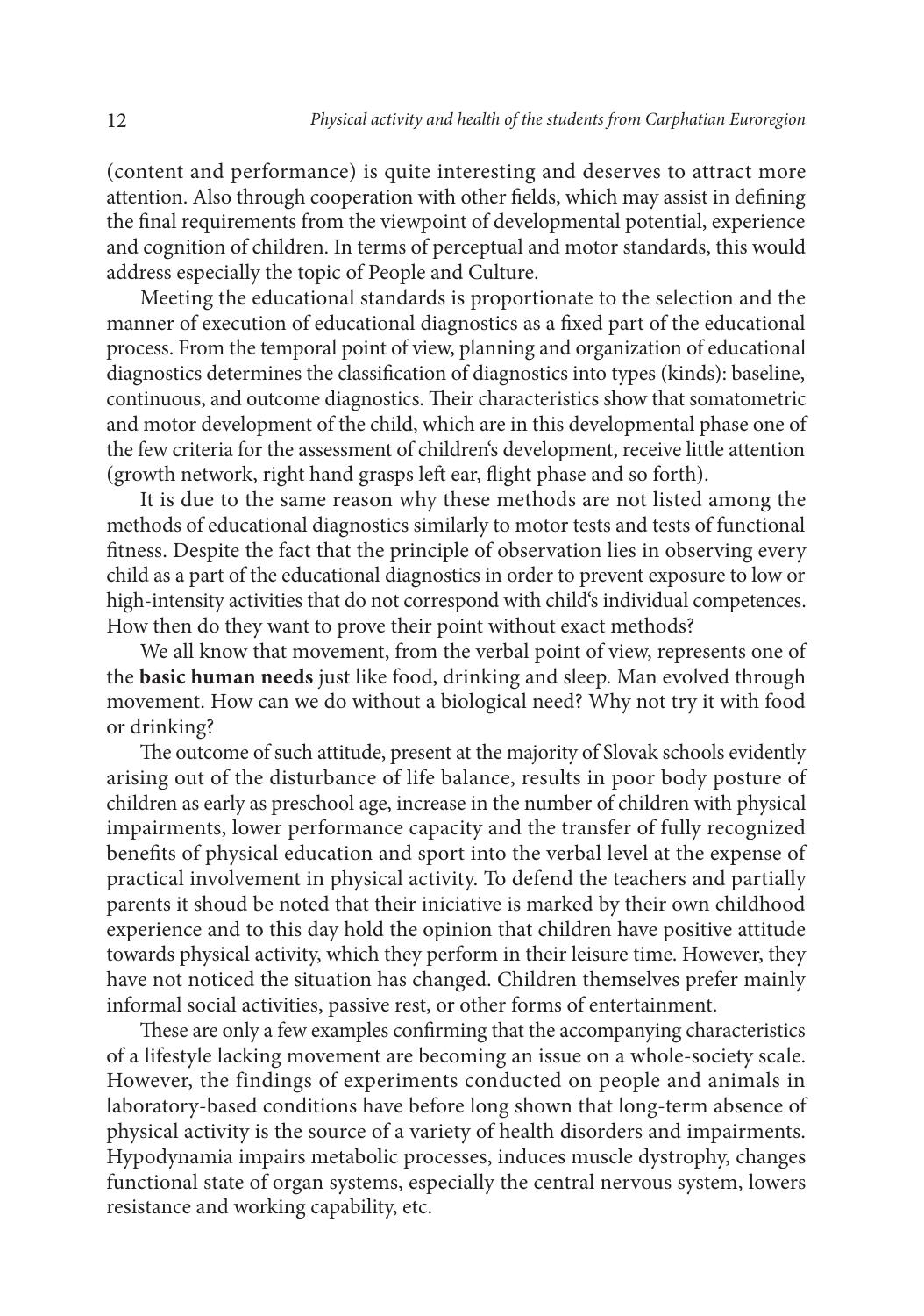(content and performance) is quite interesting and deserves to attract more attention. Also through cooperation with other fields, which may assist in defining the final requirements from the viewpoint of developmental potential, experience and cognition of children. In terms of perceptual and motor standards, this would address especially the topic of People and Culture.

Meeting the educational standards is proportionate to the selection and the manner of execution of educational diagnostics as a fixed part of the educational process. From the temporal point of view, planning and organization of educational diagnostics determines the classification of diagnostics into types (kinds): baseline, continuous, and outcome diagnostics. Their characteristics show that somatometric and motor development of the child, which are in this developmental phase one of the few criteria for the assessment of children‘s development, receive little attention (growth network, right hand grasps left ear, flight phase and so forth).

It is due to the same reason why these methods are not listed among the methods of educational diagnostics similarly to motor tests and tests of functional fitness. Despite the fact that the principle of observation lies in observing every child as a part of the educational diagnostics in order to prevent exposure to low or high-intensity activities that do not correspond with child‘s individual competences. How then do they want to prove their point without exact methods?

We all know that movement, from the verbal point of view, represents one of the **basic human needs** just like food, drinking and sleep. Man evolved through movement. How can we do without a biological need? Why not try it with food or drinking?

The outcome of such attitude, present at the majority of Slovak schools evidently arising out of the disturbance of life balance, results in poor body posture of children as early as preschool age, increase in the number of children with physical impairments, lower performance capacity and the transfer of fully recognized benefits of physical education and sport into the verbal level at the expense of practical involvement in physical activity. To defend the teachers and partially parents it shoud be noted that their iniciative is marked by their own childhood experience and to this day hold the opinion that children have positive attitude towards physical activity, which they perform in their leisure time. However, they have not noticed the situation has changed. Children themselves prefer mainly informal social activities, passive rest, or other forms of entertainment.

These are only a few examples confirming that the accompanying characteristics of a lifestyle lacking movement are becoming an issue on a whole-society scale. However, the findings of experiments conducted on people and animals in laboratory-based conditions have before long shown that long-term absence of physical activity is the source of a variety of health disorders and impairments. Hypodynamia impairs metabolic processes, induces muscle dystrophy, changes functional state of organ systems, especially the central nervous system, lowers resistance and working capability, etc.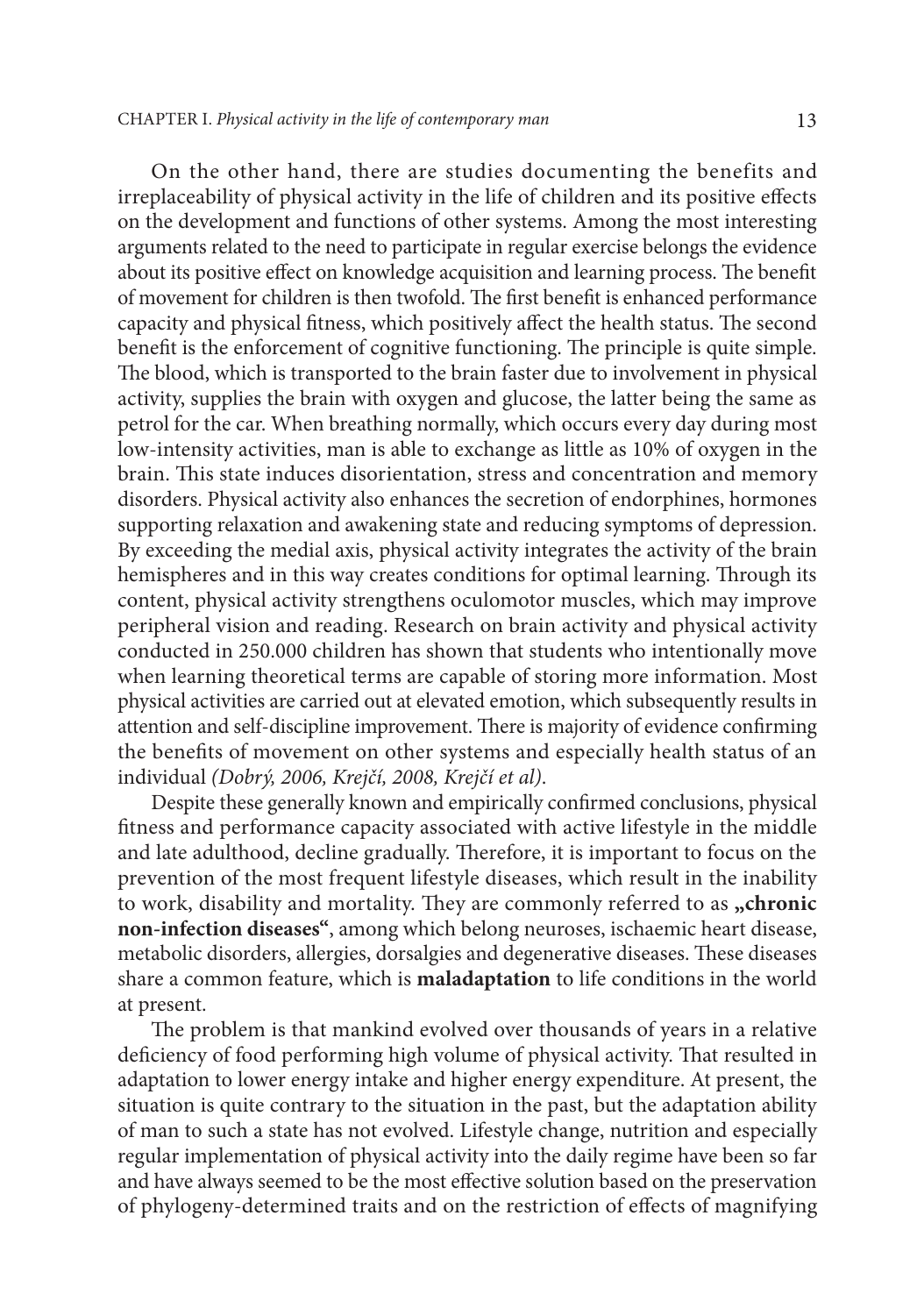On the other hand, there are studies documenting the benefits and irreplaceability of physical activity in the life of children and its positive effects on the development and functions of other systems. Among the most interesting arguments related to the need to participate in regular exercise belongs the evidence about its positive effect on knowledge acquisition and learning process. The benefit of movement for children is then twofold. The first benefit is enhanced performance capacity and physical fitness, which positively affect the health status. The second benefit is the enforcement of cognitive functioning. The principle is quite simple. The blood, which is transported to the brain faster due to involvement in physical activity, supplies the brain with oxygen and glucose, the latter being the same as petrol for the car. When breathing normally, which occurs every day during most low-intensity activities, man is able to exchange as little as 10% of oxygen in the brain. This state induces disorientation, stress and concentration and memory disorders. Physical activity also enhances the secretion of endorphines, hormones supporting relaxation and awakening state and reducing symptoms of depression. By exceeding the medial axis, physical activity integrates the activity of the brain hemispheres and in this way creates conditions for optimal learning. Through its content, physical activity strengthens oculomotor muscles, which may improve peripheral vision and reading. Research on brain activity and physical activity conducted in 250.000 children has shown that students who intentionally move when learning theoretical terms are capable of storing more information. Most physical activities are carried out at elevated emotion, which subsequently results in attention and self-discipline improvement. There is majority of evidence confirming the benefits of movement on other systems and especially health status of an individual *(Dobrý, 2006, Krejčí, 2008, Krejčí et al)*.

Despite these generally known and empirically confirmed conclusions, physical fitness and performance capacity associated with active lifestyle in the middle and late adulthood, decline gradually. Therefore, it is important to focus on the prevention of the most frequent lifestyle diseases, which result in the inability to work, disability and mortality. They are commonly referred to as **„chronic non-infection diseases"**, among which belong neuroses, ischaemic heart disease, metabolic disorders, allergies, dorsalgies and degenerative diseases. These diseases share a common feature, which is **maladaptation** to life conditions in the world at present.

The problem is that mankind evolved over thousands of years in a relative deficiency of food performing high volume of physical activity. That resulted in adaptation to lower energy intake and higher energy expenditure. At present, the situation is quite contrary to the situation in the past, but the adaptation ability of man to such a state has not evolved. Lifestyle change, nutrition and especially regular implementation of physical activity into the daily regime have been so far and have always seemed to be the most effective solution based on the preservation of phylogeny-determined traits and on the restriction of effects of magnifying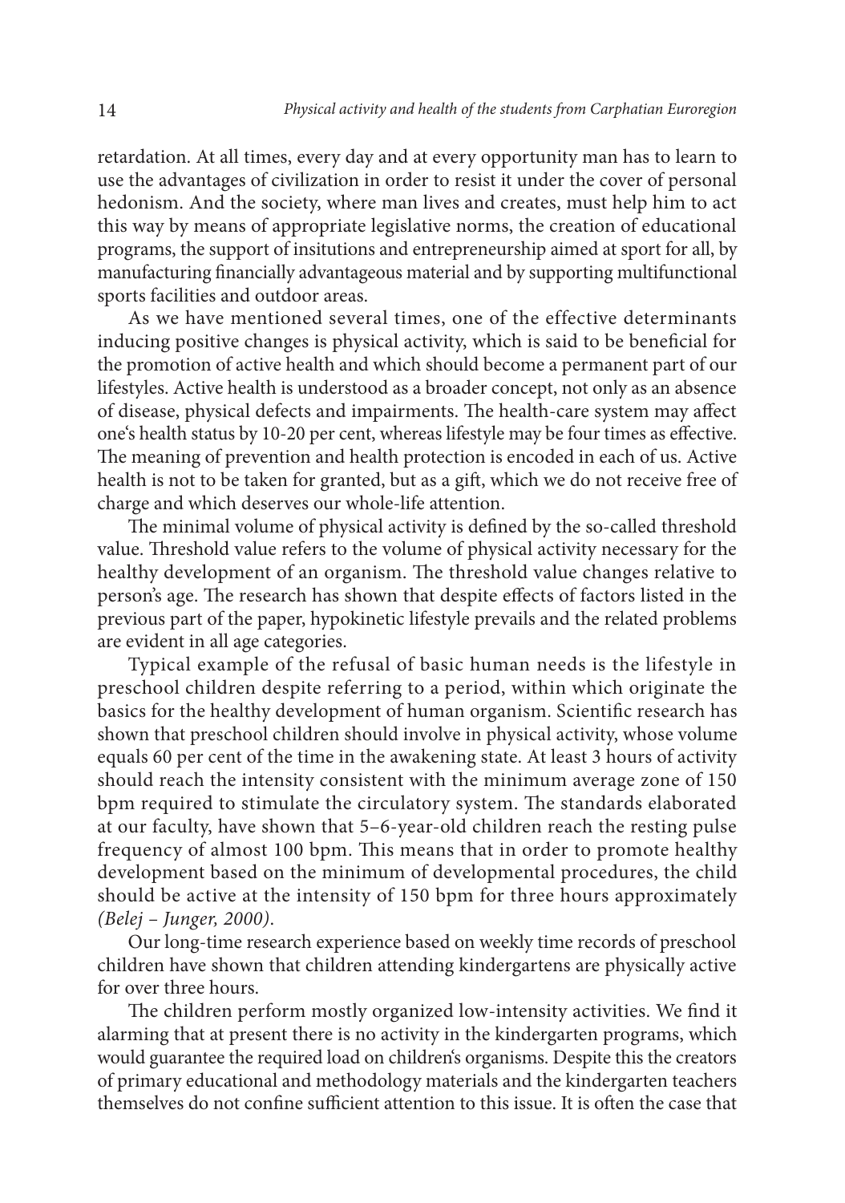retardation. At all times, every day and at every opportunity man has to learn to use the advantages of civilization in order to resist it under the cover of personal hedonism. And the society, where man lives and creates, must help him to act this way by means of appropriate legislative norms, the creation of educational programs, the support of insitutions and entrepreneurship aimed at sport for all, by manufacturing financially advantageous material and by supporting multifunctional sports facilities and outdoor areas.

As we have mentioned several times, one of the effective determinants inducing positive changes is physical activity, which is said to be beneficial for the promotion of active health and which should become a permanent part of our lifestyles. Active health is understood as a broader concept, not only as an absence of disease, physical defects and impairments. The health-care system may affect one's health status by 10-20 per cent, whereas lifestyle may be four times as effective. The meaning of prevention and health protection is encoded in each of us. Active health is not to be taken for granted, but as a gift, which we do not receive free of charge and which deserves our whole-life attention.

The minimal volume of physical activity is defined by the so-called threshold value. Threshold value refers to the volume of physical activity necessary for the healthy development of an organism. The threshold value changes relative to person's age. The research has shown that despite effects of factors listed in the previous part of the paper, hypokinetic lifestyle prevails and the related problems are evident in all age categories.

Typical example of the refusal of basic human needs is the lifestyle in preschool children despite referring to a period, within which originate the basics for the healthy development of human organism. Scientific research has shown that preschool children should involve in physical activity, whose volume equals 60 per cent of the time in the awakening state. At least 3 hours of activity should reach the intensity consistent with the minimum average zone of 150 bpm required to stimulate the circulatory system. The standards elaborated at our faculty, have shown that 5–6-year-old children reach the resting pulse frequency of almost 100 bpm. This means that in order to promote healthy development based on the minimum of developmental procedures, the child should be active at the intensity of 150 bpm for three hours approximately *(Belej – Junger, 2000)*.

Our long-time research experience based on weekly time records of preschool children have shown that children attending kindergartens are physically active for over three hours.

The children perform mostly organized low-intensity activities. We find it alarming that at present there is no activity in the kindergarten programs, which would guarantee the required load on children's organisms. Despite this the creators of primary educational and methodology materials and the kindergarten teachers themselves do not confine sufficient attention to this issue. It is often the case that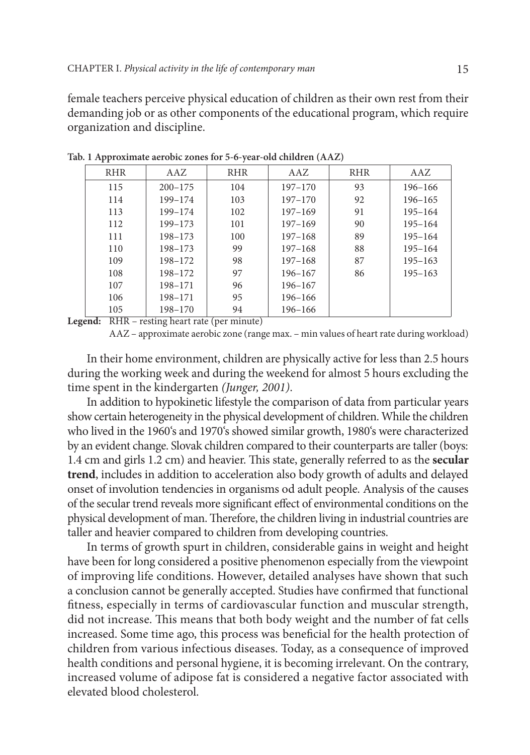female teachers perceive physical education of children as their own rest from their demanding job or as other components of the educational program, which require organization and discipline.

**Tab. 1 Approximate aerobic zones for 5-6-year-old children (AAZ)**

| RHR | AAZ | RHR | AAZ | RHR | AAZ |
|---|---|---|---|---|---|
| 115 | 200–175 | 104 | 197–170 | 93 | 196–166 |
| 114 | 199–174 | 103 | 197–170 | 92 | 196–165 |
| 113 | 199–174 | 102 | 197–169 | 91 | 195–164 |
| 112 | 199–173 | 101 | 197–169 | 90 | 195–164 |
| 111 | 198–173 | 100 | 197–168 | 89 | 195–164 |
| 110 | 198–173 | 99 | 197–168 | 88 | 195–164 |
| 109 | 198–172 | 98 | 197–168 | 87 | 195–163 |
| 108 | 198–172 | 97 | 196–167 | 86 | 195–163 |
| 107 | 198–171 | 96 | 196–167 | | |
| 106 | 198–171 | 95 | 196–166 | | |
| 105 | 198–170 | 94 | 196–166 | | |

**Legend:** RHR – resting heart rate (per minute)
AAZ – approximate aerobic zone (range max. – min values of heart rate during workload)

In their home environment, children are physically active for less than 2.5 hours during the working week and during the weekend for almost 5 hours excluding the time spent in the kindergarten *(Junger, 2001)*.

In addition to hypokinetic lifestyle the comparison of data from particular years show certain heterogeneity in the physical development of children. While the children who lived in the 1960's and 1970's showed similar growth, 1980's were characterized by an evident change. Slovak children compared to their counterparts are taller (boys: 1.4 cm and girls 1.2 cm) and heavier. This state, generally referred to as the **secular trend**, includes in addition to acceleration also body growth of adults and delayed onset of involution tendencies in organisms od adult people. Analysis of the causes of the secular trend reveals more significant effect of environmental conditions on the physical development of man. Therefore, the children living in industrial countries are taller and heavier compared to children from developing countries.

In terms of growth spurt in children, considerable gains in weight and height have been for long considered a positive phenomenon especially from the viewpoint of improving life conditions. However, detailed analyses have shown that such a conclusion cannot be generally accepted. Studies have confirmed that functional fitness, especially in terms of cardiovascular function and muscular strength, did not increase. This means that both body weight and the number of fat cells increased. Some time ago, this process was beneficial for the health protection of children from various infectious diseases. Today, as a consequence of improved health conditions and personal hygiene, it is becoming irrelevant. On the contrary, increased volume of adipose fat is considered a negative factor associated with elevated blood cholesterol.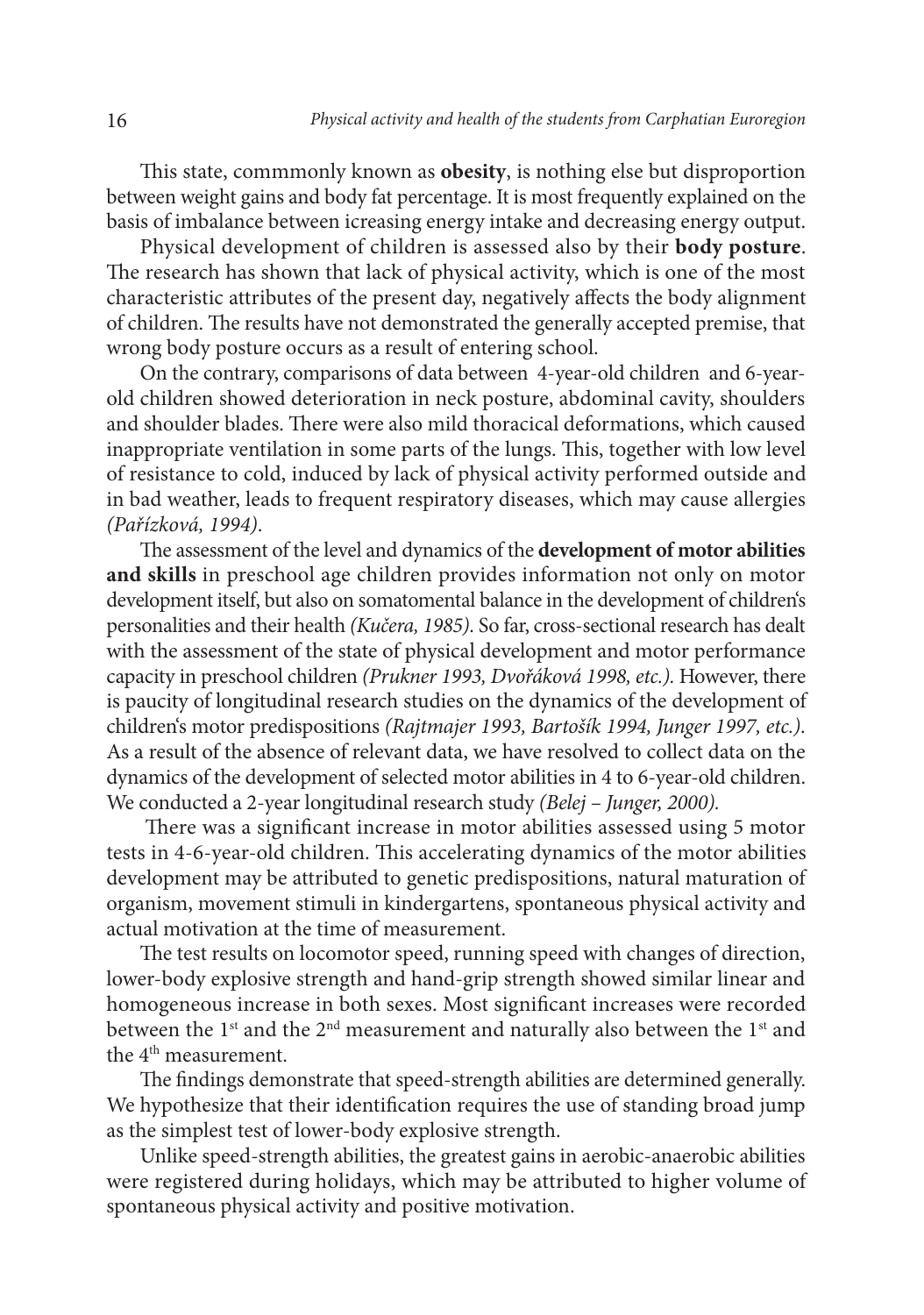This state, commmonly known as **obesity**, is nothing else but disproportion between weight gains and body fat percentage. It is most frequently explained on the basis of imbalance between icreasing energy intake and decreasing energy output.

Physical development of children is assessed also by their **body posture**. The research has shown that lack of physical activity, which is one of the most characteristic attributes of the present day, negatively affects the body alignment of children. The results have not demonstrated the generally accepted premise, that wrong body posture occurs as a result of entering school.

On the contrary, comparisons of data between 4-year-old children and 6-year-old children showed deterioration in neck posture, abdominal cavity, shoulders and shoulder blades. There were also mild thoracical deformations, which caused inappropriate ventilation in some parts of the lungs. This, together with low level of resistance to cold, induced by lack of physical activity performed outside and in bad weather, leads to frequent respiratory diseases, which may cause allergies *(Pařízková, 1994)*.

The assessment of the level and dynamics of the **development of motor abilities and skills** in preschool age children provides information not only on motor development itself, but also on somatomental balance in the development of children's personalities and their health *(Kučera, 1985)*. So far, cross-sectional research has dealt with the assessment of the state of physical development and motor performance capacity in preschool children *(Prukner 1993, Dvořáková 1998, etc.)*. However, there is paucity of longitudinal research studies on the dynamics of the development of children's motor predispositions *(Rajtmajer 1993, Bartošík 1994, Junger 1997, etc.)*. As a result of the absence of relevant data, we have resolved to collect data on the dynamics of the development of selected motor abilities in 4 to 6-year-old children. We conducted a 2-year longitudinal research study *(Belej – Junger, 2000).*

There was a significant increase in motor abilities assessed using 5 motor tests in 4-6-year-old children. This accelerating dynamics of the motor abilities development may be attributed to genetic predispositions, natural maturation of organism, movement stimuli in kindergartens, spontaneous physical activity and actual motivation at the time of measurement.

The test results on locomotor speed, running speed with changes of direction, lower-body explosive strength and hand-grip strength showed similar linear and homogeneous increase in both sexes. Most significant increases were recorded between the 1st and the 2nd measurement and naturally also between the 1st and the 4th measurement.

The findings demonstrate that speed-strength abilities are determined generally. We hypothesize that their identification requires the use of standing broad jump as the simplest test of lower-body explosive strength.

Unlike speed-strength abilities, the greatest gains in aerobic-anaerobic abilities were registered during holidays, which may be attributed to higher volume of spontaneous physical activity and positive motivation.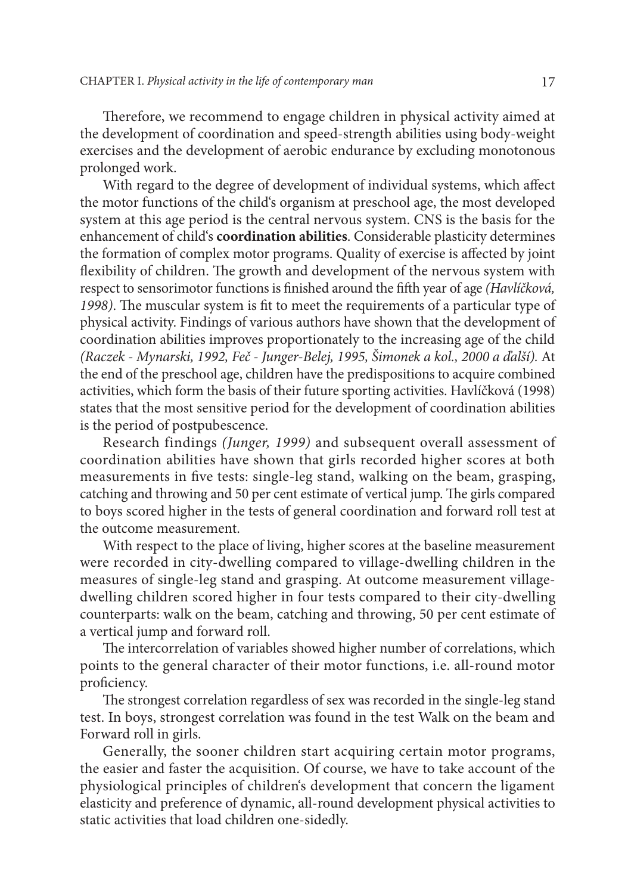Therefore, we recommend to engage children in physical activity aimed at the development of coordination and speed-strength abilities using body-weight exercises and the development of aerobic endurance by excluding monotonous prolonged work.

With regard to the degree of development of individual systems, which affect the motor functions of the child's organism at preschool age, the most developed system at this age period is the central nervous system. CNS is the basis for the enhancement of child's **coordination abilities**. Considerable plasticity determines the formation of complex motor programs. Quality of exercise is affected by joint flexibility of children. The growth and development of the nervous system with respect to sensorimotor functions is finished around the fifth year of age *(Havlíčková, 1998)*. The muscular system is fit to meet the requirements of a particular type of physical activity. Findings of various authors have shown that the development of coordination abilities improves proportionately to the increasing age of the child *(Raczek - Mynarski, 1992, Feč - Junger-Belej, 1995, Šimonek a kol., 2000 a ďalší)*. At the end of the preschool age, children have the predispositions to acquire combined activities, which form the basis of their future sporting activities. Havlíčková (1998) states that the most sensitive period for the development of coordination abilities is the period of postpubescence.

Research findings *(Junger, 1999)* and subsequent overall assessment of coordination abilities have shown that girls recorded higher scores at both measurements in five tests: single-leg stand, walking on the beam, grasping, catching and throwing and 50 per cent estimate of vertical jump. The girls compared to boys scored higher in the tests of general coordination and forward roll test at the outcome measurement.

With respect to the place of living, higher scores at the baseline measurement were recorded in city-dwelling compared to village-dwelling children in the measures of single-leg stand and grasping. At outcome measurement village-dwelling children scored higher in four tests compared to their city-dwelling counterparts: walk on the beam, catching and throwing, 50 per cent estimate of a vertical jump and forward roll.

The intercorrelation of variables showed higher number of correlations, which points to the general character of their motor functions, i.e. all-round motor proficiency.

The strongest correlation regardless of sex was recorded in the single-leg stand test. In boys, strongest correlation was found in the test Walk on the beam and Forward roll in girls.

Generally, the sooner children start acquiring certain motor programs, the easier and faster the acquisition. Of course, we have to take account of the physiological principles of children's development that concern the ligament elasticity and preference of dynamic, all-round development physical activities to static activities that load children one-sidedly.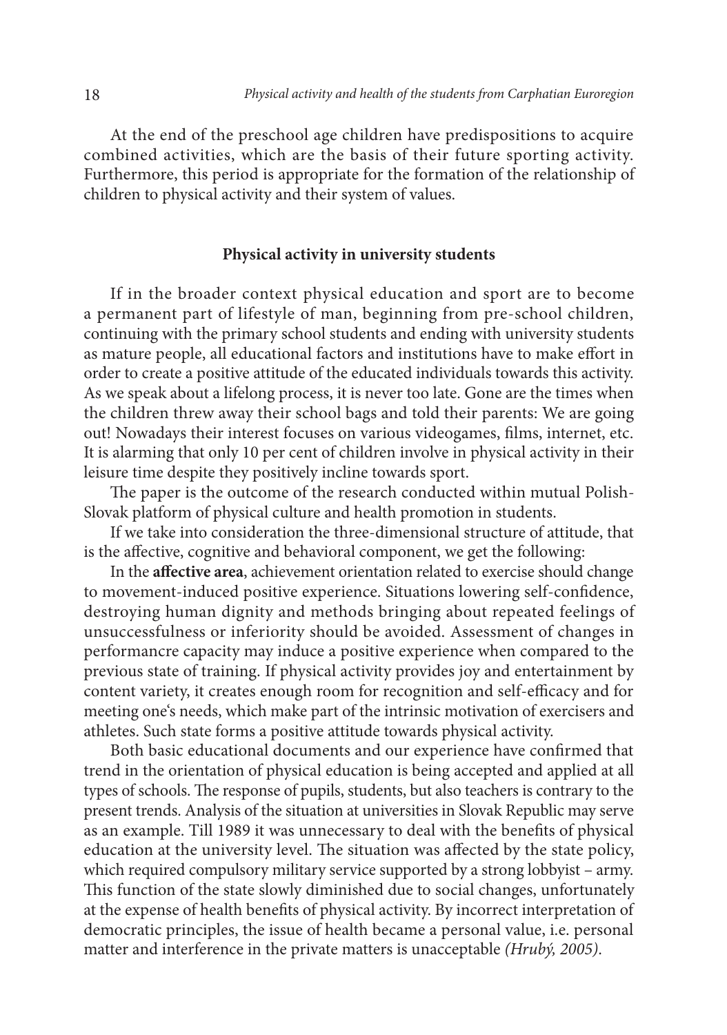At the end of the preschool age children have predispositions to acquire combined activities, which are the basis of their future sporting activity. Furthermore, this period is appropriate for the formation of the relationship of children to physical activity and their system of values.

## Physical activity in university students

If in the broader context physical education and sport are to become a permanent part of lifestyle of man, beginning from pre-school children, continuing with the primary school students and ending with university students as mature people, all educational factors and institutions have to make effort in order to create a positive attitude of the educated individuals towards this activity. As we speak about a lifelong process, it is never too late. Gone are the times when the children threw away their school bags and told their parents: We are going out! Nowadays their interest focuses on various videogames, films, internet, etc. It is alarming that only 10 per cent of children involve in physical activity in their leisure time despite they positively incline towards sport.

The paper is the outcome of the research conducted within mutual Polish-Slovak platform of physical culture and health promotion in students.

If we take into consideration the three-dimensional structure of attitude, that is the affective, cognitive and behavioral component, we get the following:

In the **affective area**, achievement orientation related to exercise should change to movement-induced positive experience. Situations lowering self-confidence, destroying human dignity and methods bringing about repeated feelings of unsuccessfulness or inferiority should be avoided. Assessment of changes in performancre capacity may induce a positive experience when compared to the previous state of training. If physical activity provides joy and entertainment by content variety, it creates enough room for recognition and self-efficacy and for meeting one‘s needs, which make part of the intrinsic motivation of exercisers and athletes. Such state forms a positive attitude towards physical activity.

Both basic educational documents and our experience have confirmed that trend in the orientation of physical education is being accepted and applied at all types of schools. The response of pupils, students, but also teachers is contrary to the present trends. Analysis of the situation at universities in Slovak Republic may serve as an example. Till 1989 it was unnecessary to deal with the benefits of physical education at the university level. The situation was affected by the state policy, which required compulsory military service supported by a strong lobbyist – army. This function of the state slowly diminished due to social changes, unfortunately at the expense of health benefits of physical activity. By incorrect interpretation of democratic principles, the issue of health became a personal value, i.e. personal matter and interference in the private matters is unacceptable *(Hrubý, 2005)*.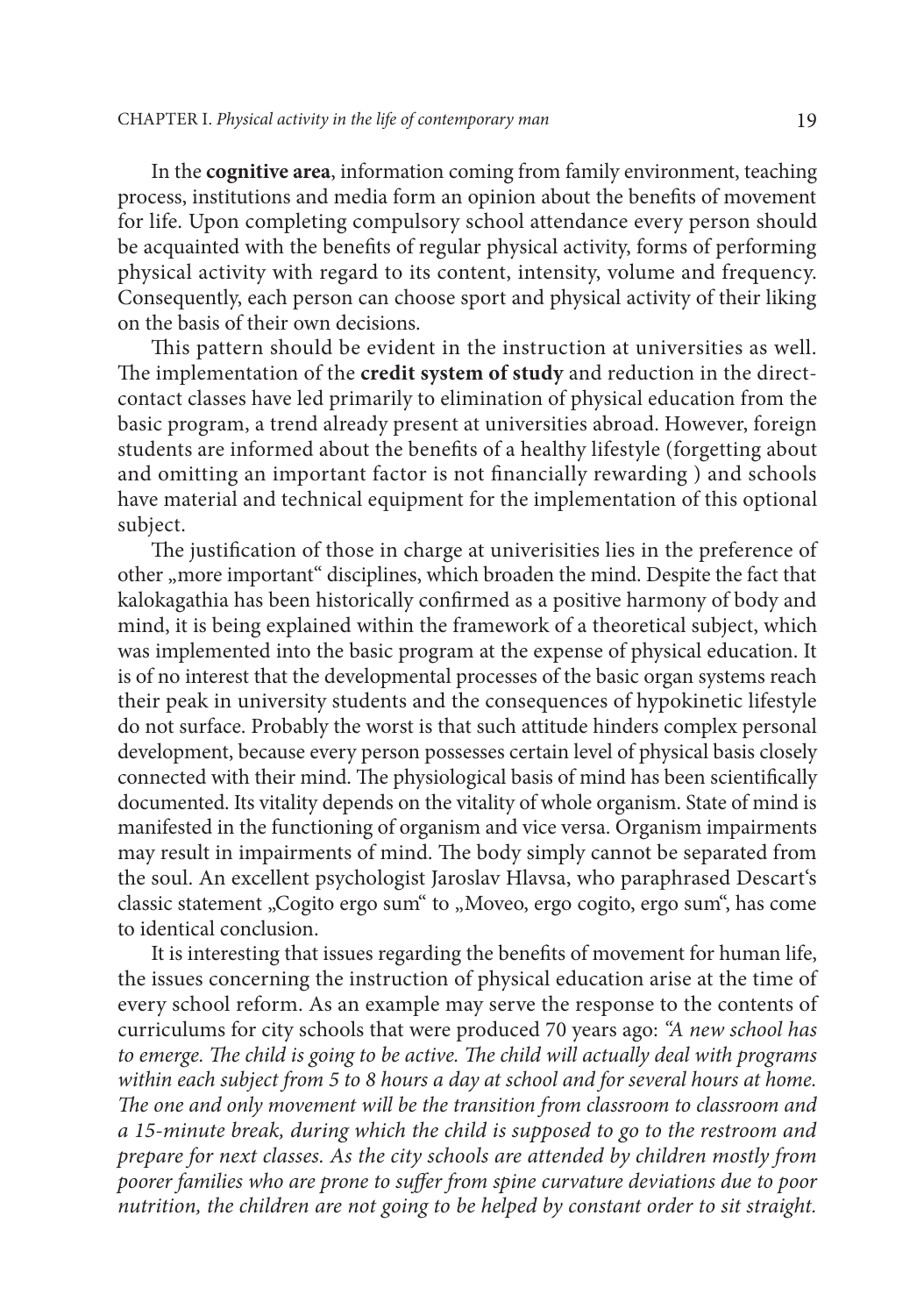In the **cognitive area**, information coming from family environment, teaching process, institutions and media form an opinion about the benefits of movement for life. Upon completing compulsory school attendance every person should be acquainted with the benefits of regular physical activity, forms of performing physical activity with regard to its content, intensity, volume and frequency. Consequently, each person can choose sport and physical activity of their liking on the basis of their own decisions.

This pattern should be evident in the instruction at universities as well. The implementation of the **credit system of study** and reduction in the direct-contact classes have led primarily to elimination of physical education from the basic program, a trend already present at universities abroad. However, foreign students are informed about the benefits of a healthy lifestyle (forgetting about and omitting an important factor is not financially rewarding ) and schools have material and technical equipment for the implementation of this optional subject.

The justification of those in charge at univerisities lies in the preference of other „more important" disciplines, which broaden the mind. Despite the fact that kalokagathia has been historically confirmed as a positive harmony of body and mind, it is being explained within the framework of a theoretical subject, which was implemented into the basic program at the expense of physical education. It is of no interest that the developmental processes of the basic organ systems reach their peak in university students and the consequences of hypokinetic lifestyle do not surface. Probably the worst is that such attitude hinders complex personal development, because every person possesses certain level of physical basis closely connected with their mind. The physiological basis of mind has been scientifically documented. Its vitality depends on the vitality of whole organism. State of mind is manifested in the functioning of organism and vice versa. Organism impairments may result in impairments of mind. The body simply cannot be separated from the soul. An excellent psychologist Jaroslav Hlavsa, who paraphrased Descart's classic statement „Cogito ergo sum" to „Moveo, ergo cogito, ergo sum", has come to identical conclusion.

It is interesting that issues regarding the benefits of movement for human life, the issues concerning the instruction of physical education arise at the time of every school reform. As an example may serve the response to the contents of curriculums for city schools that were produced 70 years ago: *"A new school has to emerge. The child is going to be active. The child will actually deal with programs within each subject from 5 to 8 hours a day at school and for several hours at home. The one and only movement will be the transition from classroom to classroom and a 15-minute break, during which the child is supposed to go to the restroom and prepare for next classes. As the city schools are attended by children mostly from poorer families who are prone to suffer from spine curvature deviations due to poor nutrition, the children are not going to be helped by constant order to sit straight.*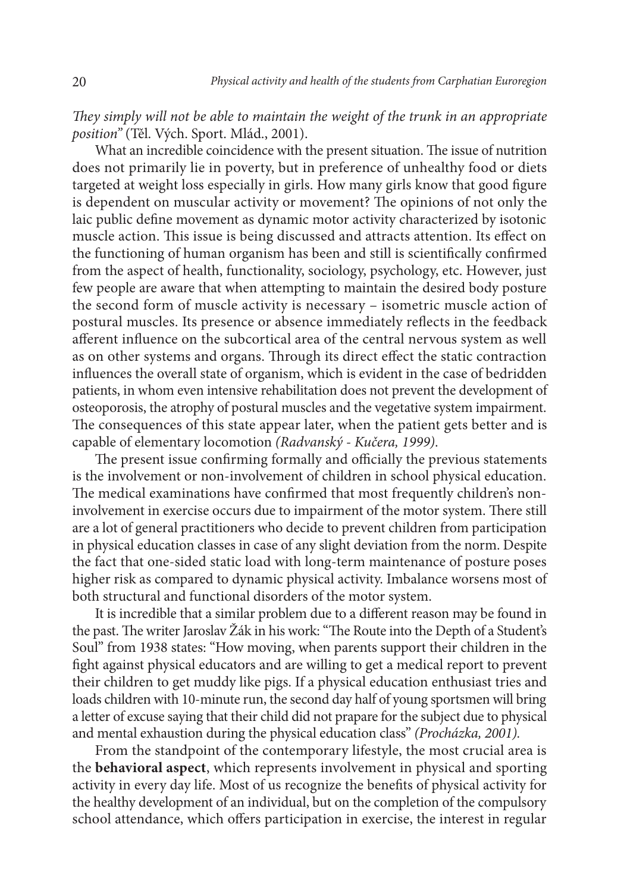*They simply will not be able to maintain the weight of the trunk in an appropriate position"* (Těl. Vých. Sport. Mlád., 2001).

What an incredible coincidence with the present situation. The issue of nutrition does not primarily lie in poverty, but in preference of unhealthy food or diets targeted at weight loss especially in girls. How many girls know that good figure is dependent on muscular activity or movement? The opinions of not only the laic public define movement as dynamic motor activity characterized by isotonic muscle action. This issue is being discussed and attracts attention. Its effect on the functioning of human organism has been and still is scientifically confirmed from the aspect of health, functionality, sociology, psychology, etc. However, just few people are aware that when attempting to maintain the desired body posture the second form of muscle activity is necessary – isometric muscle action of postural muscles. Its presence or absence immediately reflects in the feedback afferent influence on the subcortical area of the central nervous system as well as on other systems and organs. Through its direct effect the static contraction influences the overall state of organism, which is evident in the case of bedridden patients, in whom even intensive rehabilitation does not prevent the development of osteoporosis, the atrophy of postural muscles and the vegetative system impairment. The consequences of this state appear later, when the patient gets better and is capable of elementary locomotion *(Radvanský - Kučera, 1999)*.

The present issue confirming formally and officially the previous statements is the involvement or non-involvement of children in school physical education. The medical examinations have confirmed that most frequently children's non-involvement in exercise occurs due to impairment of the motor system. There still are a lot of general practitioners who decide to prevent children from participation in physical education classes in case of any slight deviation from the norm. Despite the fact that one-sided static load with long-term maintenance of posture poses higher risk as compared to dynamic physical activity. Imbalance worsens most of both structural and functional disorders of the motor system.

It is incredible that a similar problem due to a different reason may be found in the past. The writer Jaroslav Žák in his work: "The Route into the Depth of a Student's Soul" from 1938 states: "How moving, when parents support their children in the fight against physical educators and are willing to get a medical report to prevent their children to get muddy like pigs. If a physical education enthusiast tries and loads children with 10-minute run, the second day half of young sportsmen will bring a letter of excuse saying that their child did not prapare for the subject due to physical and mental exhaustion during the physical education class" *(Procházka, 2001)*.

From the standpoint of the contemporary lifestyle, the most crucial area is the **behavioral aspect**, which represents involvement in physical and sporting activity in every day life. Most of us recognize the benefits of physical activity for the healthy development of an individual, but on the completion of the compulsory school attendance, which offers participation in exercise, the interest in regular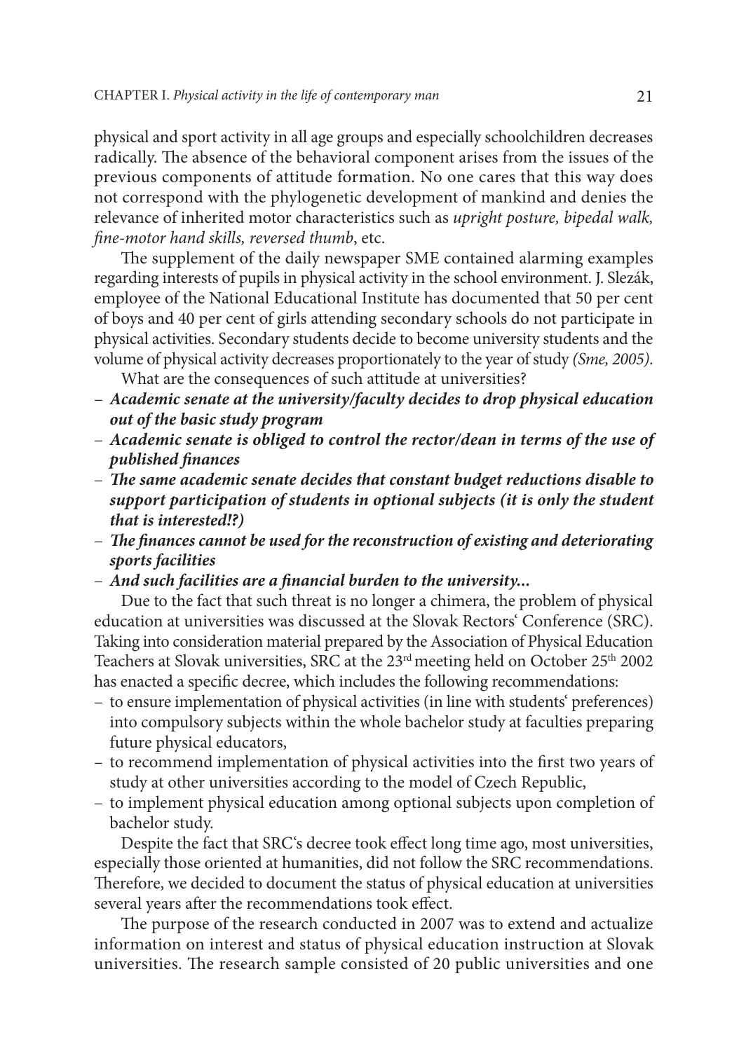physical and sport activity in all age groups and especially schoolchildren decreases radically. The absence of the behavioral component arises from the issues of the previous components of attitude formation. No one cares that this way does not correspond with the phylogenetic development of mankind and denies the relevance of inherited motor characteristics such as *upright posture, bipedal walk, fine-motor hand skills, reversed thumb*, etc.

The supplement of the daily newspaper SME contained alarming examples regarding interests of pupils in physical activity in the school environment. J. Slezák, employee of the National Educational Institute has documented that 50 per cent of boys and 40 per cent of girls attending secondary schools do not participate in physical activities. Secondary students decide to become university students and the volume of physical activity decreases proportionately to the year of study *(Sme, 2005)*.

What are the consequences of such attitude at universities?

- ***Academic senate at the university/faculty decides to drop physical education out of the basic study program***
- ***Academic senate is obliged to control the rector/dean in terms of the use of published finances***
- ***The same academic senate decides that constant budget reductions disable to support participation of students in optional subjects (it is only the student that is interested!?)***
- ***The finances cannot be used for the reconstruction of existing and deteriorating sports facilities***
- ***And such facilities are a financial burden to the university...***

Due to the fact that such threat is no longer a chimera, the problem of physical education at universities was discussed at the Slovak Rectors' Conference (SRC). Taking into consideration material prepared by the Association of Physical Education Teachers at Slovak universities, SRC at the 23rd meeting held on October 25th 2002 has enacted a specific decree, which includes the following recommendations:

- to ensure implementation of physical activities (in line with students' preferences) into compulsory subjects within the whole bachelor study at faculties preparing future physical educators,
- to recommend implementation of physical activities into the first two years of study at other universities according to the model of Czech Republic,
- to implement physical education among optional subjects upon completion of bachelor study.

Despite the fact that SRC's decree took effect long time ago, most universities, especially those oriented at humanities, did not follow the SRC recommendations. Therefore, we decided to document the status of physical education at universities several years after the recommendations took effect.

The purpose of the research conducted in 2007 was to extend and actualize information on interest and status of physical education instruction at Slovak universities. The research sample consisted of 20 public universities and one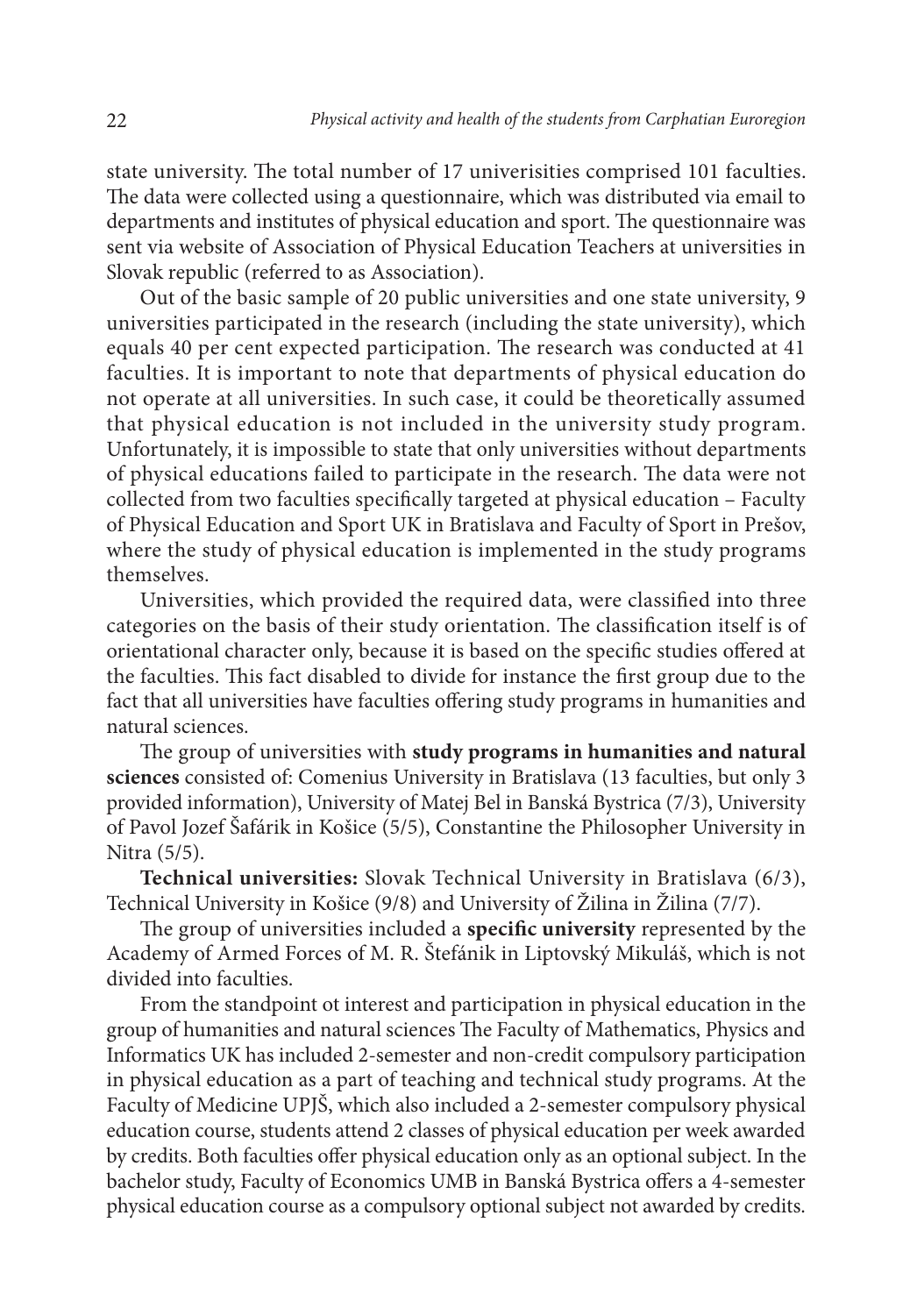state university. The total number of 17 univerisities comprised 101 faculties. The data were collected using a questionnaire, which was distributed via email to departments and institutes of physical education and sport. The questionnaire was sent via website of Association of Physical Education Teachers at universities in Slovak republic (referred to as Association).

Out of the basic sample of 20 public universities and one state university, 9 universities participated in the research (including the state university), which equals 40 per cent expected participation. The research was conducted at 41 faculties. It is important to note that departments of physical education do not operate at all universities. In such case, it could be theoretically assumed that physical education is not included in the university study program. Unfortunately, it is impossible to state that only universities without departments of physical educations failed to participate in the research. The data were not collected from two faculties specifically targeted at physical education – Faculty of Physical Education and Sport UK in Bratislava and Faculty of Sport in Prešov, where the study of physical education is implemented in the study programs themselves.

Universities, which provided the required data, were classified into three categories on the basis of their study orientation. The classification itself is of orientational character only, because it is based on the specific studies offered at the faculties. This fact disabled to divide for instance the first group due to the fact that all universities have faculties offering study programs in humanities and natural sciences.

The group of universities with **study programs in humanities and natural sciences** consisted of: Comenius University in Bratislava (13 faculties, but only 3 provided information), University of Matej Bel in Banská Bystrica (7/3), University of Pavol Jozef Šafárik in Košice (5/5), Constantine the Philosopher University in Nitra (5/5).

**Technical universities:** Slovak Technical University in Bratislava (6/3), Technical University in Košice (9/8) and University of Žilina in Žilina (7/7).

The group of universities included a **specific university** represented by the Academy of Armed Forces of M. R. Štefánik in Liptovský Mikuláš, which is not divided into faculties.

From the standpoint ot interest and participation in physical education in the group of humanities and natural sciences The Faculty of Mathematics, Physics and Informatics UK has included 2-semester and non-credit compulsory participation in physical education as a part of teaching and technical study programs. At the Faculty of Medicine UPJŠ, which also included a 2-semester compulsory physical education course, students attend 2 classes of physical education per week awarded by credits. Both faculties offer physical education only as an optional subject. In the bachelor study, Faculty of Economics UMB in Banská Bystrica offers a 4-semester physical education course as a compulsory optional subject not awarded by credits.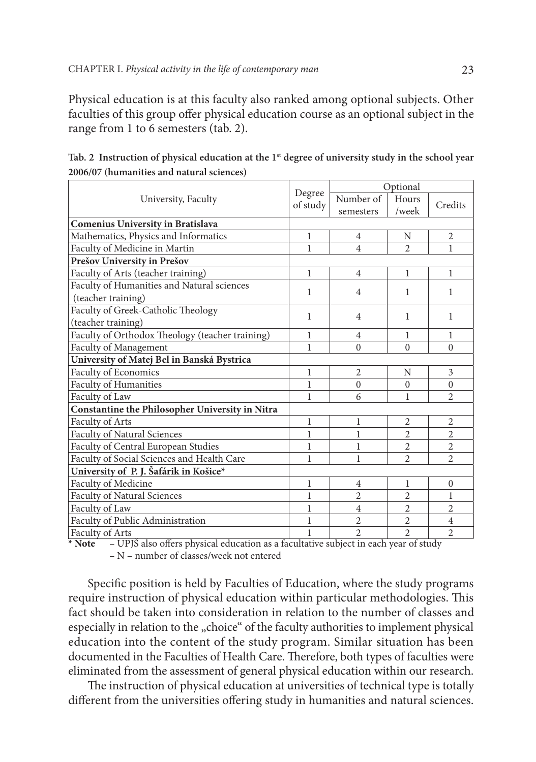Physical education is at this faculty also ranked among optional subjects. Other faculties of this group offer physical education course as an optional subject in the range from 1 to 6 semesters (tab. 2).

**Tab. 2 Instruction of physical education at the 1st degree of university study in the school year 2006/07 (humanities and natural sciences)**

| University, Faculty | Degree of study | Optional | | |
|---|---|---|---|---|
| | | Number of semesters | Hours /week | Credits |
| **Comenius University in Bratislava** | | | | |
| Mathematics, Physics and Informatics | 1 | 4 | N | 2 |
| Faculty of Medicine in Martin | 1 | 4 | 2 | 1 |
| **Prešov University in Prešov** | | | | |
| Faculty of Arts (teacher training) | 1 | 4 | 1 | 1 |
| Faculty of Humanities and Natural sciences (teacher training) | 1 | 4 | 1 | 1 |
| Faculty of Greek-Catholic Theology (teacher training) | 1 | 4 | 1 | 1 |
| Faculty of Orthodox Theology (teacher training) | 1 | 4 | 1 | 1 |
| Faculty of Management | 1 | 0 | 0 | 0 |
| **University of Matej Bel in Banská Bystrica** | | | | |
| Faculty of Economics | 1 | 2 | N | 3 |
| Faculty of Humanities | 1 | 0 | 0 | 0 |
| Faculty of Law | 1 | 6 | 1 | 2 |
| **Constantine the Philosopher University in Nitra** | | | | |
| Faculty of Arts | 1 | 1 | 2 | 2 |
| Faculty of Natural Sciences | 1 | 1 | 2 | 2 |
| Faculty of Central European Studies | 1 | 1 | 2 | 2 |
| Faculty of Social Sciences and Health Care | 1 | 1 | 2 | 2 |
| **University of P. J. Šafárik in Košice*** | | | | |
| Faculty of Medicine | 1 | 4 | 1 | 0 |
| Faculty of Natural Sciences | 1 | 2 | 2 | 1 |
| Faculty of Law | 1 | 4 | 2 | 2 |
| Faculty of Public Administration | 1 | 2 | 2 | 4 |
| Faculty of Arts | 1 | 2 | 2 | 2 |

**\* Note** – UPJŠ also offers physical education as a facultative subject in each year of study
– N – number of classes/week not entered

Specific position is held by Faculties of Education, where the study programs require instruction of physical education within particular methodologies. This fact should be taken into consideration in relation to the number of classes and especially in relation to the „choice" of the faculty authorities to implement physical education into the content of the study program. Similar situation has been documented in the Faculties of Health Care. Therefore, both types of faculties were eliminated from the assessment of general physical education within our research.

The instruction of physical education at universities of technical type is totally different from the universities offering study in humanities and natural sciences.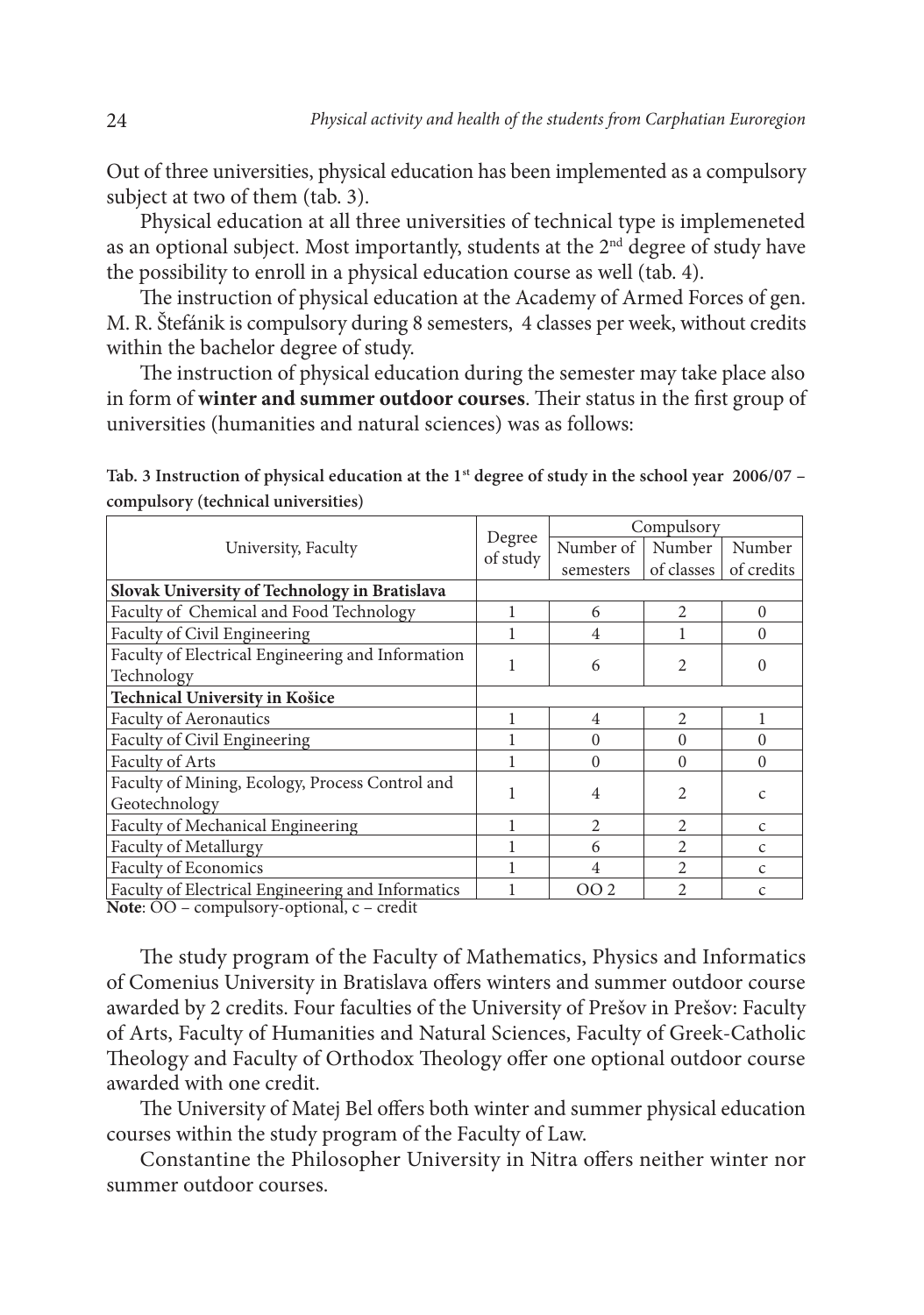Out of three universities, physical education has been implemented as a compulsory subject at two of them (tab. 3).

Physical education at all three universities of technical type is implemeneted as an optional subject. Most importantly, students at the 2nd degree of study have the possibility to enroll in a physical education course as well (tab. 4).

The instruction of physical education at the Academy of Armed Forces of gen. M. R. Štefánik is compulsory during 8 semesters, 4 classes per week, without credits within the bachelor degree of study.

The instruction of physical education during the semester may take place also in form of **winter and summer outdoor courses**. Their status in the first group of universities (humanities and natural sciences) was as follows:

**Tab. 3 Instruction of physical education at the 1st degree of study in the school year 2006/07 – compulsory (technical universities)**

| University, Faculty | Degree of study | Compulsory | | |
|---|---|---|---|---|
| | | Number of semesters | Number of classes | Number of credits |
| **Slovak University of Technology in Bratislava** | | | | |
| Faculty of Chemical and Food Technology | 1 | 6 | 2 | 0 |
| Faculty of Civil Engineering | 1 | 4 | 1 | 0 |
| Faculty of Electrical Engineering and Information Technology | 1 | 6 | 2 | 0 |
| **Technical University in Košice** | | | | |
| Faculty of Aeronautics | 1 | 4 | 2 | 1 |
| Faculty of Civil Engineering | 1 | 0 | 0 | 0 |
| Faculty of Arts | 1 | 0 | 0 | 0 |
| Faculty of Mining, Ecology, Process Control and Geotechnology | 1 | 4 | 2 | c |
| Faculty of Mechanical Engineering | 1 | 2 | 2 | c |
| Faculty of Metallurgy | 1 | 6 | 2 | c |
| Faculty of Economics | 1 | 4 | 2 | c |
| Faculty of Electrical Engineering and Informatics | 1 | OO 2 | 2 | c |

**Note**: OO – compulsory-optional, c – credit

The study program of the Faculty of Mathematics, Physics and Informatics of Comenius University in Bratislava offers winters and summer outdoor course awarded by 2 credits. Four faculties of the University of Prešov in Prešov: Faculty of Arts, Faculty of Humanities and Natural Sciences, Faculty of Greek-Catholic Theology and Faculty of Orthodox Theology offer one optional outdoor course awarded with one credit.

The University of Matej Bel offers both winter and summer physical education courses within the study program of the Faculty of Law.

Constantine the Philosopher University in Nitra offers neither winter nor summer outdoor courses.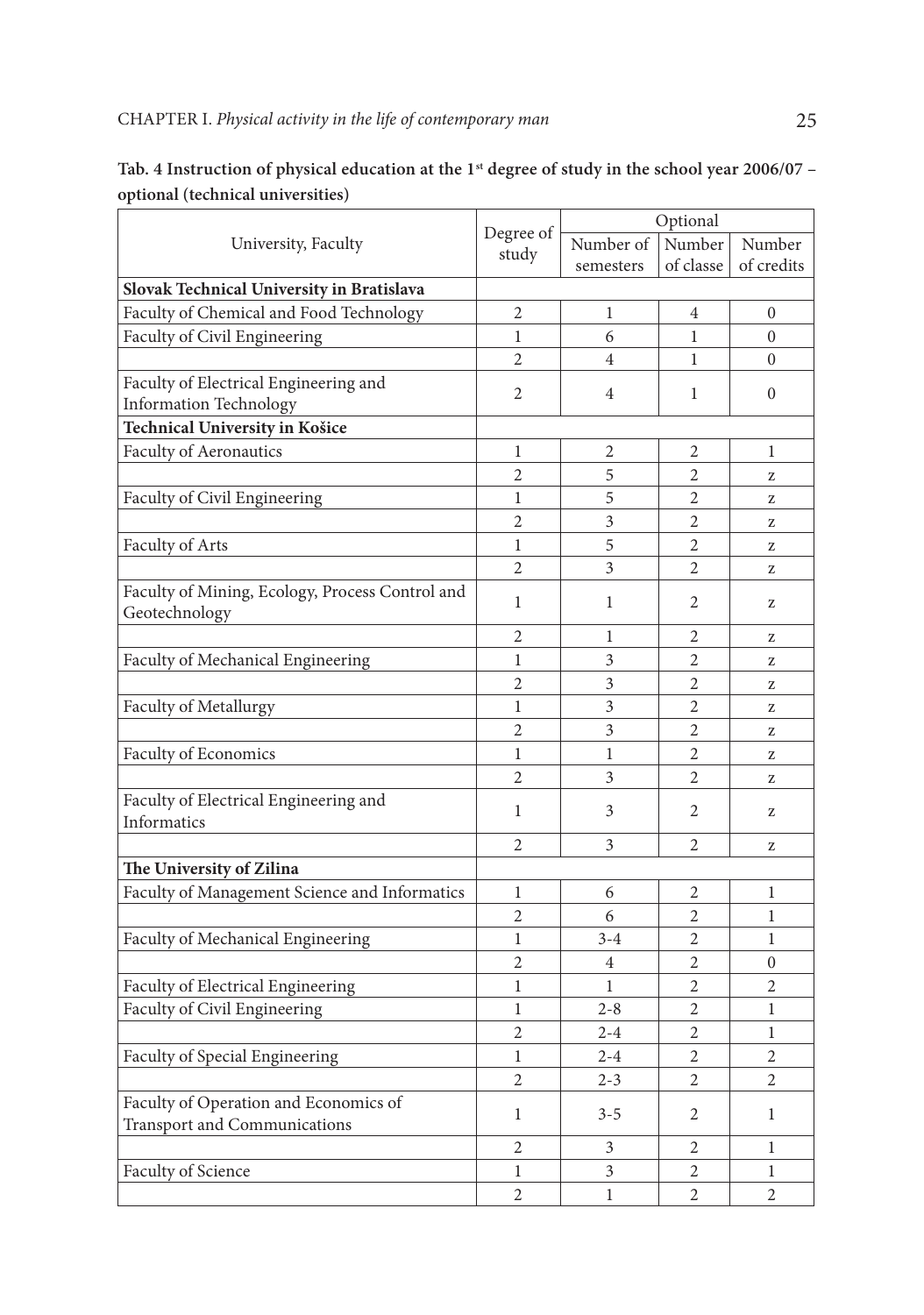**Tab. 4 Instruction of physical education at the 1[st] degree of study in the school year 2006/07 – optional (technical universities)**

| University, Faculty | Degree of study | Optional | | |
|---|---|---|---|---|
| | | Number of semesters | Number of classe | Number of credits |
| **Slovak Technical University in Bratislava** | | | | |
| Faculty of Chemical and Food Technology | 2 | 1 | 4 | 0 |
| Faculty of Civil Engineering | 1 | 6 | 1 | 0 |
| | 2 | 4 | 1 | 0 |
| Faculty of Electrical Engineering and Information Technology | 2 | 4 | 1 | 0 |
| **Technical University in Košice** | | | | |
| Faculty of Aeronautics | 1 | 2 | 2 | 1 |
| | 2 | 5 | 2 | z |
| Faculty of Civil Engineering | 1 | 5 | 2 | z |
| | 2 | 3 | 2 | z |
| Faculty of Arts | 1 | 5 | 2 | z |
| | 2 | 3 | 2 | z |
| Faculty of Mining, Ecology, Process Control and Geotechnology | 1 | 1 | 2 | z |
| | 2 | 1 | 2 | z |
| Faculty of Mechanical Engineering | 1 | 3 | 2 | z |
| | 2 | 3 | 2 | z |
| Faculty of Metallurgy | 1 | 3 | 2 | z |
| | 2 | 3 | 2 | z |
| Faculty of Economics | 1 | 1 | 2 | z |
| | 2 | 3 | 2 | z |
| Faculty of Electrical Engineering and Informatics | 1 | 3 | 2 | z |
| | 2 | 3 | 2 | z |
| **The University of Zilina** | | | | |
| Faculty of Management Science and Informatics | 1 | 6 | 2 | 1 |
| | 2 | 6 | 2 | 1 |
| Faculty of Mechanical Engineering | 1 | 3-4 | 2 | 1 |
| | 2 | 4 | 2 | 0 |
| Faculty of Electrical Engineering | 1 | 1 | 2 | 2 |
| Faculty of Civil Engineering | 1 | 2-8 | 2 | 1 |
| | 2 | 2-4 | 2 | 1 |
| Faculty of Special Engineering | 1 | 2-4 | 2 | 2 |
| | 2 | 2-3 | 2 | 2 |
| Faculty of Operation and Economics of Transport and Communications | 1 | 3-5 | 2 | 1 |
| | 2 | 3 | 2 | 1 |
| Faculty of Science | 1 | 3 | 2 | 1 |
| | 2 | 1 | 2 | 2 |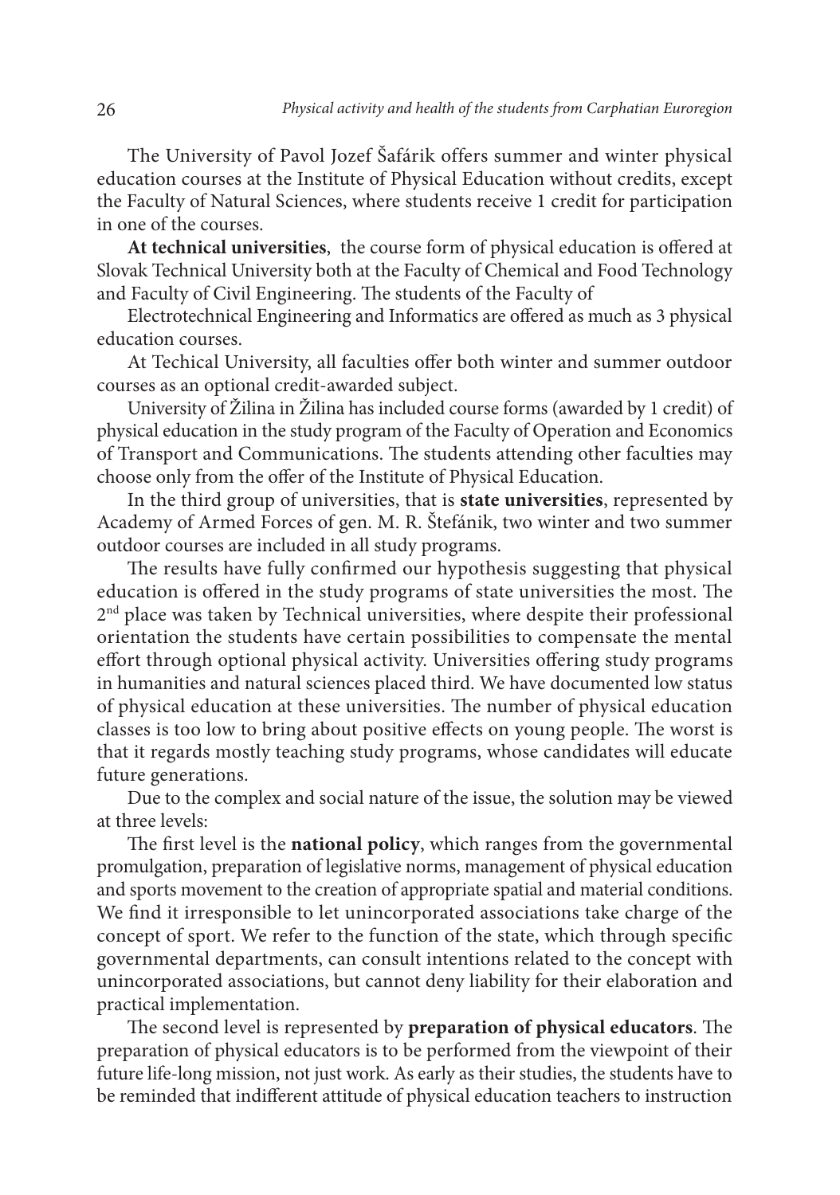The University of Pavol Jozef Šafárik offers summer and winter physical education courses at the Institute of Physical Education without credits, except the Faculty of Natural Sciences, where students receive 1 credit for participation in one of the courses.

**At technical universities**, the course form of physical education is offered at Slovak Technical University both at the Faculty of Chemical and Food Technology and Faculty of Civil Engineering. The students of the Faculty of

Electrotechnical Engineering and Informatics are offered as much as 3 physical education courses.

At Techical University, all faculties offer both winter and summer outdoor courses as an optional credit-awarded subject.

University of Žilina in Žilina has included course forms (awarded by 1 credit) of physical education in the study program of the Faculty of Operation and Economics of Transport and Communications. The students attending other faculties may choose only from the offer of the Institute of Physical Education.

In the third group of universities, that is **state universities**, represented by Academy of Armed Forces of gen. M. R. Štefánik, two winter and two summer outdoor courses are included in all study programs.

The results have fully confirmed our hypothesis suggesting that physical education is offered in the study programs of state universities the most. The 2nd place was taken by Technical universities, where despite their professional orientation the students have certain possibilities to compensate the mental effort through optional physical activity. Universities offering study programs in humanities and natural sciences placed third. We have documented low status of physical education at these universities. The number of physical education classes is too low to bring about positive effects on young people. The worst is that it regards mostly teaching study programs, whose candidates will educate future generations.

Due to the complex and social nature of the issue, the solution may be viewed at three levels:

The first level is the **national policy**, which ranges from the governmental promulgation, preparation of legislative norms, management of physical education and sports movement to the creation of appropriate spatial and material conditions. We find it irresponsible to let unincorporated associations take charge of the concept of sport. We refer to the function of the state, which through specific governmental departments, can consult intentions related to the concept with unincorporated associations, but cannot deny liability for their elaboration and practical implementation.

The second level is represented by **preparation of physical educators**. The preparation of physical educators is to be performed from the viewpoint of their future life-long mission, not just work. As early as their studies, the students have to be reminded that indifferent attitude of physical education teachers to instruction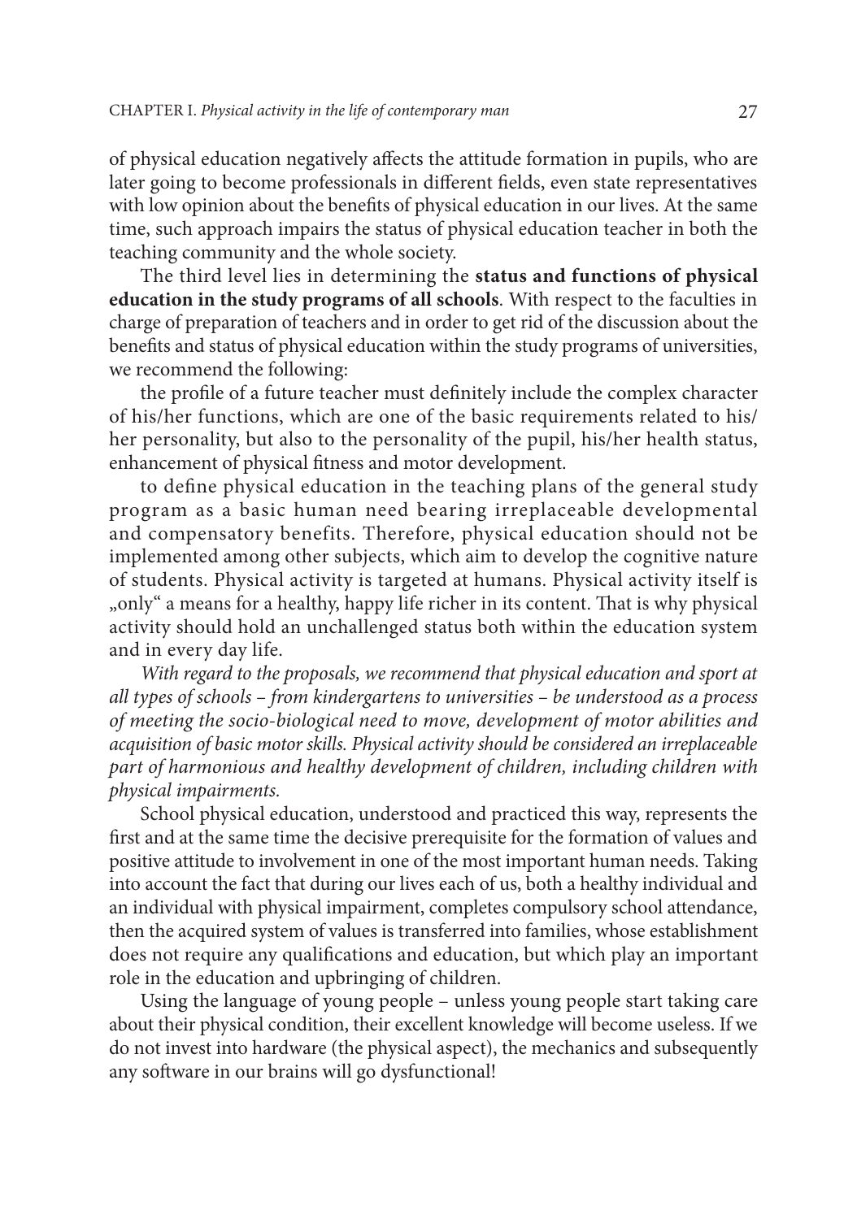of physical education negatively affects the attitude formation in pupils, who are later going to become professionals in different fields, even state representatives with low opinion about the benefits of physical education in our lives. At the same time, such approach impairs the status of physical education teacher in both the teaching community and the whole society.

The third level lies in determining the **status and functions of physical education in the study programs of all schools**. With respect to the faculties in charge of preparation of teachers and in order to get rid of the discussion about the benefits and status of physical education within the study programs of universities, we recommend the following:

the profile of a future teacher must definitely include the complex character of his/her functions, which are one of the basic requirements related to his/her personality, but also to the personality of the pupil, his/her health status, enhancement of physical fitness and motor development.

to define physical education in the teaching plans of the general study program as a basic human need bearing irreplaceable developmental and compensatory benefits. Therefore, physical education should not be implemented among other subjects, which aim to develop the cognitive nature of students. Physical activity is targeted at humans. Physical activity itself is „only" a means for a healthy, happy life richer in its content. That is why physical activity should hold an unchallenged status both within the education system and in every day life.

*With regard to the proposals, we recommend that physical education and sport at all types of schools – from kindergartens to universities – be understood as a process of meeting the socio-biological need to move, development of motor abilities and acquisition of basic motor skills. Physical activity should be considered an irreplaceable part of harmonious and healthy development of children, including children with physical impairments.*

School physical education, understood and practiced this way, represents the first and at the same time the decisive prerequisite for the formation of values and positive attitude to involvement in one of the most important human needs. Taking into account the fact that during our lives each of us, both a healthy individual and an individual with physical impairment, completes compulsory school attendance, then the acquired system of values is transferred into families, whose establishment does not require any qualifications and education, but which play an important role in the education and upbringing of children.

Using the language of young people – unless young people start taking care about their physical condition, their excellent knowledge will become useless. If we do not invest into hardware (the physical aspect), the mechanics and subsequently any software in our brains will go dysfunctional!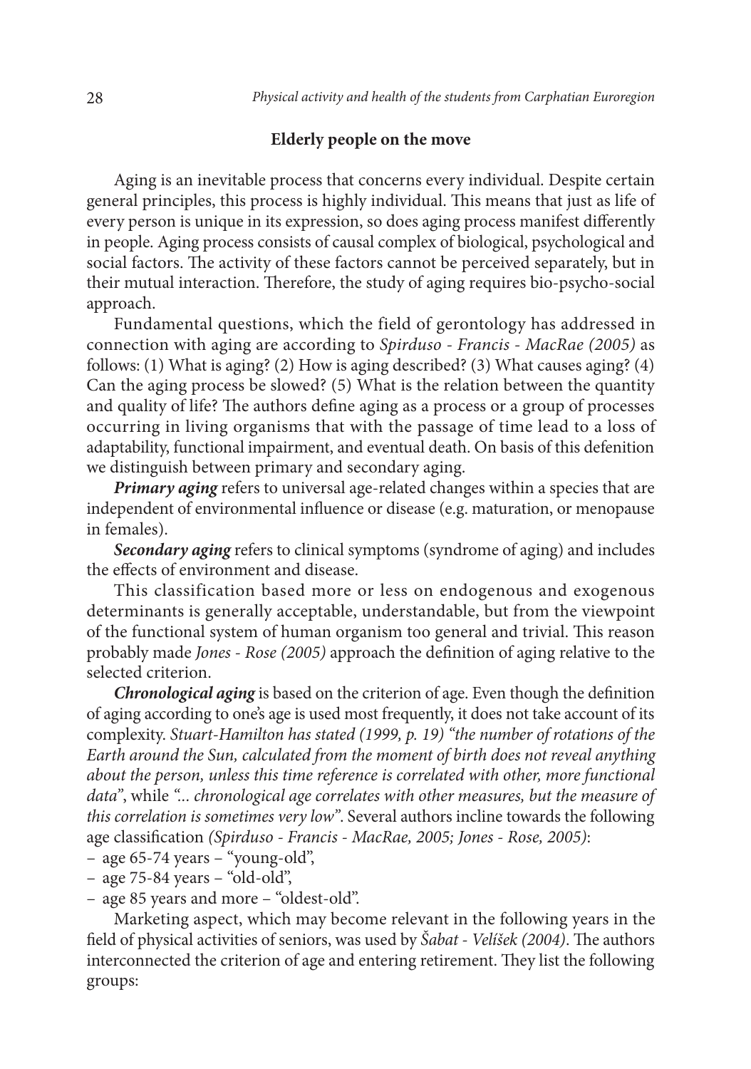## Elderly people on the move

Aging is an inevitable process that concerns every individual. Despite certain general principles, this process is highly individual. This means that just as life of every person is unique in its expression, so does aging process manifest differently in people. Aging process consists of causal complex of biological, psychological and social factors. The activity of these factors cannot be perceived separately, but in their mutual interaction. Therefore, the study of aging requires bio-psycho-social approach.

Fundamental questions, which the field of gerontology has addressed in connection with aging are according to *Spirduso - Francis - MacRae (2005)* as follows: (1) What is aging? (2) How is aging described? (3) What causes aging? (4) Can the aging process be slowed? (5) What is the relation between the quantity and quality of life? The authors define aging as a process or a group of processes occurring in living organisms that with the passage of time lead to a loss of adaptability, functional impairment, and eventual death. On basis of this defenition we distinguish between primary and secondary aging.

***Primary aging*** refers to universal age-related changes within a species that are independent of environmental influence or disease (e.g. maturation, or menopause in females).

***Secondary aging*** refers to clinical symptoms (syndrome of aging) and includes the effects of environment and disease.

This classification based more or less on endogenous and exogenous determinants is generally acceptable, understandable, but from the viewpoint of the functional system of human organism too general and trivial. This reason probably made *Jones - Rose (2005)* approach the definition of aging relative to the selected criterion.

***Chronological aging*** is based on the criterion of age. Even though the definition of aging according to one's age is used most frequently, it does not take account of its complexity. *Stuart-Hamilton has stated (1999, p. 19) "the number of rotations of the Earth around the Sun, calculated from the moment of birth does not reveal anything about the person, unless this time reference is correlated with other, more functional data"*, while *"... chronological age correlates with other measures, but the measure of this correlation is sometimes very low"*. Several authors incline towards the following age classification *(Spirduso - Francis - MacRae, 2005; Jones - Rose, 2005)*:

- age 65-74 years – "young-old",
- age 75-84 years – "old-old",
- age 85 years and more – "oldest-old".

Marketing aspect, which may become relevant in the following years in the field of physical activities of seniors, was used by *Šabat - Velíšek (2004)*. The authors interconnected the criterion of age and entering retirement. They list the following groups: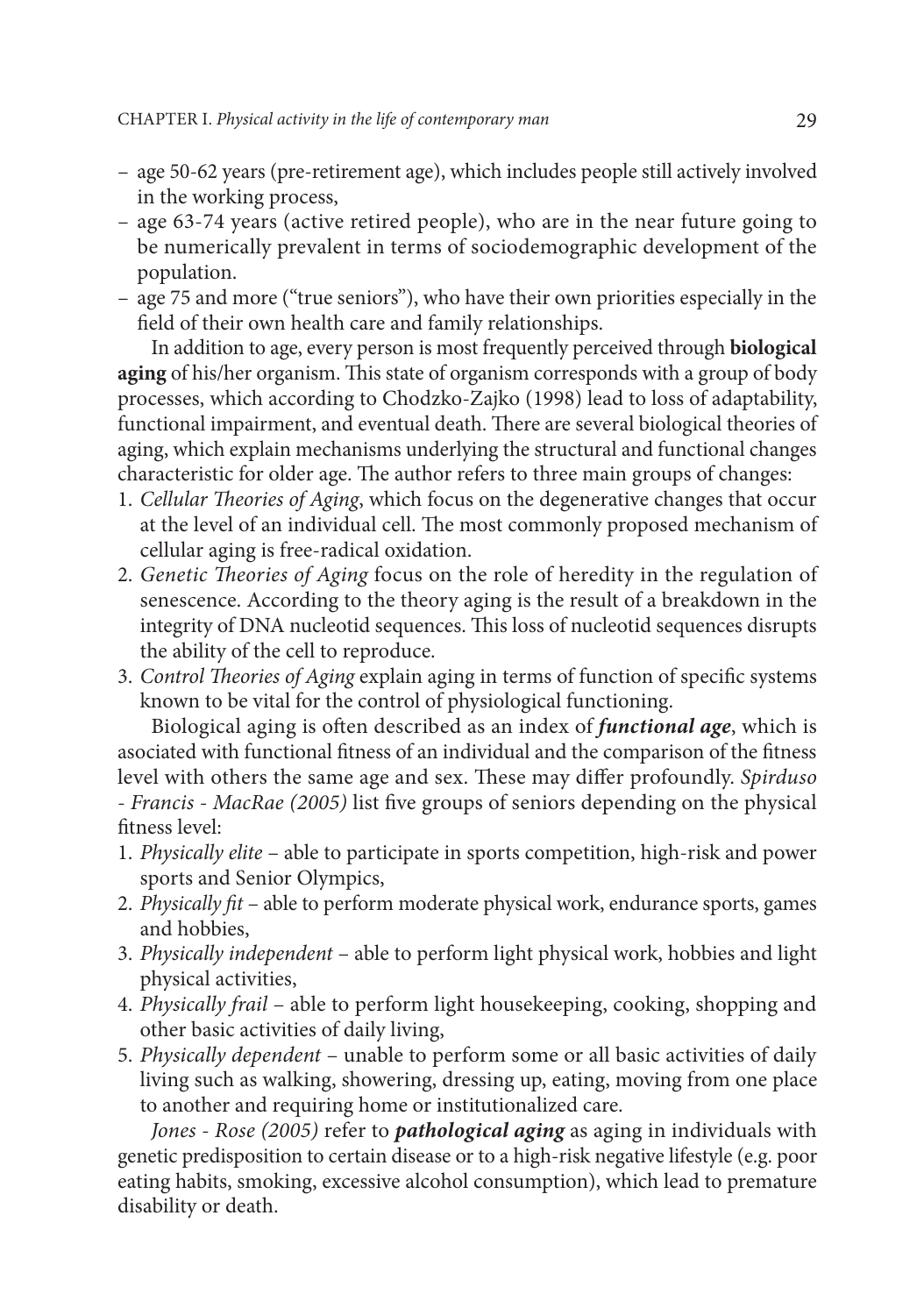- age 50-62 years (pre-retirement age), which includes people still actively involved in the working process,
- age 63-74 years (active retired people), who are in the near future going to be numerically prevalent in terms of sociodemographic development of the population.
- age 75 and more ("true seniors"), who have their own priorities especially in the field of their own health care and family relationships.

In addition to age, every person is most frequently perceived through **biological aging** of his/her organism. This state of organism corresponds with a group of body processes, which according to Chodzko-Zajko (1998) lead to loss of adaptability, functional impairment, and eventual death. There are several biological theories of aging, which explain mechanisms underlying the structural and functional changes characteristic for older age. The author refers to three main groups of changes:

1. *Cellular Theories of Aging*, which focus on the degenerative changes that occur at the level of an individual cell. The most commonly proposed mechanism of cellular aging is free-radical oxidation.
2. *Genetic Theories of Aging* focus on the role of heredity in the regulation of senescence. According to the theory aging is the result of a breakdown in the integrity of DNA nucleotid sequences. This loss of nucleotid sequences disrupts the ability of the cell to reproduce.
3. *Control Theories of Aging* explain aging in terms of function of specific systems known to be vital for the control of physiological functioning.

Biological aging is often described as an index of ***functional age***, which is asociated with functional fitness of an individual and the comparison of the fitness level with others the same age and sex. These may differ profoundly. *Spirduso - Francis - MacRae (2005)* list five groups of seniors depending on the physical fitness level:

1. *Physically elite* – able to participate in sports competition, high-risk and power sports and Senior Olympics,
2. *Physically fit* – able to perform moderate physical work, endurance sports, games and hobbies,
3. *Physically independent* – able to perform light physical work, hobbies and light physical activities,
4. *Physically frail* – able to perform light housekeeping, cooking, shopping and other basic activities of daily living,
5. *Physically dependent* – unable to perform some or all basic activities of daily living such as walking, showering, dressing up, eating, moving from one place to another and requiring home or institutionalized care.

*Jones - Rose (2005)* refer to ***pathological aging*** as aging in individuals with genetic predisposition to certain disease or to a high-risk negative lifestyle (e.g. poor eating habits, smoking, excessive alcohol consumption), which lead to premature disability or death.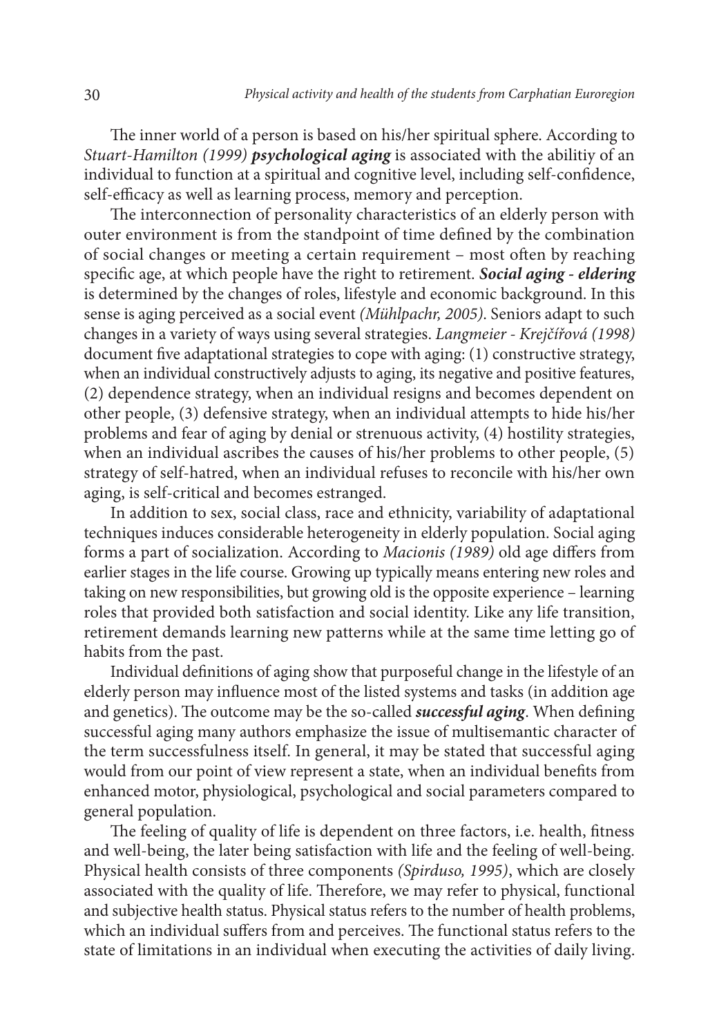The inner world of a person is based on his/her spiritual sphere. According to *Stuart-Hamilton (1999)* ***psychological aging*** is associated with the abilitiy of an individual to function at a spiritual and cognitive level, including self-confidence, self-efficacy as well as learning process, memory and perception.

The interconnection of personality characteristics of an elderly person with outer environment is from the standpoint of time defined by the combination of social changes or meeting a certain requirement – most often by reaching specific age, at which people have the right to retirement. ***Social aging - eldering*** is determined by the changes of roles, lifestyle and economic background. In this sense is aging perceived as a social event *(Mühlpachr, 2005)*. Seniors adapt to such changes in a variety of ways using several strategies. *Langmeier - Krejčířová (1998)* document five adaptational strategies to cope with aging: (1) constructive strategy, when an individual constructively adjusts to aging, its negative and positive features, (2) dependence strategy, when an individual resigns and becomes dependent on other people, (3) defensive strategy, when an individual attempts to hide his/her problems and fear of aging by denial or strenuous activity, (4) hostility strategies, when an individual ascribes the causes of his/her problems to other people, (5) strategy of self-hatred, when an individual refuses to reconcile with his/her own aging, is self-critical and becomes estranged.

In addition to sex, social class, race and ethnicity, variability of adaptational techniques induces considerable heterogeneity in elderly population. Social aging forms a part of socialization. According to *Macionis (1989)* old age differs from earlier stages in the life course. Growing up typically means entering new roles and taking on new responsibilities, but growing old is the opposite experience – learning roles that provided both satisfaction and social identity. Like any life transition, retirement demands learning new patterns while at the same time letting go of habits from the past.

Individual definitions of aging show that purposeful change in the lifestyle of an elderly person may influence most of the listed systems and tasks (in addition age and genetics). The outcome may be the so-called ***successful aging***. When defining successful aging many authors emphasize the issue of multisemantic character of the term successfulness itself. In general, it may be stated that successful aging would from our point of view represent a state, when an individual benefits from enhanced motor, physiological, psychological and social parameters compared to general population.

The feeling of quality of life is dependent on three factors, i.e. health, fitness and well-being, the later being satisfaction with life and the feeling of well-being. Physical health consists of three components *(Spirduso, 1995)*, which are closely associated with the quality of life. Therefore, we may refer to physical, functional and subjective health status. Physical status refers to the number of health problems, which an individual suffers from and perceives. The functional status refers to the state of limitations in an individual when executing the activities of daily living.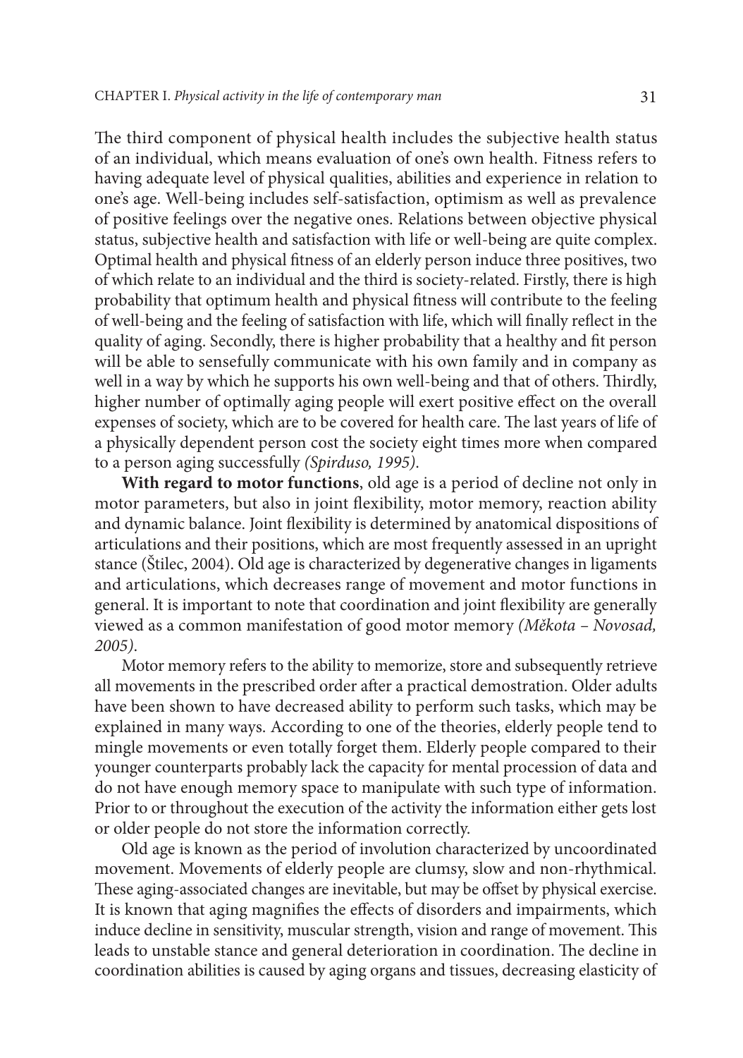The third component of physical health includes the subjective health status of an individual, which means evaluation of one's own health. Fitness refers to having adequate level of physical qualities, abilities and experience in relation to one's age. Well-being includes self-satisfaction, optimism as well as prevalence of positive feelings over the negative ones. Relations between objective physical status, subjective health and satisfaction with life or well-being are quite complex. Optimal health and physical fitness of an elderly person induce three positives, two of which relate to an individual and the third is society-related. Firstly, there is high probability that optimum health and physical fitness will contribute to the feeling of well-being and the feeling of satisfaction with life, which will finally reflect in the quality of aging. Secondly, there is higher probability that a healthy and fit person will be able to sensefully communicate with his own family and in company as well in a way by which he supports his own well-being and that of others. Thirdly, higher number of optimally aging people will exert positive effect on the overall expenses of society, which are to be covered for health care. The last years of life of a physically dependent person cost the society eight times more when compared to a person aging successfully *(Spirduso, 1995)*.

**With regard to motor functions**, old age is a period of decline not only in motor parameters, but also in joint flexibility, motor memory, reaction ability and dynamic balance. Joint flexibility is determined by anatomical dispositions of articulations and their positions, which are most frequently assessed in an upright stance (Štilec, 2004). Old age is characterized by degenerative changes in ligaments and articulations, which decreases range of movement and motor functions in general. It is important to note that coordination and joint flexibility are generally viewed as a common manifestation of good motor memory *(Měkota – Novosad, 2005)*.

Motor memory refers to the ability to memorize, store and subsequently retrieve all movements in the prescribed order after a practical demostration. Older adults have been shown to have decreased ability to perform such tasks, which may be explained in many ways. According to one of the theories, elderly people tend to mingle movements or even totally forget them. Elderly people compared to their younger counterparts probably lack the capacity for mental procession of data and do not have enough memory space to manipulate with such type of information. Prior to or throughout the execution of the activity the information either gets lost or older people do not store the information correctly.

Old age is known as the period of involution characterized by uncoordinated movement. Movements of elderly people are clumsy, slow and non-rhythmical. These aging-associated changes are inevitable, but may be offset by physical exercise. It is known that aging magnifies the effects of disorders and impairments, which induce decline in sensitivity, muscular strength, vision and range of movement. This leads to unstable stance and general deterioration in coordination. The decline in coordination abilities is caused by aging organs and tissues, decreasing elasticity of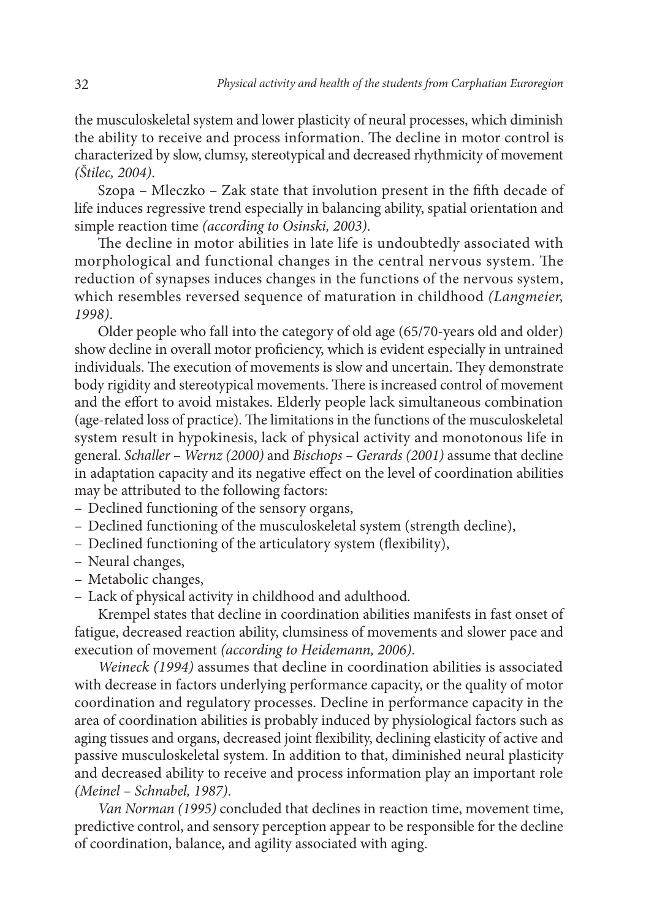the musculoskeletal system and lower plasticity of neural processes, which diminish the ability to receive and process information. The decline in motor control is characterized by slow, clumsy, stereotypical and decreased rhythmicity of movement *(Štilec, 2004)*.

Szopa – Mleczko – Zak state that involution present in the fifth decade of life induces regressive trend especially in balancing ability, spatial orientation and simple reaction time *(according to Osinski, 2003)*.

The decline in motor abilities in late life is undoubtedly associated with morphological and functional changes in the central nervous system. The reduction of synapses induces changes in the functions of the nervous system, which resembles reversed sequence of maturation in childhood *(Langmeier, 1998)*.

Older people who fall into the category of old age (65/70-years old and older) show decline in overall motor proficiency, which is evident especially in untrained individuals. The execution of movements is slow and uncertain. They demonstrate body rigidity and stereotypical movements. There is increased control of movement and the effort to avoid mistakes. Elderly people lack simultaneous combination (age-related loss of practice). The limitations in the functions of the musculoskeletal system result in hypokinesis, lack of physical activity and monotonous life in general. *Schaller – Wernz (2000)* and *Bischops – Gerards (2001)* assume that decline in adaptation capacity and its negative effect on the level of coordination abilities may be attributed to the following factors:

- Declined functioning of the sensory organs,
- Declined functioning of the musculoskeletal system (strength decline),
- Declined functioning of the articulatory system (flexibility),
- Neural changes,
- Metabolic changes,
- Lack of physical activity in childhood and adulthood.

Krempel states that decline in coordination abilities manifests in fast onset of fatigue, decreased reaction ability, clumsiness of movements and slower pace and execution of movement *(according to Heidemann, 2006)*.

*Weineck (1994)* assumes that decline in coordination abilities is associated with decrease in factors underlying performance capacity, or the quality of motor coordination and regulatory processes. Decline in performance capacity in the area of coordination abilities is probably induced by physiological factors such as aging tissues and organs, decreased joint flexibility, declining elasticity of active and passive musculoskeletal system. In addition to that, diminished neural plasticity and decreased ability to receive and process information play an important role *(Meinel – Schnabel, 1987)*.

*Van Norman (1995)* concluded that declines in reaction time, movement time, predictive control, and sensory perception appear to be responsible for the decline of coordination, balance, and agility associated with aging.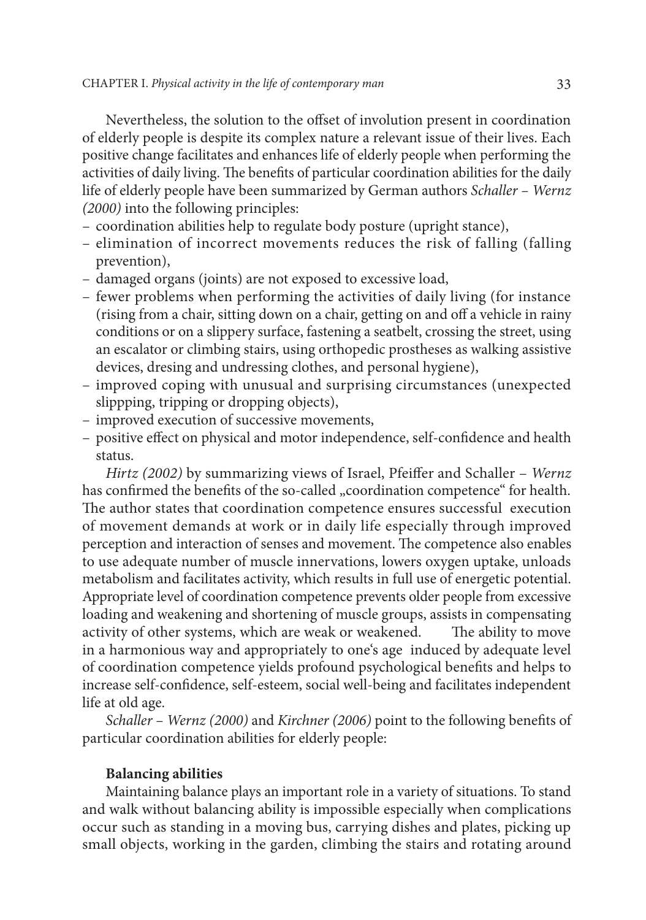Nevertheless, the solution to the offset of involution present in coordination of elderly people is despite its complex nature a relevant issue of their lives. Each positive change facilitates and enhances life of elderly people when performing the activities of daily living. The benefits of particular coordination abilities for the daily life of elderly people have been summarized by German authors *Schaller – Wernz (2000)* into the following principles:

- coordination abilities help to regulate body posture (upright stance),
- elimination of incorrect movements reduces the risk of falling (falling prevention),
- damaged organs (joints) are not exposed to excessive load,
- fewer problems when performing the activities of daily living (for instance (rising from a chair, sitting down on a chair, getting on and off a vehicle in rainy conditions or on a slippery surface, fastening a seatbelt, crossing the street, using an escalator or climbing stairs, using orthopedic prostheses as walking assistive devices, dresing and undressing clothes, and personal hygiene),
- improved coping with unusual and surprising circumstances (unexpected slippping, tripping or dropping objects),
- improved execution of successive movements,
- positive effect on physical and motor independence, self-confidence and health status.

*Hirtz (2002)* by summarizing views of Israel, Pfeiffer and Schaller – *Wernz* has confirmed the benefits of the so-called „coordination competence" for health. The author states that coordination competence ensures successful execution of movement demands at work or in daily life especially through improved perception and interaction of senses and movement. The competence also enables to use adequate number of muscle innervations, lowers oxygen uptake, unloads metabolism and facilitates activity, which results in full use of energetic potential. Appropriate level of coordination competence prevents older people from excessive loading and weakening and shortening of muscle groups, assists in compensating activity of other systems, which are weak or weakened. The ability to move in a harmonious way and appropriately to one's age induced by adequate level of coordination competence yields profound psychological benefits and helps to increase self-confidence, self-esteem, social well-being and facilitates independent life at old age.

*Schaller – Wernz (2000)* and *Kirchner (2006)* point to the following benefits of particular coordination abilities for elderly people:

**Balancing abilities**

Maintaining balance plays an important role in a variety of situations. To stand and walk without balancing ability is impossible especially when complications occur such as standing in a moving bus, carrying dishes and plates, picking up small objects, working in the garden, climbing the stairs and rotating around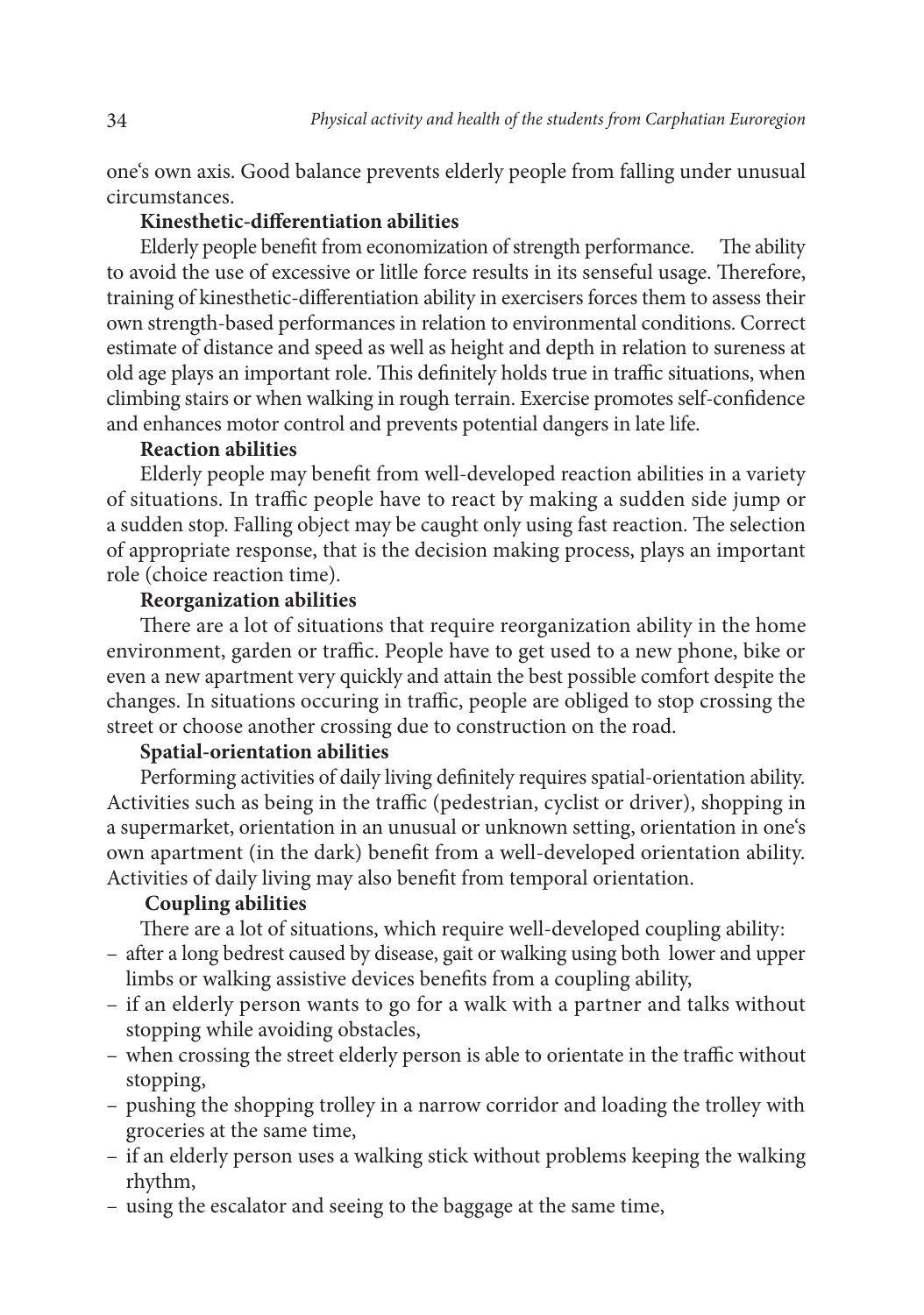one‘s own axis. Good balance prevents elderly people from falling under unusual circumstances.

**Kinesthetic-differentiation abilities**

Elderly people benefit from economization of strength performance. The ability to avoid the use of excessive or litlle force results in its senseful usage. Therefore, training of kinesthetic-differentiation ability in exercisers forces them to assess their own strength-based performances in relation to environmental conditions. Correct estimate of distance and speed as well as height and depth in relation to sureness at old age plays an important role. This definitely holds true in traffic situations, when climbing stairs or when walking in rough terrain. Exercise promotes self-confidence and enhances motor control and prevents potential dangers in late life.

**Reaction abilities**

Elderly people may benefit from well-developed reaction abilities in a variety of situations. In traffic people have to react by making a sudden side jump or a sudden stop. Falling object may be caught only using fast reaction. The selection of appropriate response, that is the decision making process, plays an important role (choice reaction time).

**Reorganization abilities**

There are a lot of situations that require reorganization ability in the home environment, garden or traffic. People have to get used to a new phone, bike or even a new apartment very quickly and attain the best possible comfort despite the changes. In situations occuring in traffic, people are obliged to stop crossing the street or choose another crossing due to construction on the road.

**Spatial-orientation abilities**

Performing activities of daily living definitely requires spatial-orientation ability. Activities such as being in the traffic (pedestrian, cyclist or driver), shopping in a supermarket, orientation in an unusual or unknown setting, orientation in one‘s own apartment (in the dark) benefit from a well-developed orientation ability. Activities of daily living may also benefit from temporal orientation.

**Coupling abilities**

There are a lot of situations, which require well-developed coupling ability:

- after a long bedrest caused by disease, gait or walking using both lower and upper limbs or walking assistive devices benefits from a coupling ability,
- if an elderly person wants to go for a walk with a partner and talks without stopping while avoiding obstacles,
- when crossing the street elderly person is able to orientate in the traffic without stopping,
- pushing the shopping trolley in a narrow corridor and loading the trolley with groceries at the same time,
- if an elderly person uses a walking stick without problems keeping the walking rhythm,
- using the escalator and seeing to the baggage at the same time,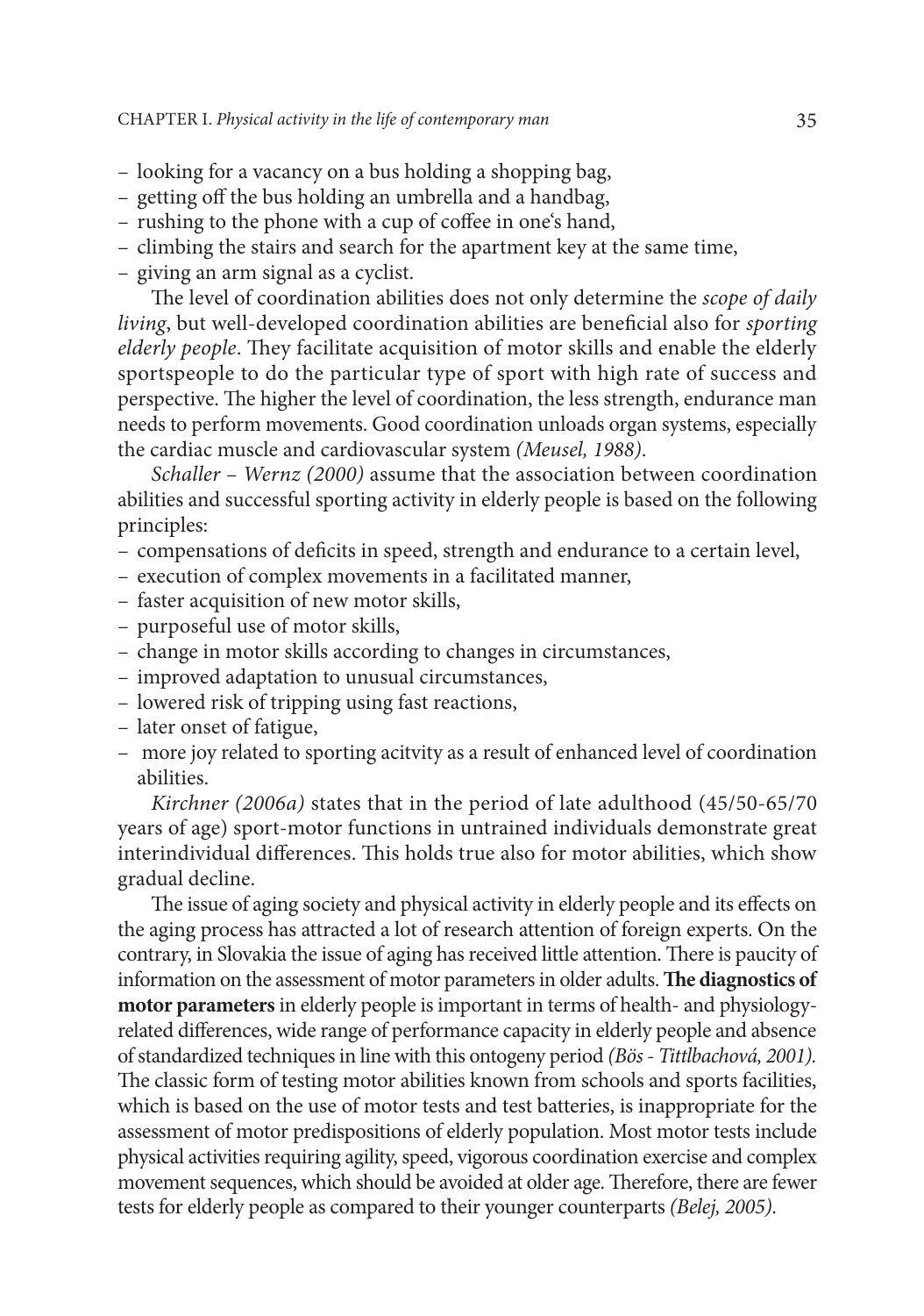- looking for a vacancy on a bus holding a shopping bag,
- getting off the bus holding an umbrella and a handbag,
- rushing to the phone with a cup of coffee in one's hand,
- climbing the stairs and search for the apartment key at the same time,
- giving an arm signal as a cyclist.

The level of coordination abilities does not only determine the *scope of daily living*, but well-developed coordination abilities are beneficial also for *sporting elderly people*. They facilitate acquisition of motor skills and enable the elderly sportspeople to do the particular type of sport with high rate of success and perspective. The higher the level of coordination, the less strength, endurance man needs to perform movements. Good coordination unloads organ systems, especially the cardiac muscle and cardiovascular system *(Meusel, 1988)*.

*Schaller – Wernz (2000)* assume that the association between coordination abilities and successful sporting activity in elderly people is based on the following principles:

- compensations of deficits in speed, strength and endurance to a certain level,
- execution of complex movements in a facilitated manner,
- faster acquisition of new motor skills,
- purposeful use of motor skills,
- change in motor skills according to changes in circumstances,
- improved adaptation to unusual circumstances,
- lowered risk of tripping using fast reactions,
- later onset of fatigue,
- more joy related to sporting acitvity as a result of enhanced level of coordination abilities.

*Kirchner (2006a)* states that in the period of late adulthood (45/50-65/70 years of age) sport-motor functions in untrained individuals demonstrate great interindividual differences. This holds true also for motor abilities, which show gradual decline.

The issue of aging society and physical activity in elderly people and its effects on the aging process has attracted a lot of research attention of foreign experts. On the contrary, in Slovakia the issue of aging has received little attention. There is paucity of information on the assessment of motor parameters in older adults. **The diagnostics of motor parameters** in elderly people is important in terms of health- and physiology-related differences, wide range of performance capacity in elderly people and absence of standardized techniques in line with this ontogeny period *(Bös - Tittlbachová, 2001)*. The classic form of testing motor abilities known from schools and sports facilities, which is based on the use of motor tests and test batteries, is inappropriate for the assessment of motor predispositions of elderly population. Most motor tests include physical activities requiring agility, speed, vigorous coordination exercise and complex movement sequences, which should be avoided at older age. Therefore, there are fewer tests for elderly people as compared to their younger counterparts *(Belej, 2005)*.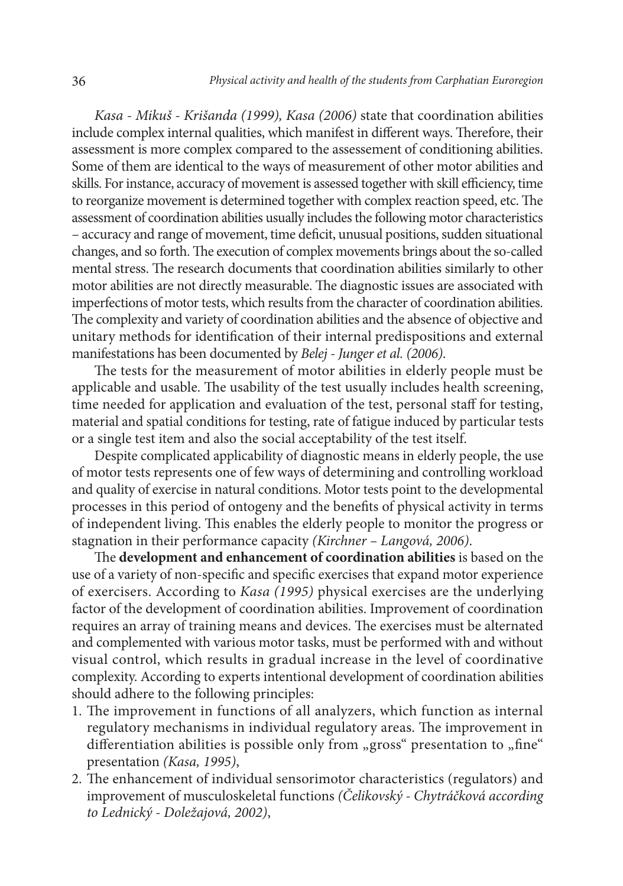*Kasa - Mikuš - Krišanda (1999), Kasa (2006)* state that coordination abilities include complex internal qualities, which manifest in different ways. Therefore, their assessment is more complex compared to the assessement of conditioning abilities. Some of them are identical to the ways of measurement of other motor abilities and skills. For instance, accuracy of movement is assessed together with skill efficiency, time to reorganize movement is determined together with complex reaction speed, etc. The assessment of coordination abilities usually includes the following motor characteristics – accuracy and range of movement, time deficit, unusual positions, sudden situational changes, and so forth. The execution of complex movements brings about the so-called mental stress. The research documents that coordination abilities similarly to other motor abilities are not directly measurable. The diagnostic issues are associated with imperfections of motor tests, which results from the character of coordination abilities. The complexity and variety of coordination abilities and the absence of objective and unitary methods for identification of their internal predispositions and external manifestations has been documented by *Belej - Junger et al. (2006)*.

The tests for the measurement of motor abilities in elderly people must be applicable and usable. The usability of the test usually includes health screening, time needed for application and evaluation of the test, personal staff for testing, material and spatial conditions for testing, rate of fatigue induced by particular tests or a single test item and also the social acceptability of the test itself.

Despite complicated applicability of diagnostic means in elderly people, the use of motor tests represents one of few ways of determining and controlling workload and quality of exercise in natural conditions. Motor tests point to the developmental processes in this period of ontogeny and the benefits of physical activity in terms of independent living. This enables the elderly people to monitor the progress or stagnation in their performance capacity *(Kirchner – Langová, 2006)*.

The **development and enhancement of coordination abilities** is based on the use of a variety of non-specific and specific exercises that expand motor experience of exercisers. According to *Kasa (1995)* physical exercises are the underlying factor of the development of coordination abilities. Improvement of coordination requires an array of training means and devices. The exercises must be alternated and complemented with various motor tasks, must be performed with and without visual control, which results in gradual increase in the level of coordinative complexity. According to experts intentional development of coordination abilities should adhere to the following principles:

1. The improvement in functions of all analyzers, which function as internal regulatory mechanisms in individual regulatory areas. The improvement in differentiation abilities is possible only from „gross“ presentation to „fine“ presentation *(Kasa, 1995)*,
2. The enhancement of individual sensorimotor characteristics (regulators) and improvement of musculoskeletal functions *(Čelikovský - Chytráčková according to Lednický - Doležajová, 2002)*,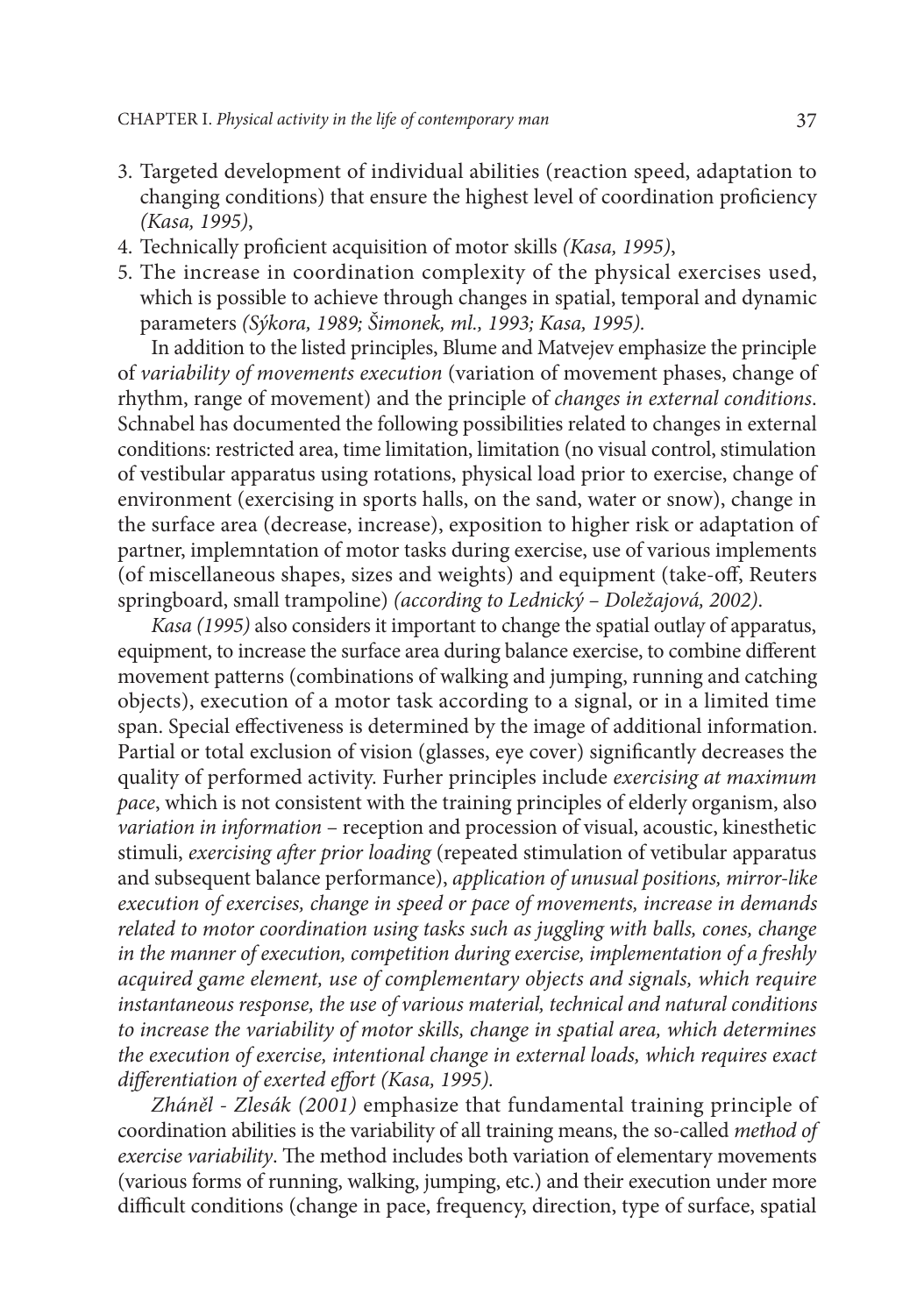3. Targeted development of individual abilities (reaction speed, adaptation to changing conditions) that ensure the highest level of coordination proficiency *(Kasa, 1995)*,
4. Technically proficient acquisition of motor skills *(Kasa, 1995)*,
5. The increase in coordination complexity of the physical exercises used, which is possible to achieve through changes in spatial, temporal and dynamic parameters *(Sýkora, 1989; Šimonek, ml., 1993; Kasa, 1995).*

In addition to the listed principles, Blume and Matvejev emphasize the principle of *variability of movements execution* (variation of movement phases, change of rhythm, range of movement) and the principle of *changes in external conditions*. Schnabel has documented the following possibilities related to changes in external conditions: restricted area, time limitation, limitation (no visual control, stimulation of vestibular apparatus using rotations, physical load prior to exercise, change of environment (exercising in sports halls, on the sand, water or snow), change in the surface area (decrease, increase), exposition to higher risk or adaptation of partner, implemntation of motor tasks during exercise, use of various implements (of miscellaneous shapes, sizes and weights) and equipment (take-off, Reuters springboard, small trampoline) *(according to Lednický – Doležajová, 2002)*.

*Kasa (1995)* also considers it important to change the spatial outlay of apparatus, equipment, to increase the surface area during balance exercise, to combine different movement patterns (combinations of walking and jumping, running and catching objects), execution of a motor task according to a signal, or in a limited time span. Special effectiveness is determined by the image of additional information. Partial or total exclusion of vision (glasses, eye cover) significantly decreases the quality of performed activity. Furher principles include *exercising at maximum pace*, which is not consistent with the training principles of elderly organism, also *variation in information* – reception and procession of visual, acoustic, kinesthetic stimuli, *exercising after prior loading* (repeated stimulation of vetibular apparatus and subsequent balance performance), *application of unusual positions, mirror-like execution of exercises, change in speed or pace of movements, increase in demands related to motor coordination using tasks such as juggling with balls, cones, change in the manner of execution, competition during exercise, implementation of a freshly acquired game element, use of complementary objects and signals, which require instantaneous response, the use of various material, technical and natural conditions to increase the variability of motor skills, change in spatial area, which determines the execution of exercise, intentional change in external loads, which requires exact differentiation of exerted effort (Kasa, 1995).*

*Zháněl - Zlesák (2001)* emphasize that fundamental training principle of coordination abilities is the variability of all training means, the so-called *method of exercise variability*. The method includes both variation of elementary movements (various forms of running, walking, jumping, etc.) and their execution under more difficult conditions (change in pace, frequency, direction, type of surface, spatial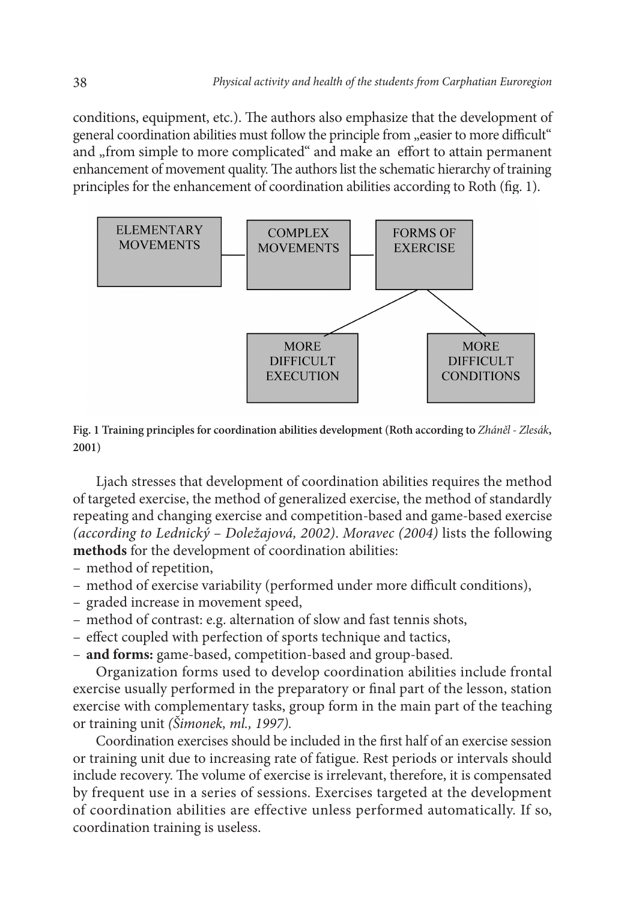conditions, equipment, etc.). The authors also emphasize that the development of general coordination abilities must follow the principle from „easier to more difficult" and „from simple to more complicated" and make an effort to attain permanent enhancement of movement quality. The authors list the schematic hierarchy of training principles for the enhancement of coordination abilities according to Roth (fig. 1).

ELEMENTARY MOVEMENTS — COMPLEX MOVEMENTS — FORMS OF EXERCISE

MORE DIFFICULT EXECUTION | MORE DIFFICULT CONDITIONS

**Fig. 1 Training principles for coordination abilities development (Roth according to *Zháněl - Zlesák*, 2001)**

Ljach stresses that development of coordination abilities requires the method of targeted exercise, the method of generalized exercise, the method of standardly repeating and changing exercise and competition-based and game-based exercise *(according to Lednický – Doležajová, 2002)*. *Moravec (2004)* lists the following **methods** for the development of coordination abilities:

- method of repetition,
- method of exercise variability (performed under more difficult conditions),
- graded increase in movement speed,
- method of contrast: e.g. alternation of slow and fast tennis shots,
- effect coupled with perfection of sports technique and tactics,
- **and forms:** game-based, competition-based and group-based.

Organization forms used to develop coordination abilities include frontal exercise usually performed in the preparatory or final part of the lesson, station exercise with complementary tasks, group form in the main part of the teaching or training unit *(Šimonek, ml., 1997)*.

Coordination exercises should be included in the first half of an exercise session or training unit due to increasing rate of fatigue. Rest periods or intervals should include recovery. The volume of exercise is irrelevant, therefore, it is compensated by frequent use in a series of sessions. Exercises targeted at the development of coordination abilities are effective unless performed automatically. If so, coordination training is useless.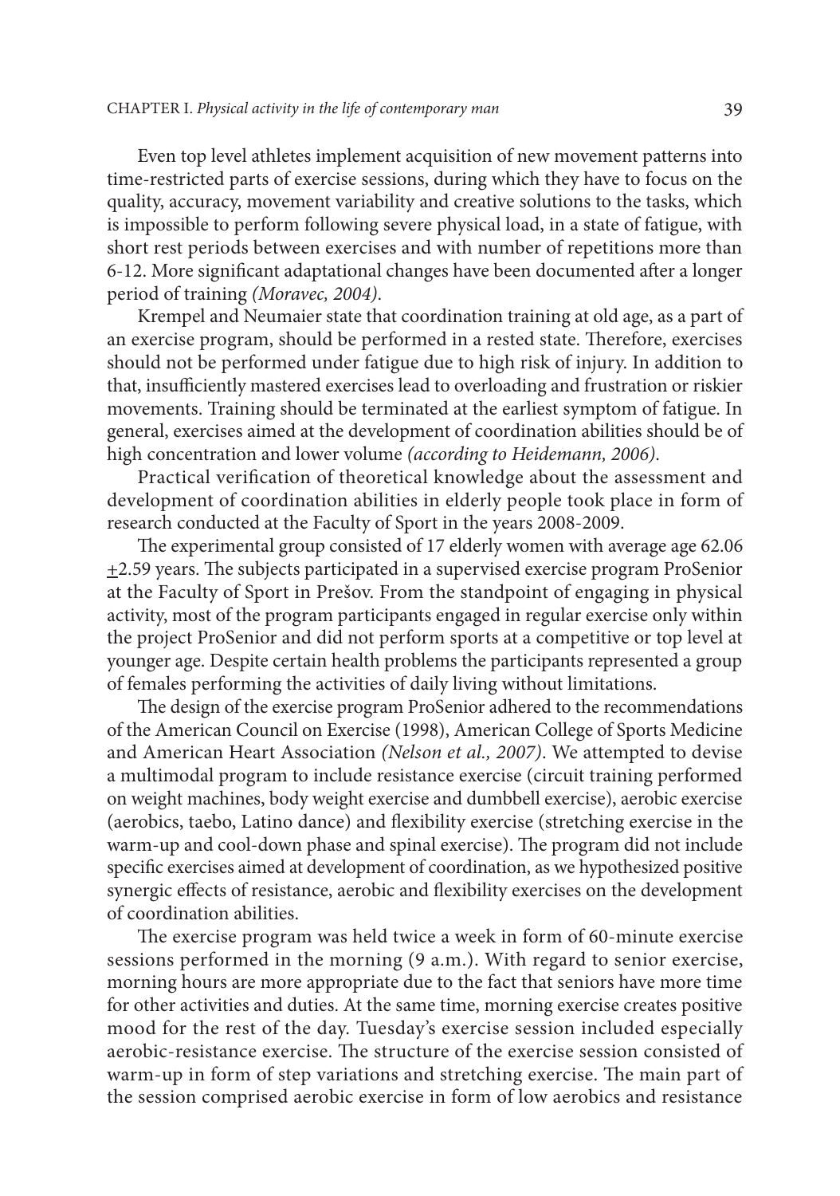Even top level athletes implement acquisition of new movement patterns into time-restricted parts of exercise sessions, during which they have to focus on the quality, accuracy, movement variability and creative solutions to the tasks, which is impossible to perform following severe physical load, in a state of fatigue, with short rest periods between exercises and with number of repetitions more than 6-12. More significant adaptational changes have been documented after a longer period of training *(Moravec, 2004)*.

Krempel and Neumaier state that coordination training at old age, as a part of an exercise program, should be performed in a rested state. Therefore, exercises should not be performed under fatigue due to high risk of injury. In addition to that, insufficiently mastered exercises lead to overloading and frustration or riskier movements. Training should be terminated at the earliest symptom of fatigue. In general, exercises aimed at the development of coordination abilities should be of high concentration and lower volume *(according to Heidemann, 2006)*.

Practical verification of theoretical knowledge about the assessment and development of coordination abilities in elderly people took place in form of research conducted at the Faculty of Sport in the years 2008-2009.

The experimental group consisted of 17 elderly women with average age 62.06 $\pm$2.59 years. The subjects participated in a supervised exercise program ProSenior at the Faculty of Sport in Prešov. From the standpoint of engaging in physical activity, most of the program participants engaged in regular exercise only within the project ProSenior and did not perform sports at a competitive or top level at younger age. Despite certain health problems the participants represented a group of females performing the activities of daily living without limitations.

The design of the exercise program ProSenior adhered to the recommendations of the American Council on Exercise (1998), American College of Sports Medicine and American Heart Association *(Nelson et al., 2007)*. We attempted to devise a multimodal program to include resistance exercise (circuit training performed on weight machines, body weight exercise and dumbbell exercise), aerobic exercise (aerobics, taebo, Latino dance) and flexibility exercise (stretching exercise in the warm-up and cool-down phase and spinal exercise). The program did not include specific exercises aimed at development of coordination, as we hypothesized positive synergic effects of resistance, aerobic and flexibility exercises on the development of coordination abilities.

The exercise program was held twice a week in form of 60-minute exercise sessions performed in the morning (9 a.m.). With regard to senior exercise, morning hours are more appropriate due to the fact that seniors have more time for other activities and duties. At the same time, morning exercise creates positive mood for the rest of the day. Tuesday's exercise session included especially aerobic-resistance exercise. The structure of the exercise session consisted of warm-up in form of step variations and stretching exercise. The main part of the session comprised aerobic exercise in form of low aerobics and resistance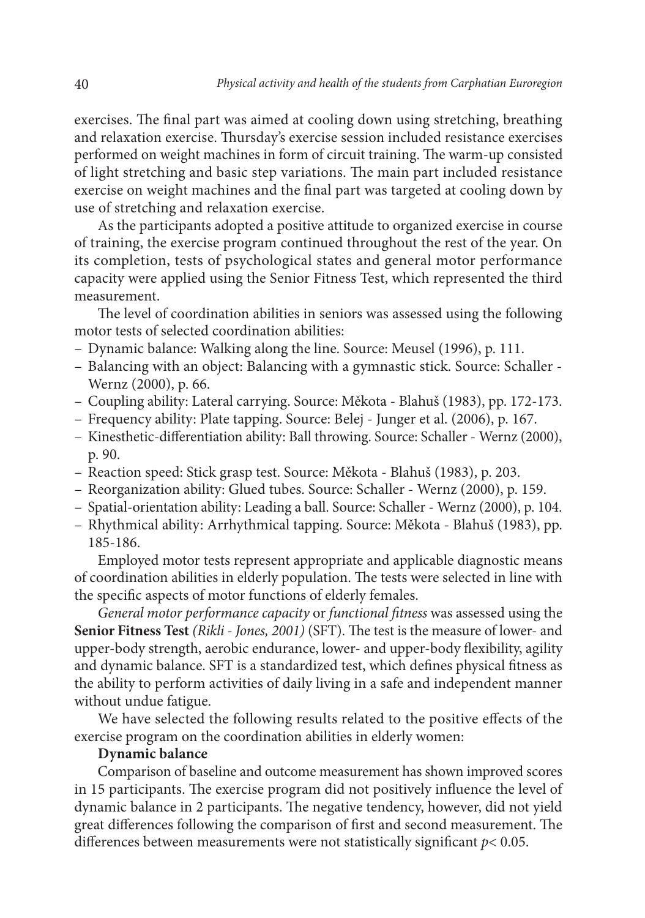exercises. The final part was aimed at cooling down using stretching, breathing and relaxation exercise. Thursday's exercise session included resistance exercises performed on weight machines in form of circuit training. The warm-up consisted of light stretching and basic step variations. The main part included resistance exercise on weight machines and the final part was targeted at cooling down by use of stretching and relaxation exercise.

As the participants adopted a positive attitude to organized exercise in course of training, the exercise program continued throughout the rest of the year. On its completion, tests of psychological states and general motor performance capacity were applied using the Senior Fitness Test, which represented the third measurement.

The level of coordination abilities in seniors was assessed using the following motor tests of selected coordination abilities:

- Dynamic balance: Walking along the line. Source: Meusel (1996), p. 111.
- Balancing with an object: Balancing with a gymnastic stick. Source: Schaller - Wernz (2000), p. 66.
- Coupling ability: Lateral carrying. Source: Měkota - Blahuš (1983), pp. 172-173.
- Frequency ability: Plate tapping. Source: Belej - Junger et al. (2006), p. 167.
- Kinesthetic-differentiation ability: Ball throwing. Source: Schaller - Wernz (2000), p. 90.
- Reaction speed: Stick grasp test. Source: Měkota - Blahuš (1983), p. 203.
- Reorganization ability: Glued tubes. Source: Schaller - Wernz (2000), p. 159.
- Spatial-orientation ability: Leading a ball. Source: Schaller - Wernz (2000), p. 104.
- Rhythmical ability: Arrhythmical tapping. Source: Měkota - Blahuš (1983), pp. 185-186.

Employed motor tests represent appropriate and applicable diagnostic means of coordination abilities in elderly population. The tests were selected in line with the specific aspects of motor functions of elderly females.

*General motor performance capacity* or *functional fitness* was assessed using the **Senior Fitness Test** *(Rikli - Jones, 2001)* (SFT). The test is the measure of lower- and upper-body strength, aerobic endurance, lower- and upper-body flexibility, agility and dynamic balance. SFT is a standardized test, which defines physical fitness as the ability to perform activities of daily living in a safe and independent manner without undue fatigue.

We have selected the following results related to the positive effects of the exercise program on the coordination abilities in elderly women:

**Dynamic balance**

Comparison of baseline and outcome measurement has shown improved scores in 15 participants. The exercise program did not positively influence the level of dynamic balance in 2 participants. The negative tendency, however, did not yield great differences following the comparison of first and second measurement. The differences between measurements were not statistically significant $p < 0.05$.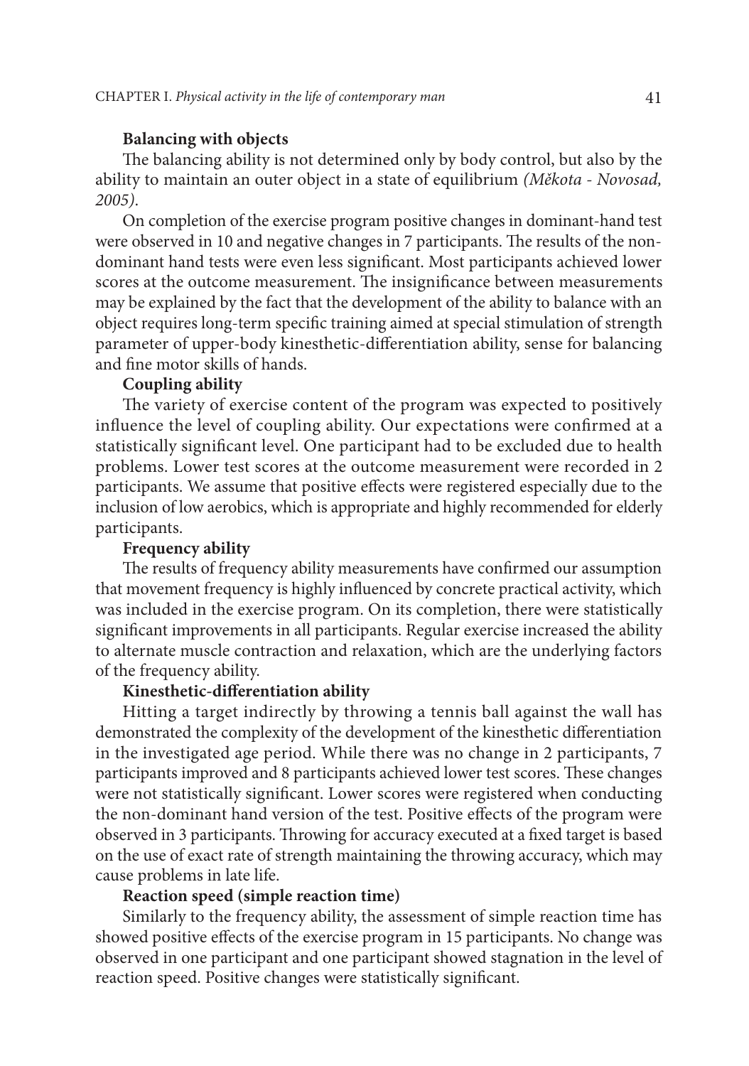**Balancing with objects**

The balancing ability is not determined only by body control, but also by the ability to maintain an outer object in a state of equilibrium *(Měkota - Novosad, 2005)*.

On completion of the exercise program positive changes in dominant-hand test were observed in 10 and negative changes in 7 participants. The results of the non-dominant hand tests were even less significant. Most participants achieved lower scores at the outcome measurement. The insignificance between measurements may be explained by the fact that the development of the ability to balance with an object requires long-term specific training aimed at special stimulation of strength parameter of upper-body kinesthetic-differentiation ability, sense for balancing and fine motor skills of hands.

**Coupling ability**

The variety of exercise content of the program was expected to positively influence the level of coupling ability. Our expectations were confirmed at a statistically significant level. One participant had to be excluded due to health problems. Lower test scores at the outcome measurement were recorded in 2 participants. We assume that positive effects were registered especially due to the inclusion of low aerobics, which is appropriate and highly recommended for elderly participants.

**Frequency ability**

The results of frequency ability measurements have confirmed our assumption that movement frequency is highly influenced by concrete practical activity, which was included in the exercise program. On its completion, there were statistically significant improvements in all participants. Regular exercise increased the ability to alternate muscle contraction and relaxation, which are the underlying factors of the frequency ability.

**Kinesthetic-differentiation ability**

Hitting a target indirectly by throwing a tennis ball against the wall has demonstrated the complexity of the development of the kinesthetic differentiation in the investigated age period. While there was no change in 2 participants, 7 participants improved and 8 participants achieved lower test scores. These changes were not statistically significant. Lower scores were registered when conducting the non-dominant hand version of the test. Positive effects of the program were observed in 3 participants. Throwing for accuracy executed at a fixed target is based on the use of exact rate of strength maintaining the throwing accuracy, which may cause problems in late life.

**Reaction speed (simple reaction time)**

Similarly to the frequency ability, the assessment of simple reaction time has showed positive effects of the exercise program in 15 participants. No change was observed in one participant and one participant showed stagnation in the level of reaction speed. Positive changes were statistically significant.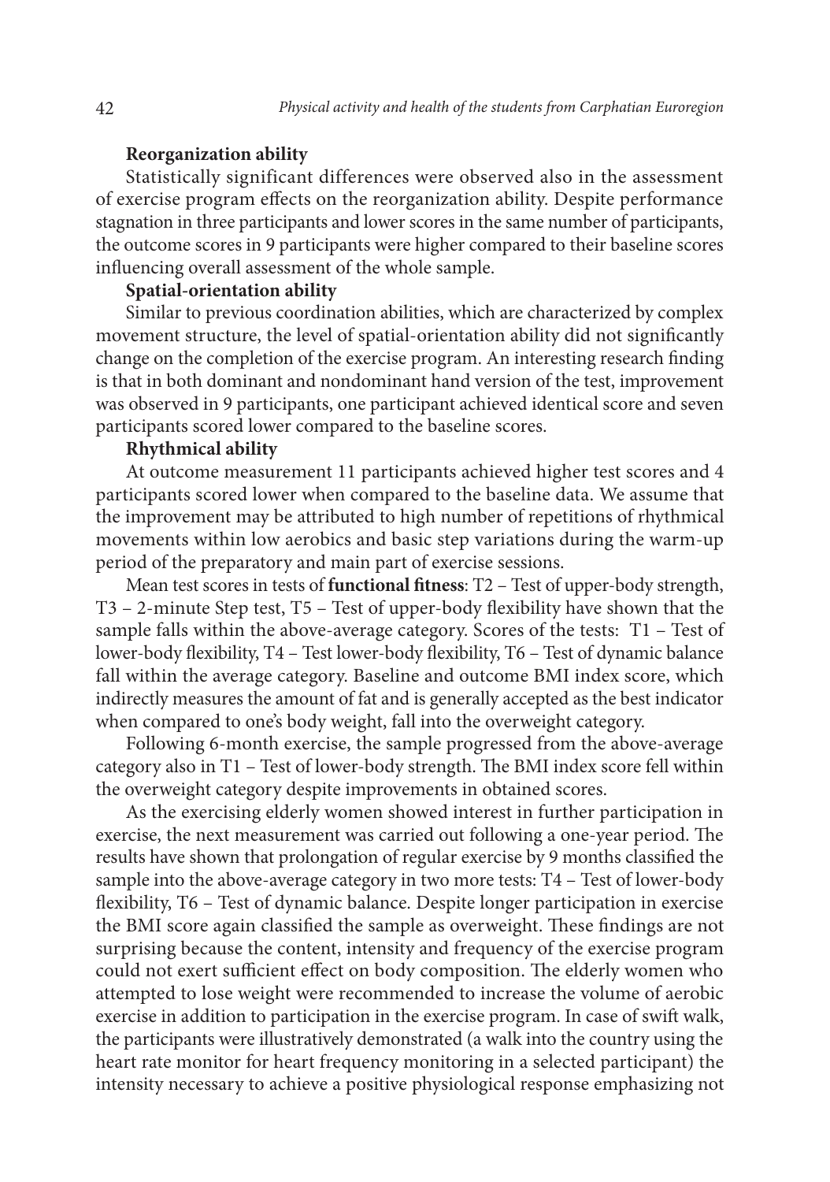**Reorganization ability**

Statistically significant differences were observed also in the assessment of exercise program effects on the reorganization ability. Despite performance stagnation in three participants and lower scores in the same number of participants, the outcome scores in 9 participants were higher compared to their baseline scores influencing overall assessment of the whole sample.

**Spatial-orientation ability**

Similar to previous coordination abilities, which are characterized by complex movement structure, the level of spatial-orientation ability did not significantly change on the completion of the exercise program. An interesting research finding is that in both dominant and nondominant hand version of the test, improvement was observed in 9 participants, one participant achieved identical score and seven participants scored lower compared to the baseline scores.

**Rhythmical ability**

At outcome measurement 11 participants achieved higher test scores and 4 participants scored lower when compared to the baseline data. We assume that the improvement may be attributed to high number of repetitions of rhythmical movements within low aerobics and basic step variations during the warm-up period of the preparatory and main part of exercise sessions.

Mean test scores in tests of **functional fitness**: T2 – Test of upper-body strength, T3 – 2-minute Step test, T5 – Test of upper-body flexibility have shown that the sample falls within the above-average category. Scores of the tests: T1 – Test of lower-body flexibility, T4 – Test lower-body flexibility, T6 – Test of dynamic balance fall within the average category. Baseline and outcome BMI index score, which indirectly measures the amount of fat and is generally accepted as the best indicator when compared to one's body weight, fall into the overweight category.

Following 6-month exercise, the sample progressed from the above-average category also in T1 – Test of lower-body strength. The BMI index score fell within the overweight category despite improvements in obtained scores.

As the exercising elderly women showed interest in further participation in exercise, the next measurement was carried out following a one-year period. The results have shown that prolongation of regular exercise by 9 months classified the sample into the above-average category in two more tests: T4 – Test of lower-body flexibility, T6 – Test of dynamic balance. Despite longer participation in exercise the BMI score again classified the sample as overweight. These findings are not surprising because the content, intensity and frequency of the exercise program could not exert sufficient effect on body composition. The elderly women who attempted to lose weight were recommended to increase the volume of aerobic exercise in addition to participation in the exercise program. In case of swift walk, the participants were illustratively demonstrated (a walk into the country using the heart rate monitor for heart frequency monitoring in a selected participant) the intensity necessary to achieve a positive physiological response emphasizing not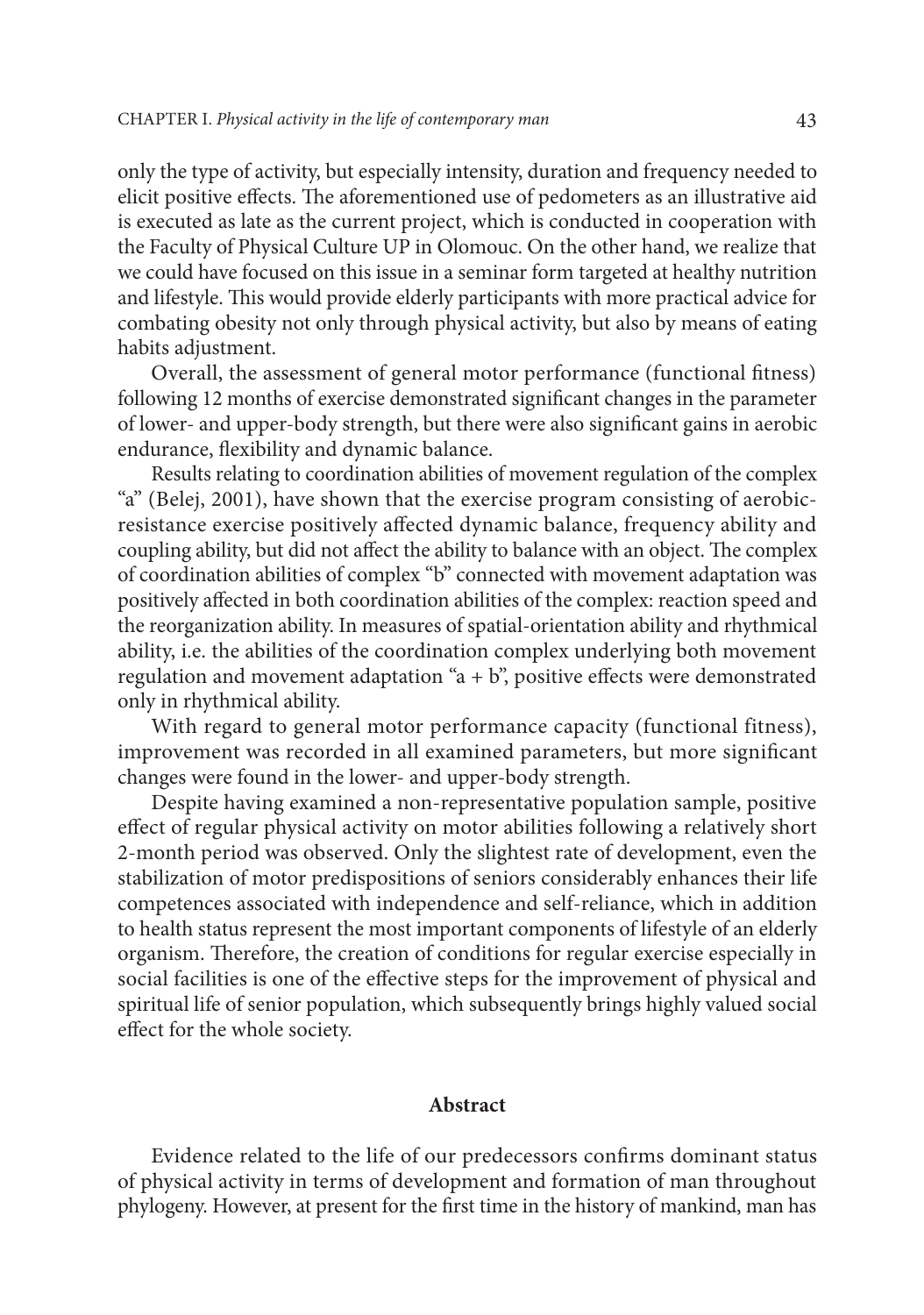only the type of activity, but especially intensity, duration and frequency needed to elicit positive effects. The aforementioned use of pedometers as an illustrative aid is executed as late as the current project, which is conducted in cooperation with the Faculty of Physical Culture UP in Olomouc. On the other hand, we realize that we could have focused on this issue in a seminar form targeted at healthy nutrition and lifestyle. This would provide elderly participants with more practical advice for combating obesity not only through physical activity, but also by means of eating habits adjustment.

Overall, the assessment of general motor performance (functional fitness) following 12 months of exercise demonstrated significant changes in the parameter of lower- and upper-body strength, but there were also significant gains in aerobic endurance, flexibility and dynamic balance.

Results relating to coordination abilities of movement regulation of the complex "a" (Belej, 2001), have shown that the exercise program consisting of aerobic-resistance exercise positively affected dynamic balance, frequency ability and coupling ability, but did not affect the ability to balance with an object. The complex of coordination abilities of complex "b" connected with movement adaptation was positively affected in both coordination abilities of the complex: reaction speed and the reorganization ability. In measures of spatial-orientation ability and rhythmical ability, i.e. the abilities of the coordination complex underlying both movement regulation and movement adaptation "a + b", positive effects were demonstrated only in rhythmical ability.

With regard to general motor performance capacity (functional fitness), improvement was recorded in all examined parameters, but more significant changes were found in the lower- and upper-body strength.

Despite having examined a non-representative population sample, positive effect of regular physical activity on motor abilities following a relatively short 2-month period was observed. Only the slightest rate of development, even the stabilization of motor predispositions of seniors considerably enhances their life competences associated with independence and self-reliance, which in addition to health status represent the most important components of lifestyle of an elderly organism. Therefore, the creation of conditions for regular exercise especially in social facilities is one of the effective steps for the improvement of physical and spiritual life of senior population, which subsequently brings highly valued social effect for the whole society.

## Abstract

Evidence related to the life of our predecessors confirms dominant status of physical activity in terms of development and formation of man throughout phylogeny. However, at present for the first time in the history of mankind, man has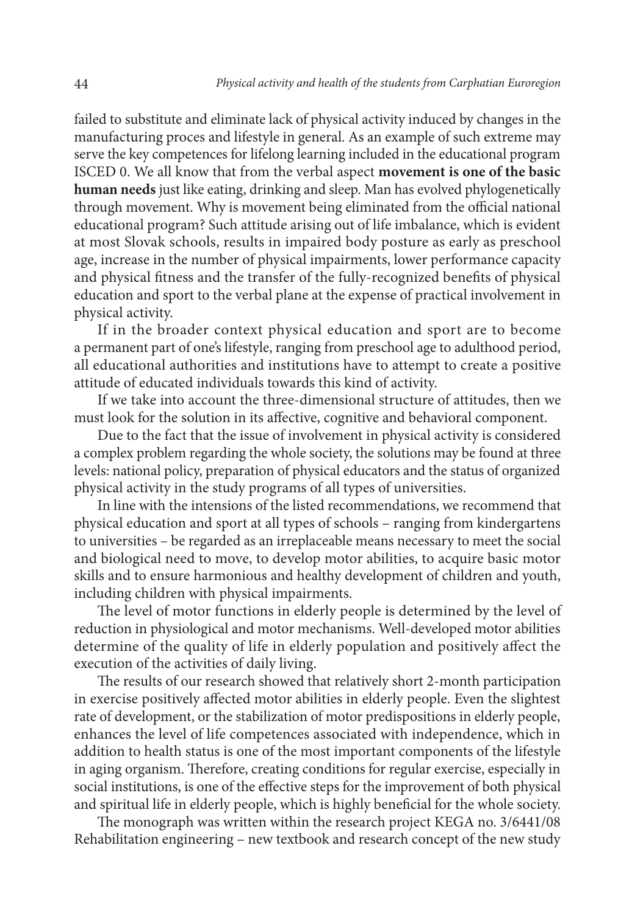failed to substitute and eliminate lack of physical activity induced by changes in the manufacturing proces and lifestyle in general. As an example of such extreme may serve the key competences for lifelong learning included in the educational program ISCED 0. We all know that from the verbal aspect **movement is one of the basic human needs** just like eating, drinking and sleep. Man has evolved phylogenetically through movement. Why is movement being eliminated from the official national educational program? Such attitude arising out of life imbalance, which is evident at most Slovak schools, results in impaired body posture as early as preschool age, increase in the number of physical impairments, lower performance capacity and physical fitness and the transfer of the fully-recognized benefits of physical education and sport to the verbal plane at the expense of practical involvement in physical activity.

If in the broader context physical education and sport are to become a permanent part of one's lifestyle, ranging from preschool age to adulthood period, all educational authorities and institutions have to attempt to create a positive attitude of educated individuals towards this kind of activity.

If we take into account the three-dimensional structure of attitudes, then we must look for the solution in its affective, cognitive and behavioral component.

Due to the fact that the issue of involvement in physical activity is considered a complex problem regarding the whole society, the solutions may be found at three levels: national policy, preparation of physical educators and the status of organized physical activity in the study programs of all types of universities.

In line with the intensions of the listed recommendations, we recommend that physical education and sport at all types of schools – ranging from kindergartens to universities – be regarded as an irreplaceable means necessary to meet the social and biological need to move, to develop motor abilities, to acquire basic motor skills and to ensure harmonious and healthy development of children and youth, including children with physical impairments.

The level of motor functions in elderly people is determined by the level of reduction in physiological and motor mechanisms. Well-developed motor abilities determine of the quality of life in elderly population and positively affect the execution of the activities of daily living.

The results of our research showed that relatively short 2-month participation in exercise positively affected motor abilities in elderly people. Even the slightest rate of development, or the stabilization of motor predispositions in elderly people, enhances the level of life competences associated with independence, which in addition to health status is one of the most important components of the lifestyle in aging organism. Therefore, creating conditions for regular exercise, especially in social institutions, is one of the effective steps for the improvement of both physical and spiritual life in elderly people, which is highly beneficial for the whole society.

The monograph was written within the research project KEGA no. 3/6441/08 Rehabilitation engineering – new textbook and research concept of the new study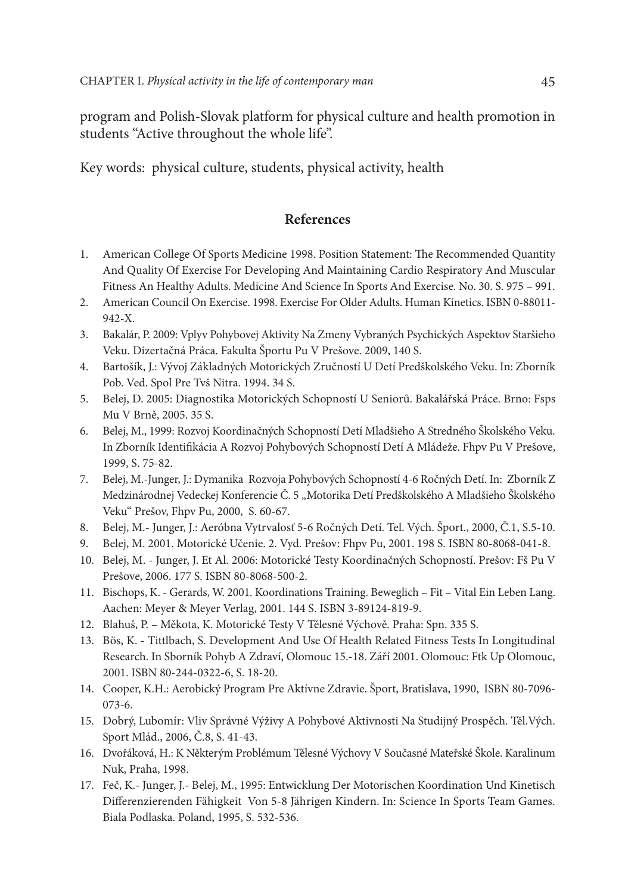program and Polish-Slovak platform for physical culture and health promotion in students "Active throughout the whole life".

Key words: physical culture, students, physical activity, health

## References

1. American College Of Sports Medicine 1998. Position Statement: The Recommended Quantity And Quality Of Exercise For Developing And Maintaining Cardio Respiratory And Muscular Fitness An Healthy Adults. Medicine And Science In Sports And Exercise. No. 30. S. 975 – 991.
2. American Council On Exercise. 1998. Exercise For Older Adults. Human Kinetics. ISBN 0-88011-942-X.
3. Bakalár, P. 2009: Vplyv Pohybovej Aktivity Na Zmeny Vybraných Psychických Aspektov Staršieho Veku. Dizertačná Práca. Fakulta Športu Pu V Prešove. 2009, 140 S.
4. Bartošík, J.: Vývoj Základných Motorických Zručností U Detí Predškolského Veku. In: Zborník Pob. Ved. Spol Pre Tvš Nitra. 1994. 34 S.
5. Belej, D. 2005: Diagnostika Motorických Schopností U Seniorů. Bakalářská Práce. Brno: Fsps Mu V Brně, 2005. 35 S.
6. Belej, M., 1999: Rozvoj Koordinačných Schopností Detí Mladšieho A Stredného Školského Veku. In Zborník Identifikácia A Rozvoj Pohybových Schopností Detí A Mládeže. Fhpv Pu V Prešove, 1999, S. 75-82.
7. Belej, M.-Junger, J.: Dymanika Rozvoja Pohybových Schopností 4-6 Ročných Detí. In: Zborník Z Medzinárodnej Vedeckej Konferencie Č. 5 „Motorika Detí Predškolského A Mladšieho Školského Veku" Prešov, Fhpv Pu, 2000, S. 60-67.
8. Belej, M.- Junger, J.: Aeróbna Vytrvalosť 5-6 Ročných Detí. Tel. Vých. Šport., 2000, Č.1, S.5-10.
9. Belej, M. 2001. Motorické Učenie. 2. Vyd. Prešov: Fhpv Pu, 2001. 198 S. ISBN 80-8068-041-8.
10. Belej, M. - Junger, J. Et Al. 2006: Motorické Testy Koordinačných Schopností. Prešov: Fš Pu V Prešove, 2006. 177 S. ISBN 80-8068-500-2.
11. Bischops, K. - Gerards, W. 2001. Koordinations Training. Beweglich – Fit – Vital Ein Leben Lang. Aachen: Meyer & Meyer Verlag, 2001. 144 S. ISBN 3-89124-819-9.
12. Blahuš, P. – Měkota, K. Motorické Testy V Tělesné Výchově. Praha: Spn. 335 S.
13. Bös, K. - Tittlbach, S. Development And Use Of Health Related Fitness Tests In Longitudinal Research. In Sborník Pohyb A Zdraví, Olomouc 15.-18. Září 2001. Olomouc: Ftk Up Olomouc, 2001. ISBN 80-244-0322-6, S. 18-20.
14. Cooper, K.H.: Aerobický Program Pre Aktívne Zdravie. Šport, Bratislava, 1990, ISBN 80-7096-073-6.
15. Dobrý, Lubomír: Vliv Správné Výživy A Pohybové Aktivnosti Na Studijný Prospěch. Těl.Vých. Sport Mlád., 2006, Č.8, S. 41-43.
16. Dvořáková, H.: K Některým Problémum Tělesné Výchovy V Současné Mateřské Škole. Karalinum Nuk, Praha, 1998.
17. Feč, K.- Junger, J.- Belej, M., 1995: Entwicklung Der Motorischen Koordination Und Kinetisch Differenzierenden Fähigkeit Von 5-8 Jährigen Kindern. In: Science In Sports Team Games. Biala Podlaska. Poland, 1995, S. 532-536.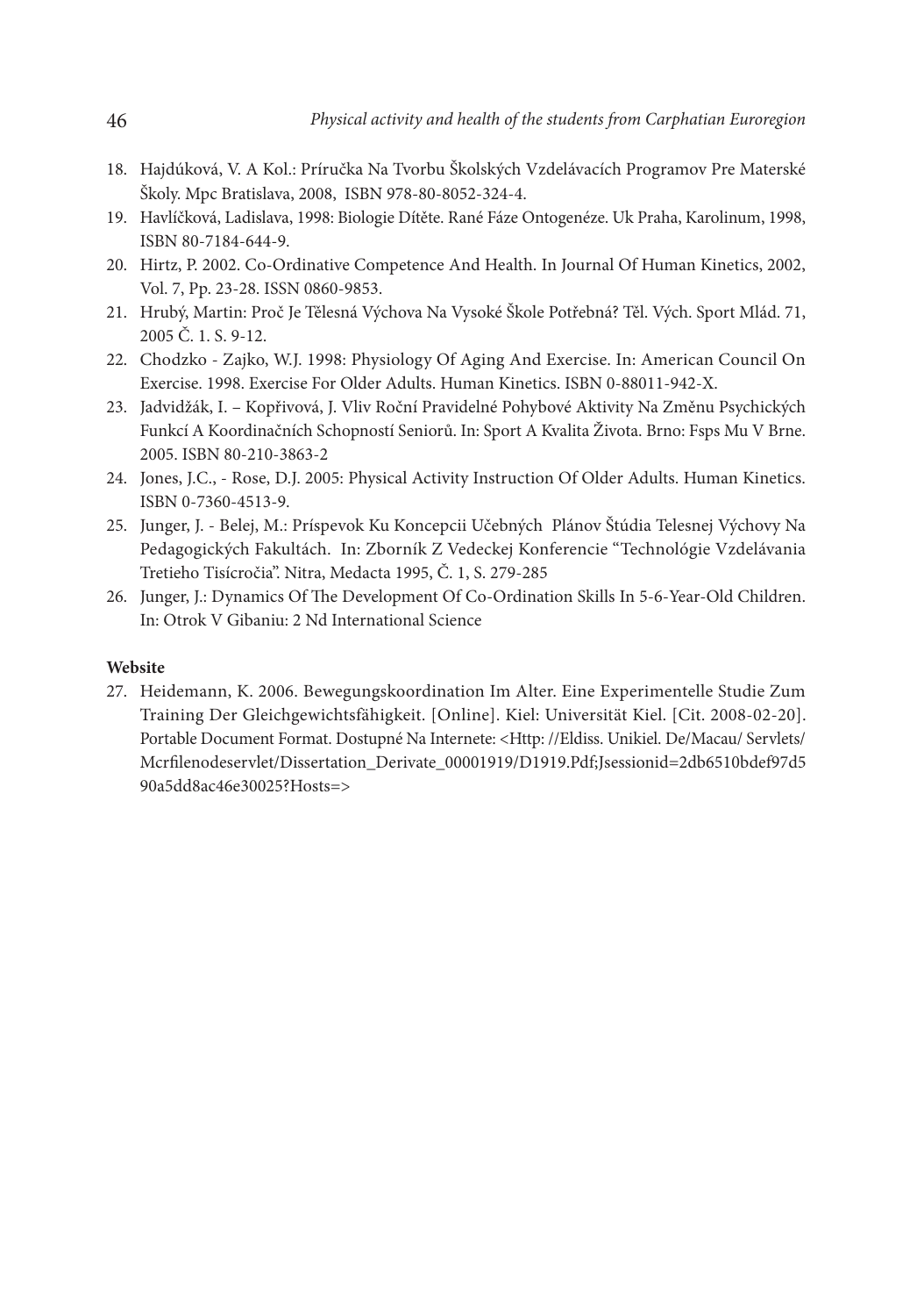18. Hajdúková, V. A Kol.: Príručka Na Tvorbu Školských Vzdelávacích Programov Pre Materské Školy. Mpc Bratislava, 2008, ISBN 978-80-8052-324-4.
19. Havlíčková, Ladislava, 1998: Biologie Dítěte. Rané Fáze Ontogenéze. Uk Praha, Karolinum, 1998, ISBN 80-7184-644-9.
20. Hirtz, P. 2002. Co-Ordinative Competence And Health. In Journal Of Human Kinetics, 2002, Vol. 7, Pp. 23-28. ISSN 0860-9853.
21. Hrubý, Martin: Proč Je Tělesná Výchova Na Vysoké Škole Potřebná? Těl. Vých. Sport Mlád. 71, 2005 Č. 1. S. 9-12.
22. Chodzko - Zajko, W.J. 1998: Physiology Of Aging And Exercise. In: American Council On Exercise. 1998. Exercise For Older Adults. Human Kinetics. ISBN 0-88011-942-X.
23. Jadvidžák, I. – Kopřivová, J. Vliv Roční Pravidelné Pohybové Aktivity Na Změnu Psychických Funkcí A Koordinačních Schopností Seniorů. In: Sport A Kvalita Života. Brno: Fsps Mu V Brne. 2005. ISBN 80-210-3863-2
24. Jones, J.C., - Rose, D.J. 2005: Physical Activity Instruction Of Older Adults. Human Kinetics. ISBN 0-7360-4513-9.
25. Junger, J. - Belej, M.: Príspevok Ku Koncepcii Učebných Plánov Štúdia Telesnej Výchovy Na Pedagogických Fakultách. In: Zborník Z Vedeckej Konferencie "Technológie Vzdelávania Tretieho Tisícročia". Nitra, Medacta 1995, Č. 1, S. 279-285
26. Junger, J.: Dynamics Of The Development Of Co-Ordination Skills In 5-6-Year-Old Children. In: Otrok V Gibaniu: 2 Nd International Science

**Website**

27. Heidemann, K. 2006. Bewegungskoordination Im Alter. Eine Experimentelle Studie Zum Training Der Gleichgewichtsfähigkeit. [Online]. Kiel: Universität Kiel. [Cit. 2008-02-20]. Portable Document Format. Dostupné Na Internete: <Http: //Eldiss. Unikiel. De/Macau/ Servlets/ Mcrfilenodeservlet/Dissertation_Derivate_00001919/D1919.Pdf;Jsessionid=2db6510bdef97d590a5dd8ac46e30025?Hosts=>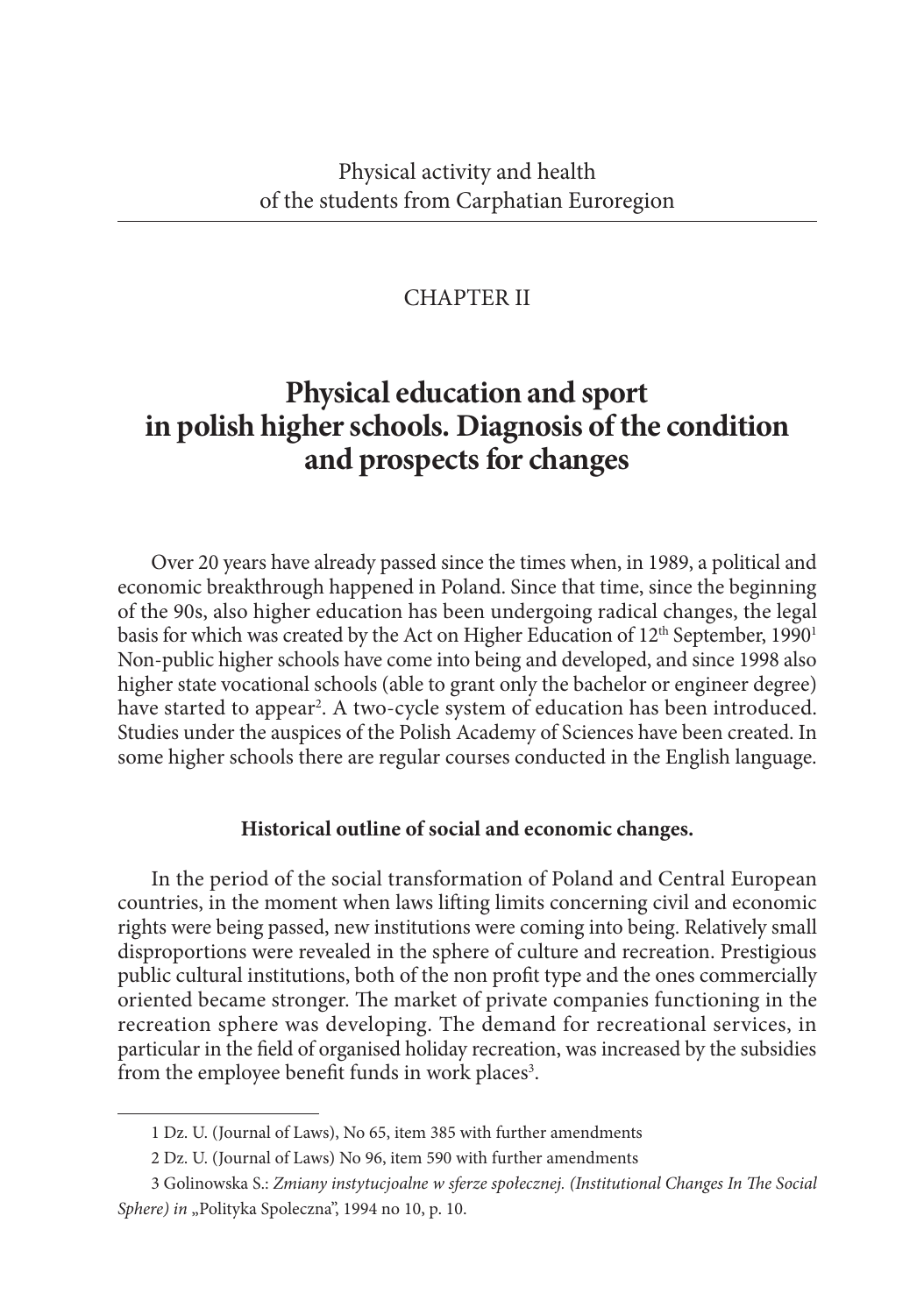CHAPTER II

# Physical education and sport in polish higher schools. Diagnosis of the condition and prospects for changes

Over 20 years have already passed since the times when, in 1989, a political and economic breakthrough happened in Poland. Since that time, since the beginning of the 90s, also higher education has been undergoing radical changes, the legal basis for which was created by the Act on Higher Education of 12th September, 1990[1] Non-public higher schools have come into being and developed, and since 1998 also higher state vocational schools (able to grant only the bachelor or engineer degree) have started to appear[2]. A two-cycle system of education has been introduced. Studies under the auspices of the Polish Academy of Sciences have been created. In some higher schools there are regular courses conducted in the English language.

### Historical outline of social and economic changes.

In the period of the social transformation of Poland and Central European countries, in the moment when laws lifting limits concerning civil and economic rights were being passed, new institutions were coming into being. Relatively small disproportions were revealed in the sphere of culture and recreation. Prestigious public cultural institutions, both of the non profit type and the ones commercially oriented became stronger. The market of private companies functioning in the recreation sphere was developing. The demand for recreational services, in particular in the field of organised holiday recreation, was increased by the subsidies from the employee benefit funds in work places[3].

---

1 Dz. U. (Journal of Laws), No 65, item 385 with further amendments

2 Dz. U. (Journal of Laws) No 96, item 590 with further amendments

3 Golinowska S.: *Zmiany instytucjoalne w sferze społecznej. (Institutional Changes In The Social Sphere) in* „Polityka Spoleczna", 1994 no 10, p. 10.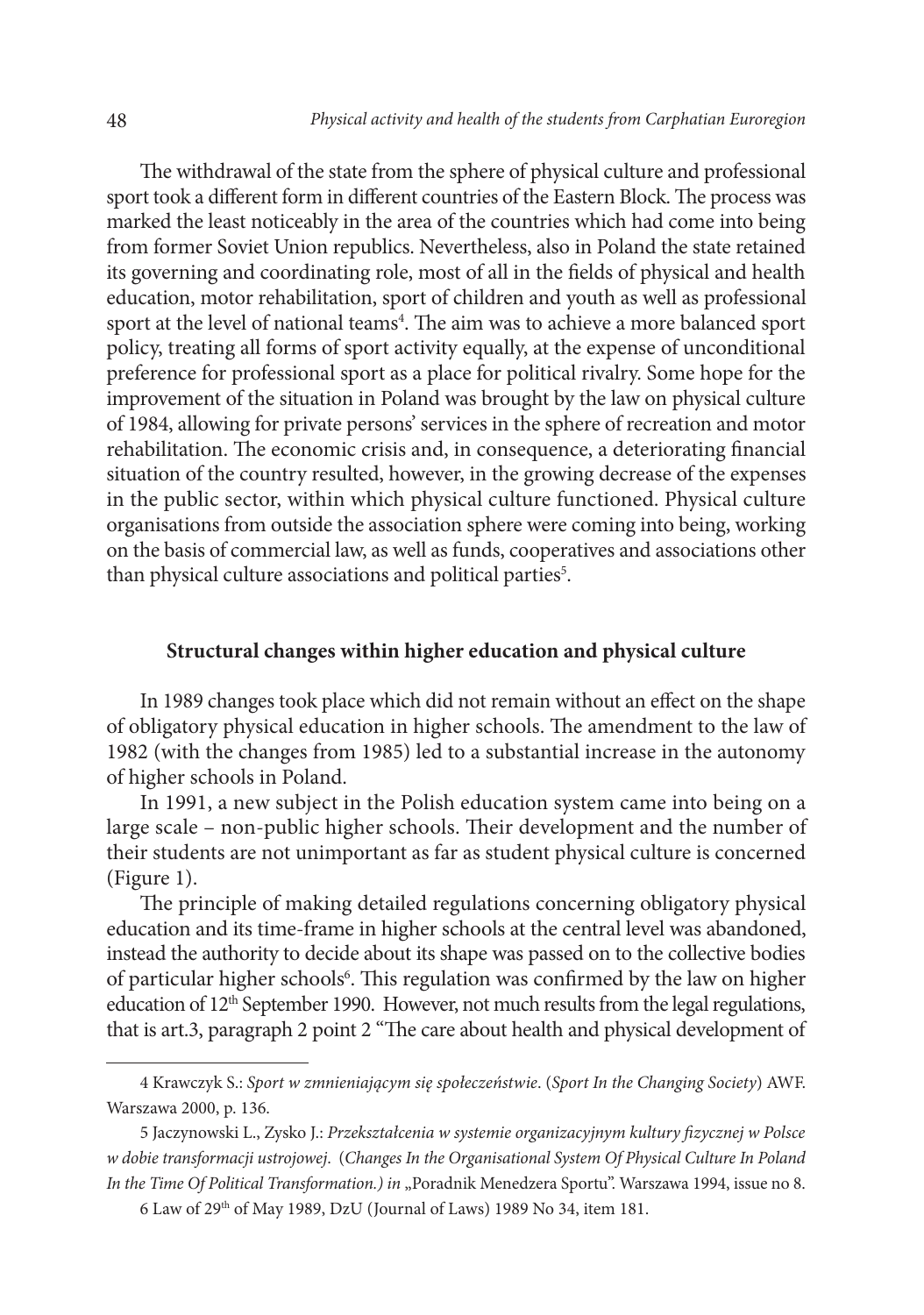The withdrawal of the state from the sphere of physical culture and professional sport took a different form in different countries of the Eastern Block. The process was marked the least noticeably in the area of the countries which had come into being from former Soviet Union republics. Nevertheless, also in Poland the state retained its governing and coordinating role, most of all in the fields of physical and health education, motor rehabilitation, sport of children and youth as well as professional sport at the level of national teams[4]. The aim was to achieve a more balanced sport policy, treating all forms of sport activity equally, at the expense of unconditional preference for professional sport as a place for political rivalry. Some hope for the improvement of the situation in Poland was brought by the law on physical culture of 1984, allowing for private persons' services in the sphere of recreation and motor rehabilitation. The economic crisis and, in consequence, a deteriorating financial situation of the country resulted, however, in the growing decrease of the expenses in the public sector, within which physical culture functioned. Physical culture organisations from outside the association sphere were coming into being, working on the basis of commercial law, as well as funds, cooperatives and associations other than physical culture associations and political parties[5].

## Structural changes within higher education and physical culture

In 1989 changes took place which did not remain without an effect on the shape of obligatory physical education in higher schools. The amendment to the law of 1982 (with the changes from 1985) led to a substantial increase in the autonomy of higher schools in Poland.

In 1991, a new subject in the Polish education system came into being on a large scale – non-public higher schools. Their development and the number of their students are not unimportant as far as student physical culture is concerned (Figure 1).

The principle of making detailed regulations concerning obligatory physical education and its time-frame in higher schools at the central level was abandoned, instead the authority to decide about its shape was passed on to the collective bodies of particular higher schools[6]. This regulation was confirmed by the law on higher education of 12th September 1990. However, not much results from the legal regulations, that is art.3, paragraph 2 point 2 "The care about health and physical development of

---

4 Krawczyk S.: *Sport w zmnieniającym się społeczeństwie*. (*Sport In the Changing Society*) AWF. Warszawa 2000, p. 136.

5 Jaczynowski L., Zysko J.: *Przekształcenia w systemie organizacyjnym kultury fizycznej w Polsce w dobie transformacji ustrojowej*. (*Changes In the Organisational System Of Physical Culture In Poland In the Time Of Political Transformation.) in* „Poradnik Menedzera Sportu". Warszawa 1994, issue no 8.

6 Law of 29th of May 1989, DzU (Journal of Laws) 1989 No 34, item 181.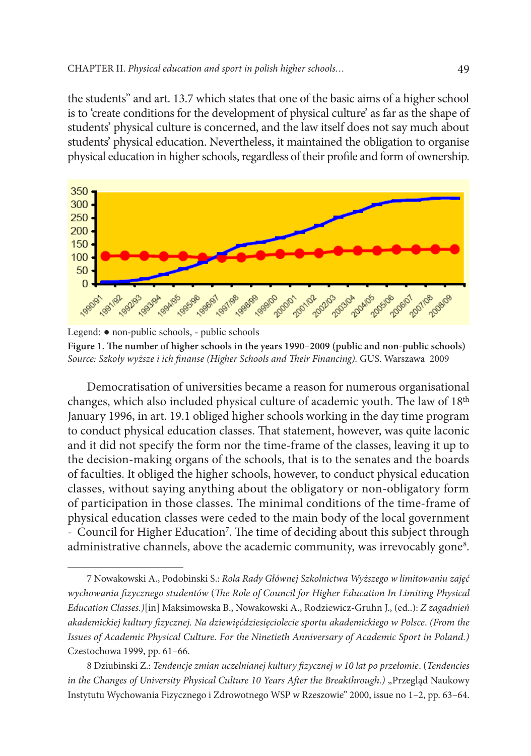the students" and art. 13.7 which states that one of the basic aims of a higher school is to 'create conditions for the development of physical culture' as far as the shape of students' physical culture is concerned, and the law itself does not say much about students' physical education. Nevertheless, it maintained the obligation to organise physical education in higher schools, regardless of their profile and form of ownership.

Legend: ● non-public schools, - public schools

**Figure 1. The number of higher schools in the years 1990–2009 (public and non-public schools)**
*Source: Szkoły wyższe i ich finanse (Higher Schools and Their Financing).* GUS. Warszawa 2009

Democratisation of universities became a reason for numerous organisational changes, which also included physical culture of academic youth. The law of 18th January 1996, in art. 19.1 obliged higher schools working in the day time program to conduct physical education classes. That statement, however, was quite laconic and it did not specify the form nor the time-frame of the classes, leaving it up to the decision-making organs of the schools, that is to the senates and the boards of faculties. It obliged the higher schools, however, to conduct physical education classes, without saying anything about the obligatory or non-obligatory form of participation in those classes. The minimal conditions of the time-frame of physical education classes were ceded to the main body of the local government - Council for Higher Education[7]. The time of deciding about this subject through administrative channels, above the academic community, was irrevocably gone[8].

---

7 Nowakowski A., Podobinski S.: *Rola Rady Głównej Szkolnictwa Wyższego w limitowaniu zajęć wychowania fizycznego studentów* (*The Role of Council for Higher Education In Limiting Physical Education Classes.)*[in] Maksimowska B., Nowakowski A., Rodziewicz-Gruhn J., (ed..): *Z zagadnień akademickiej kultury fizycznej. Na dziewięćdziesięciolecie sportu akademickiego w Polsce. (From the Issues of Academic Physical Culture. For the Ninetieth Anniversary of Academic Sport in Poland.)* Czestochowa 1999, pp. 61–66.

8 Dziubinski Z.: *Tendencje zmian uczelnianej kultury fizycznej w 10 lat po przełomie*. (*Tendencies in the Changes of University Physical Culture 10 Years After the Breakthrough.)* „Przegląd Naukowy Instytutu Wychowania Fizycznego i Zdrowotnego WSP w Rzeszowie" 2000, issue no 1–2, pp. 63–64.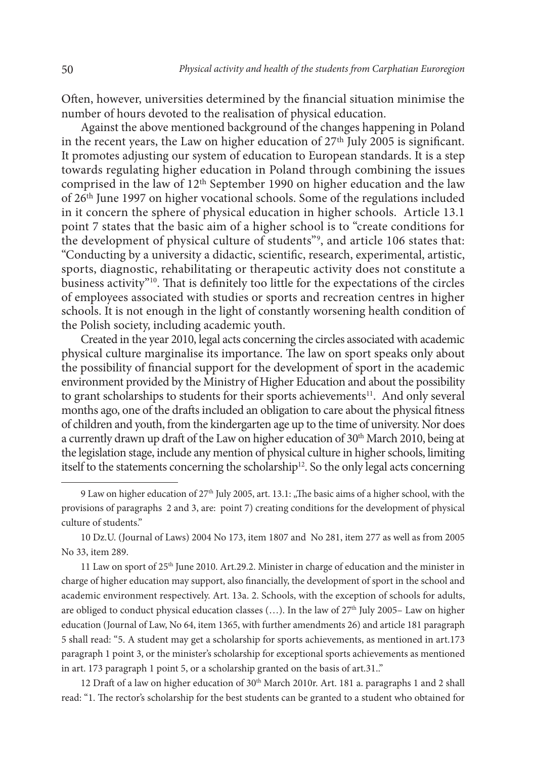Often, however, universities determined by the financial situation minimise the number of hours devoted to the realisation of physical education.

Against the above mentioned background of the changes happening in Poland in the recent years, the Law on higher education of 27th July 2005 is significant. It promotes adjusting our system of education to European standards. It is a step towards regulating higher education in Poland through combining the issues comprised in the law of 12th September 1990 on higher education and the law of 26th June 1997 on higher vocational schools. Some of the regulations included in it concern the sphere of physical education in higher schools. Article 13.1 point 7 states that the basic aim of a higher school is to "create conditions for the development of physical culture of students"[9], and article 106 states that: "Conducting by a university a didactic, scientific, research, experimental, artistic, sports, diagnostic, rehabilitating or therapeutic activity does not constitute a business activity"[10]. That is definitely too little for the expectations of the circles of employees associated with studies or sports and recreation centres in higher schools. It is not enough in the light of constantly worsening health condition of the Polish society, including academic youth.

Created in the year 2010, legal acts concerning the circles associated with academic physical culture marginalise its importance. The law on sport speaks only about the possibility of financial support for the development of sport in the academic environment provided by the Ministry of Higher Education and about the possibility to grant scholarships to students for their sports achievements[11]. And only several months ago, one of the drafts included an obligation to care about the physical fitness of children and youth, from the kindergarten age up to the time of university. Nor does a currently drawn up draft of the Law on higher education of 30th March 2010, being at the legislation stage, include any mention of physical culture in higher schools, limiting itself to the statements concerning the scholarship[12]. So the only legal acts concerning

---

9 Law on higher education of 27th July 2005, art. 13.1: „The basic aims of a higher school, with the provisions of paragraphs 2 and 3, are: point 7) creating conditions for the development of physical culture of students."

10 Dz.U. (Journal of Laws) 2004 No 173, item 1807 and No 281, item 277 as well as from 2005 No 33, item 289.

11 Law on sport of 25th June 2010. Art.29.2. Minister in charge of education and the minister in charge of higher education may support, also financially, the development of sport in the school and academic environment respectively. Art. 13a. 2. Schools, with the exception of schools for adults, are obliged to conduct physical education classes (…). In the law of 27th July 2005– Law on higher education (Journal of Law, No 64, item 1365, with further amendments 26) and article 181 paragraph 5 shall read: "5. A student may get a scholarship for sports achievements, as mentioned in art.173 paragraph 1 point 3, or the minister's scholarship for exceptional sports achievements as mentioned in art. 173 paragraph 1 point 5, or a scholarship granted on the basis of art.31.."

12 Draft of a law on higher education of 30th March 2010r. Art. 181 a. paragraphs 1 and 2 shall read: "1. The rector's scholarship for the best students can be granted to a student who obtained for